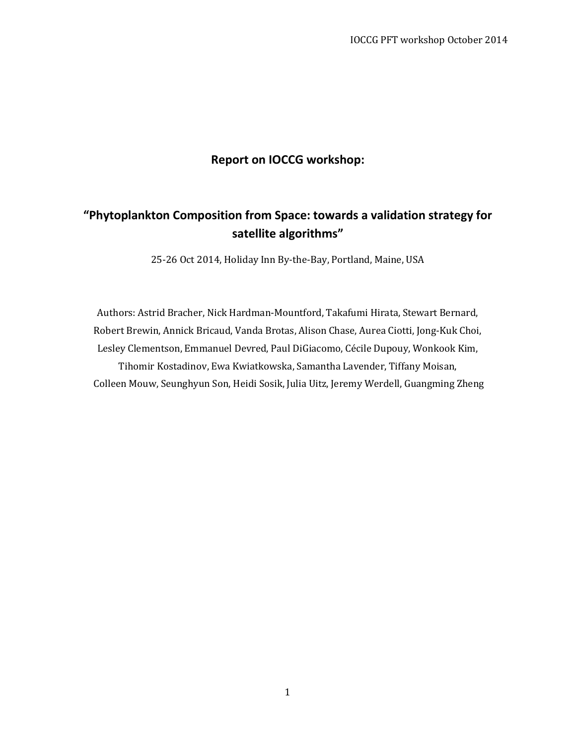# Report on IOCCG workshop:

## "Phytoplankton Composition from Space: towards a validation strategy for satellite algorithms"

25-26 Oct 2014, Holiday Inn By-the-Bay, Portland, Maine, USA

Authors: Astrid Bracher, Nick Hardman-Mountford, Takafumi Hirata, Stewart Bernard, Robert Brewin, Annick Bricaud, Vanda Brotas, Alison Chase, Aurea Ciotti, Jong-Kuk Choi, Lesley Clementson, Emmanuel Devred, Paul DiGiacomo, Cécile Dupouy, Wonkook Kim, Tihomir Kostadinov, Ewa Kwiatkowska, Samantha Lavender, Tiffany Moisan, Colleen Mouw, Seunghyun Son, Heidi Sosik, Julia Uitz, Jeremy Werdell, Guangming Zheng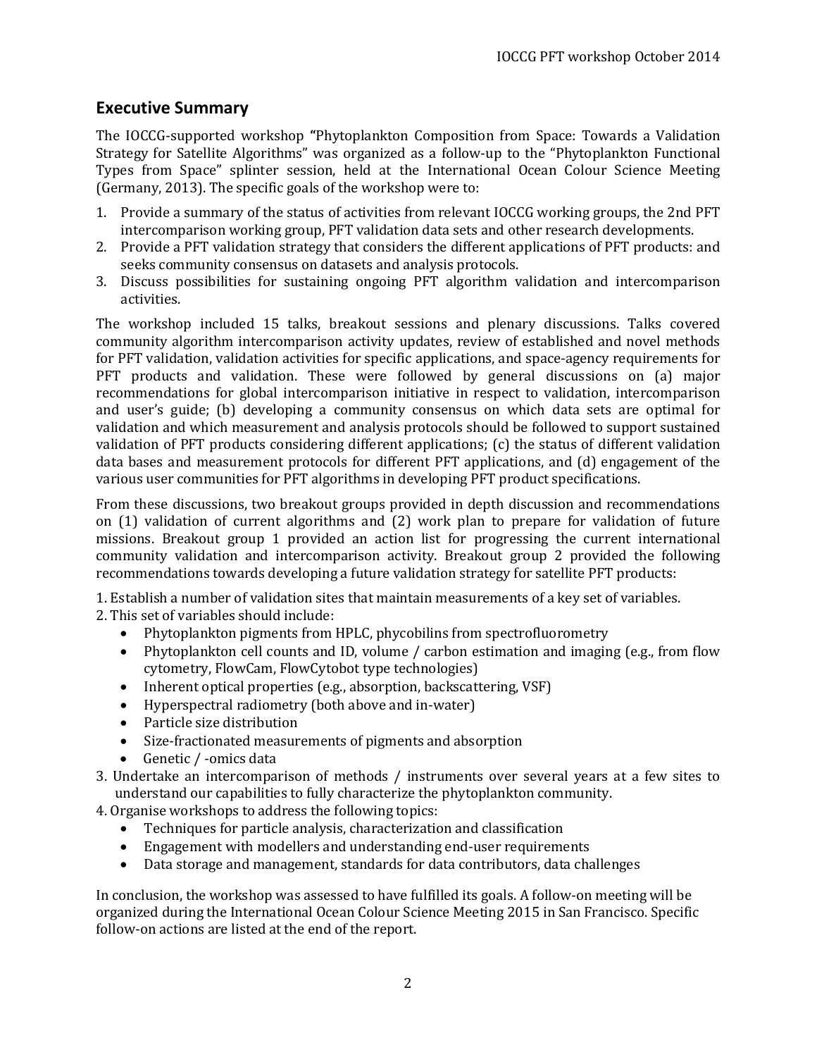## Executive Summary

The IOCCG-supported workshop **"**Phytoplankton Composition from Space: Towards a Validation Strategy for Satellite Algorithms" was organized as a follow-up to the "Phytoplankton Functional Types from Space" splinter session, held at the International Ocean Colour Science Meeting (Germany, 2013). The specific goals of the workshop were to:

1. Provide a summary of the status of activities from relevant IOCCG working groups, the 2nd PFT intercomparison working group, PFT validation data sets and other research developments.
2. Provide a PFT validation strategy that considers the different applications of PFT products: and seeks community consensus on datasets and analysis protocols.
3. Discuss possibilities for sustaining ongoing PFT algorithm validation and intercomparison activities.

The workshop included 15 talks, breakout sessions and plenary discussions. Talks covered community algorithm intercomparison activity updates, review of established and novel methods for PFT validation, validation activities for specific applications, and space-agency requirements for PFT products and validation. These were followed by general discussions on (a) major recommendations for global intercomparison initiative in respect to validation, intercomparison and user's guide; (b) developing a community consensus on which data sets are optimal for validation and which measurement and analysis protocols should be followed to support sustained validation of PFT products considering different applications; (c) the status of different validation data bases and measurement protocols for different PFT applications, and (d) engagement of the various user communities for PFT algorithms in developing PFT product specifications.

From these discussions, two breakout groups provided in depth discussion and recommendations on (1) validation of current algorithms and (2) work plan to prepare for validation of future missions. Breakout group 1 provided an action list for progressing the current international community validation and intercomparison activity. Breakout group 2 provided the following recommendations towards developing a future validation strategy for satellite PFT products:

1. Establish a number of validation sites that maintain measurements of a key set of variables.
2. This set of variables should include:
   - Phytoplankton pigments from HPLC, phycobilins from spectrofluorometry
   - Phytoplankton cell counts and ID, volume / carbon estimation and imaging (e.g., from flow cytometry, FlowCam, FlowCytobot type technologies)
   - Inherent optical properties (e.g., absorption, backscattering, VSF)
   - Hyperspectral radiometry (both above and in-water)
   - Particle size distribution
   - Size-fractionated measurements of pigments and absorption
   - Genetic / -omics data
3. Undertake an intercomparison of methods / instruments over several years at a few sites to understand our capabilities to fully characterize the phytoplankton community.
4. Organise workshops to address the following topics:
   - Techniques for particle analysis, characterization and classification
   - Engagement with modellers and understanding end-user requirements
   - Data storage and management, standards for data contributors, data challenges

In conclusion, the workshop was assessed to have fulfilled its goals. A follow-on meeting will be organized during the International Ocean Colour Science Meeting 2015 in San Francisco. Specific follow-on actions are listed at the end of the report.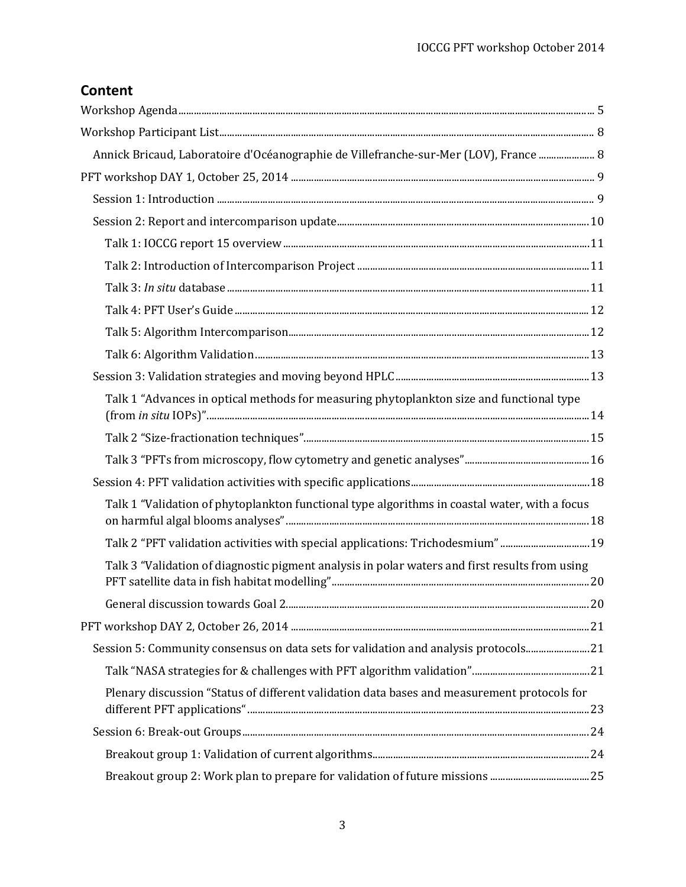## Content

Workshop Agenda ..... 5

Workshop Participant List ..... 8

- Annick Bricaud, Laboratoire d'Océanographie de Villefranche-sur-Mer (LOV), France ..... 8

PFT workshop DAY 1, October 25, 2014 ..... 9

- Session 1: Introduction ..... 9
- Session 2: Report and intercomparison update ..... 10
  - Talk 1: IOCCG report 15 overview ..... 11
  - Talk 2: Introduction of Intercomparison Project ..... 11
  - Talk 3: *In situ* database ..... 11
  - Talk 4: PFT User's Guide ..... 12
  - Talk 5: Algorithm Intercomparison ..... 12
  - Talk 6: Algorithm Validation ..... 13
- Session 3: Validation strategies and moving beyond HPLC ..... 13
  - Talk 1 "Advances in optical methods for measuring phytoplankton size and functional type (from *in situ* IOPs)" ..... 14
  - Talk 2 "Size-fractionation techniques" ..... 15
  - Talk 3 "PFTs from microscopy, flow cytometry and genetic analyses" ..... 16
- Session 4: PFT validation activities with specific applications ..... 18
  - Talk 1 "Validation of phytoplankton functional type algorithms in coastal water, with a focus on harmful algal blooms analyses" ..... 18
  - Talk 2 "PFT validation activities with special applications: Trichodesmium" ..... 19
  - Talk 3 "Validation of diagnostic pigment analysis in polar waters and first results from using PFT satellite data in fish habitat modelling" ..... 20
  - General discussion towards Goal 2 ..... 20

PFT workshop DAY 2, October 26, 2014 ..... 21

- Session 5: Community consensus on data sets for validation and analysis protocols ..... 21
  - Talk "NASA strategies for & challenges with PFT algorithm validation" ..... 21
  - Plenary discussion "Status of different validation data bases and measurement protocols for different PFT applications" ..... 23
- Session 6: Break-out Groups ..... 24
  - Breakout group 1: Validation of current algorithms ..... 24
  - Breakout group 2: Work plan to prepare for validation of future missions ..... 25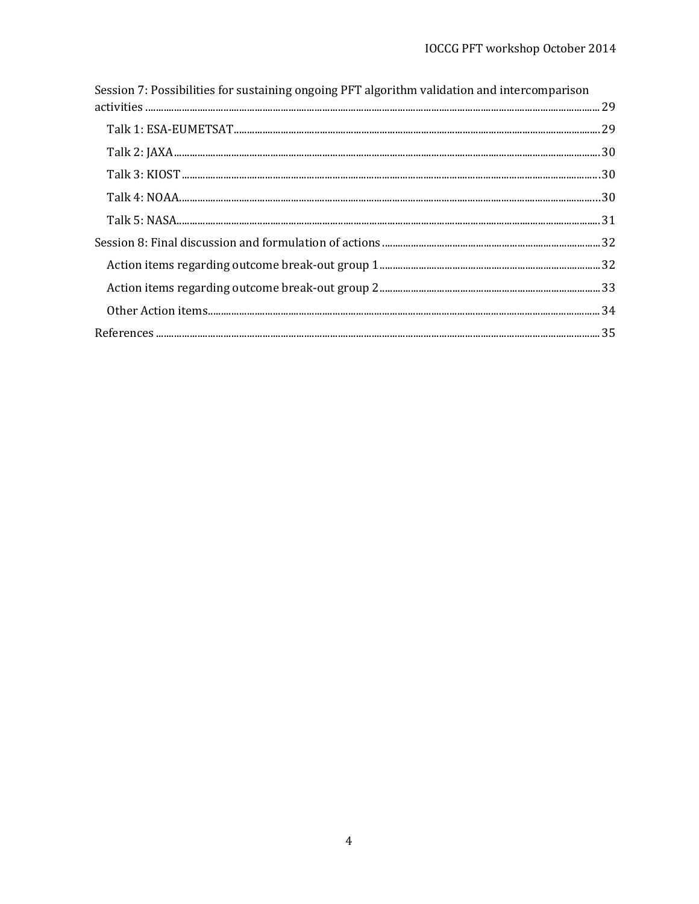Session 7: Possibilities for sustaining ongoing PFT algorithm validation and intercomparison activities ........ 29

- Talk 1: ESA-EUMETSAT ........ 29
- Talk 2: JAXA ........ 30
- Talk 3: KIOST ........ 30
- Talk 4: NOAA ........ 30
- Talk 5: NASA ........ 31

Session 8: Final discussion and formulation of actions ........ 32

- Action items regarding outcome break-out group 1 ........ 32
- Action items regarding outcome break-out group 2 ........ 33
- Other Action items ........ 34

References ........ 35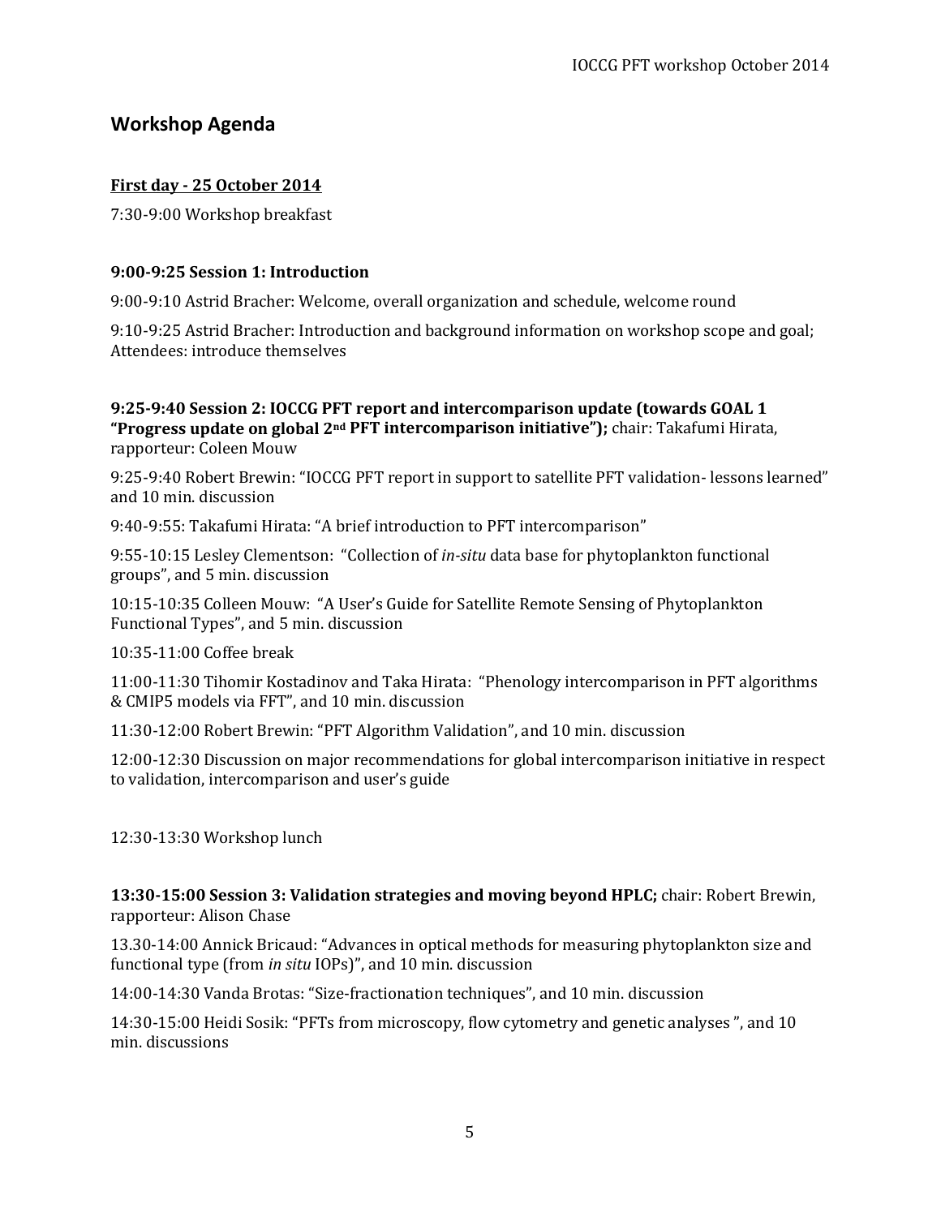## Workshop Agenda

**First day - 25 October 2014**

7:30-9:00 Workshop breakfast

**9:00-9:25 Session 1: Introduction**

9:00-9:10 Astrid Bracher: Welcome, overall organization and schedule, welcome round

9:10-9:25 Astrid Bracher: Introduction and background information on workshop scope and goal; Attendees: introduce themselves

**9:25-9:40 Session 2: IOCCG PFT report and intercomparison update (towards GOAL 1 "Progress update on global 2nd PFT intercomparison initiative");** chair: Takafumi Hirata, rapporteur: Coleen Mouw

9:25-9:40 Robert Brewin: "IOCCG PFT report in support to satellite PFT validation- lessons learned" and 10 min. discussion

9:40-9:55: Takafumi Hirata: "A brief introduction to PFT intercomparison"

9:55-10:15 Lesley Clementson: "Collection of *in-situ* data base for phytoplankton functional groups", and 5 min. discussion

10:15-10:35 Colleen Mouw: "A User's Guide for Satellite Remote Sensing of Phytoplankton Functional Types", and 5 min. discussion

10:35-11:00 Coffee break

11:00-11:30 Tihomir Kostadinov and Taka Hirata: "Phenology intercomparison in PFT algorithms & CMIP5 models via FFT", and 10 min. discussion

11:30-12:00 Robert Brewin: "PFT Algorithm Validation", and 10 min. discussion

12:00-12:30 Discussion on major recommendations for global intercomparison initiative in respect to validation, intercomparison and user's guide

12:30-13:30 Workshop lunch

**13:30-15:00 Session 3: Validation strategies and moving beyond HPLC;** chair: Robert Brewin, rapporteur: Alison Chase

13.30-14:00 Annick Bricaud: "Advances in optical methods for measuring phytoplankton size and functional type (from *in situ* IOPs)", and 10 min. discussion

14:00-14:30 Vanda Brotas: "Size-fractionation techniques", and 10 min. discussion

14:30-15:00 Heidi Sosik: "PFTs from microscopy, flow cytometry and genetic analyses ", and 10 min. discussions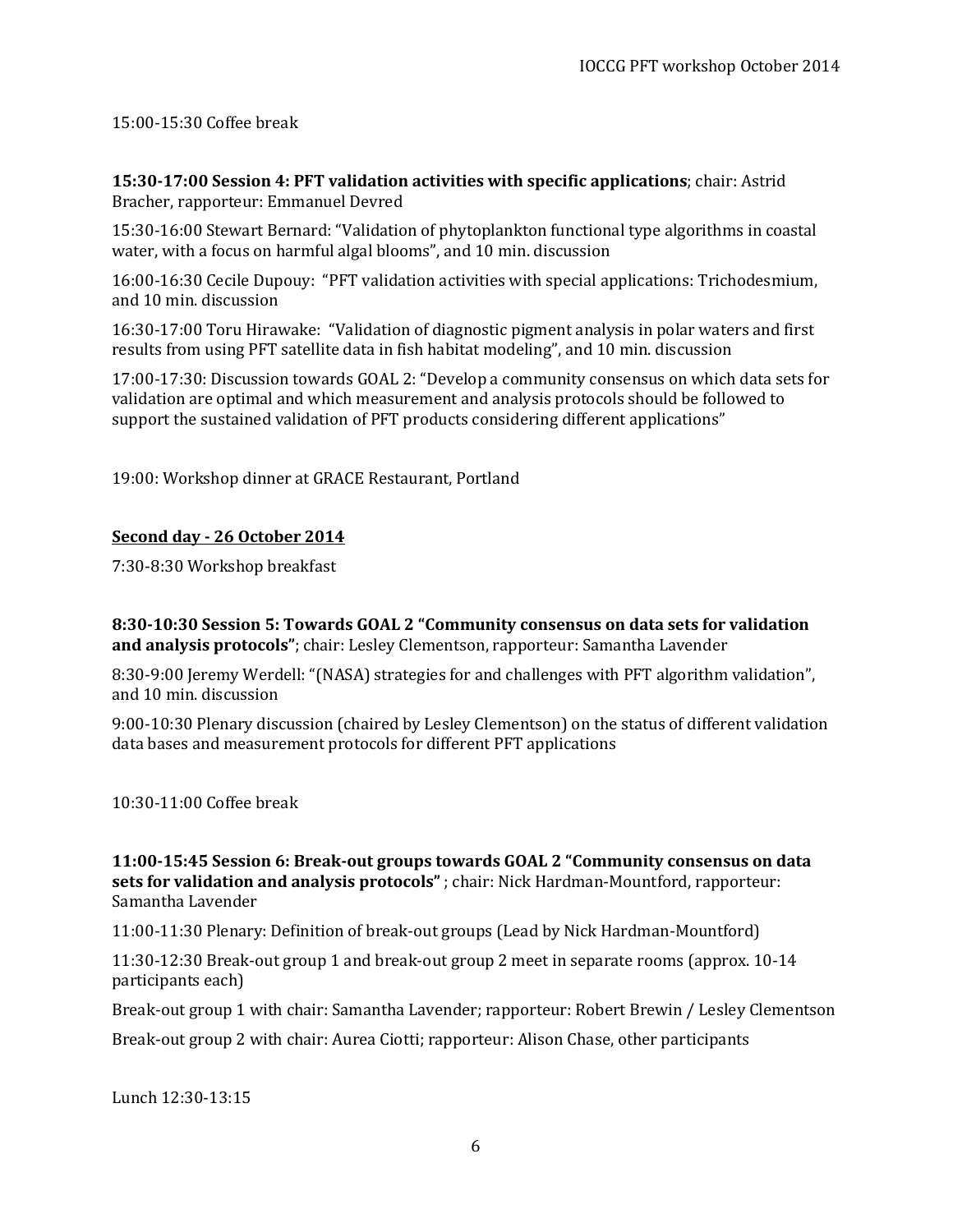15:00-15:30 Coffee break

**15:30-17:00 Session 4: PFT validation activities with specific applications**; chair: Astrid Bracher, rapporteur: Emmanuel Devred

15:30-16:00 Stewart Bernard: "Validation of phytoplankton functional type algorithms in coastal water, with a focus on harmful algal blooms", and 10 min. discussion

16:00-16:30 Cecile Dupouy: "PFT validation activities with special applications: Trichodesmium, and 10 min. discussion

16:30-17:00 Toru Hirawake: "Validation of diagnostic pigment analysis in polar waters and first results from using PFT satellite data in fish habitat modeling", and 10 min. discussion

17:00-17:30: Discussion towards GOAL 2: "Develop a community consensus on which data sets for validation are optimal and which measurement and analysis protocols should be followed to support the sustained validation of PFT products considering different applications"

19:00: Workshop dinner at GRACE Restaurant, Portland

## Second day - 26 October 2014

7:30-8:30 Workshop breakfast

**8:30-10:30 Session 5: Towards GOAL 2 "Community consensus on data sets for validation and analysis protocols"**; chair: Lesley Clementson, rapporteur: Samantha Lavender

8:30-9:00 Jeremy Werdell: "(NASA) strategies for and challenges with PFT algorithm validation", and 10 min. discussion

9:00-10:30 Plenary discussion (chaired by Lesley Clementson) on the status of different validation data bases and measurement protocols for different PFT applications

10:30-11:00 Coffee break

**11:00-15:45 Session 6: Break-out groups towards GOAL 2 "Community consensus on data sets for validation and analysis protocols"** ; chair: Nick Hardman-Mountford, rapporteur: Samantha Lavender

11:00-11:30 Plenary: Definition of break-out groups (Lead by Nick Hardman-Mountford)

11:30-12:30 Break-out group 1 and break-out group 2 meet in separate rooms (approx. 10-14 participants each)

Break-out group 1 with chair: Samantha Lavender; rapporteur: Robert Brewin / Lesley Clementson

Break-out group 2 with chair: Aurea Ciotti; rapporteur: Alison Chase, other participants

Lunch 12:30-13:15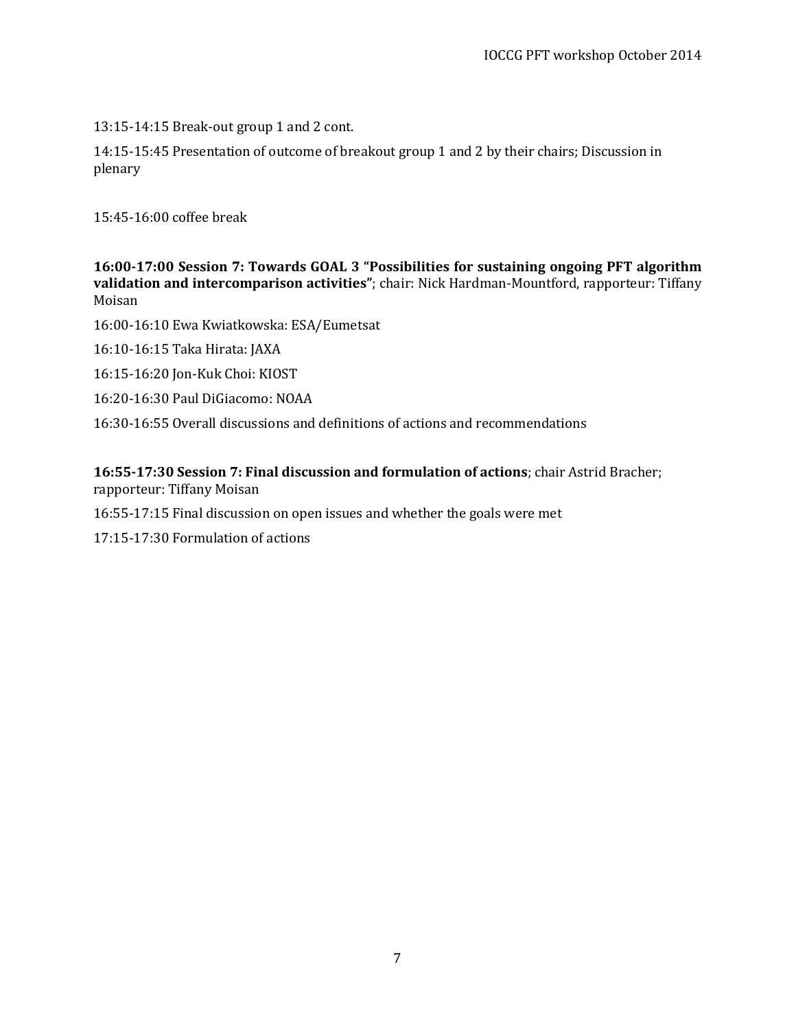13:15-14:15 Break-out group 1 and 2 cont.

14:15-15:45 Presentation of outcome of breakout group 1 and 2 by their chairs; Discussion in plenary

15:45-16:00 coffee break

**16:00-17:00 Session 7: Towards GOAL 3 "Possibilities for sustaining ongoing PFT algorithm validation and intercomparison activities"**; chair: Nick Hardman-Mountford, rapporteur: Tiffany Moisan

16:00-16:10 Ewa Kwiatkowska: ESA/Eumetsat

16:10-16:15 Taka Hirata: JAXA

16:15-16:20 Jon-Kuk Choi: KIOST

16:20-16:30 Paul DiGiacomo: NOAA

16:30-16:55 Overall discussions and definitions of actions and recommendations

**16:55-17:30 Session 7: Final discussion and formulation of actions**; chair Astrid Bracher; rapporteur: Tiffany Moisan

16:55-17:15 Final discussion on open issues and whether the goals were met

17:15-17:30 Formulation of actions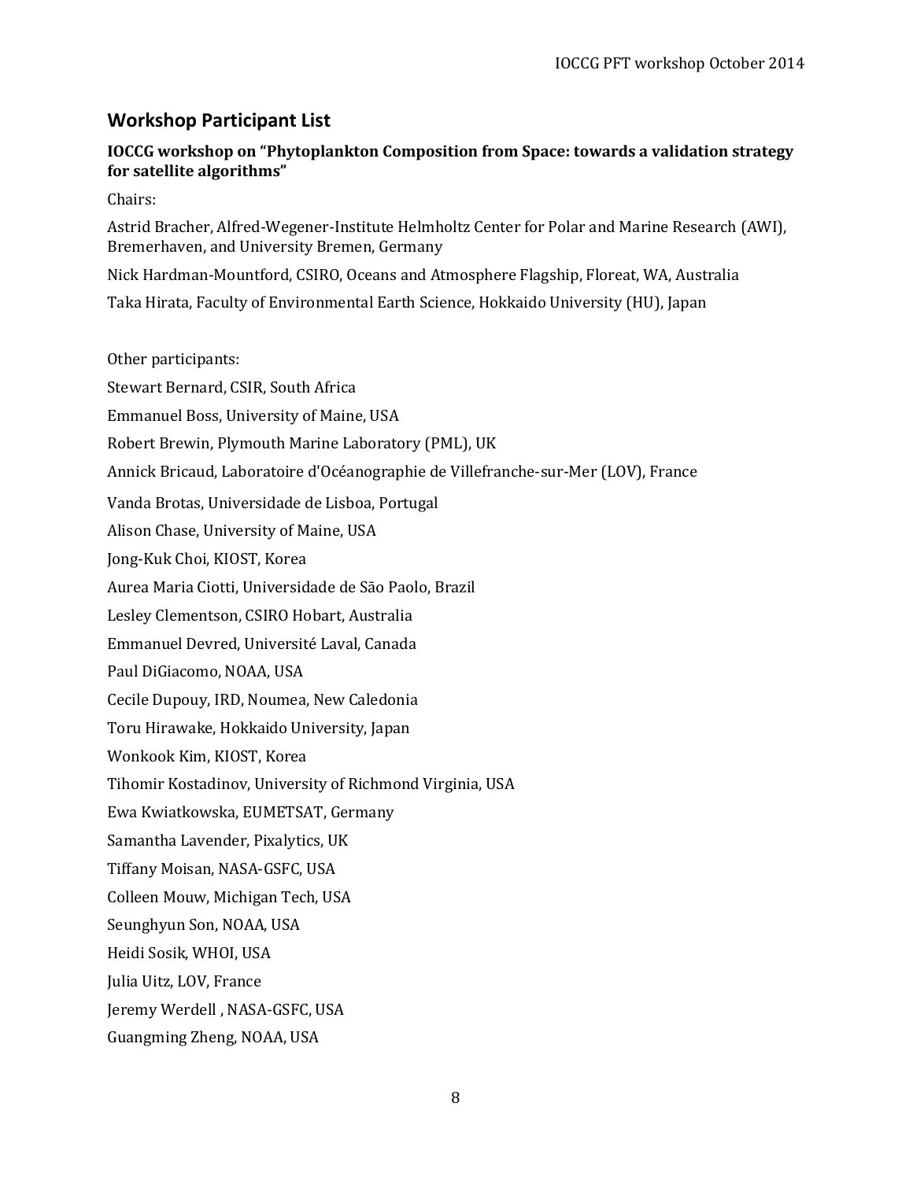## Workshop Participant List

**IOCCG workshop on "Phytoplankton Composition from Space: towards a validation strategy for satellite algorithms"**

Chairs:

Astrid Bracher, Alfred-Wegener-Institute Helmholtz Center for Polar and Marine Research (AWI), Bremerhaven, and University Bremen, Germany

Nick Hardman-Mountford, CSIRO, Oceans and Atmosphere Flagship, Floreat, WA, Australia

Taka Hirata, Faculty of Environmental Earth Science, Hokkaido University (HU), Japan

Other participants:

Stewart Bernard, CSIR, South Africa

Emmanuel Boss, University of Maine, USA

Robert Brewin, Plymouth Marine Laboratory (PML), UK

Annick Bricaud, Laboratoire d'Océanographie de Villefranche-sur-Mer (LOV), France

Vanda Brotas, Universidade de Lisboa, Portugal

Alison Chase, University of Maine, USA

Jong-Kuk Choi, KIOST, Korea

Aurea Maria Ciotti, Universidade de São Paolo, Brazil

Lesley Clementson, CSIRO Hobart, Australia

Emmanuel Devred, Université Laval, Canada

Paul DiGiacomo, NOAA, USA

Cecile Dupouy, IRD, Noumea, New Caledonia

Toru Hirawake, Hokkaido University, Japan

Wonkook Kim, KIOST, Korea

Tihomir Kostadinov, University of Richmond Virginia, USA

Ewa Kwiatkowska, EUMETSAT, Germany

Samantha Lavender, Pixalytics, UK

Tiffany Moisan, NASA-GSFC, USA

Colleen Mouw, Michigan Tech, USA

Seunghyun Son, NOAA, USA

Heidi Sosik, WHOI, USA

Julia Uitz, LOV, France

Jeremy Werdell , NASA-GSFC, USA

Guangming Zheng, NOAA, USA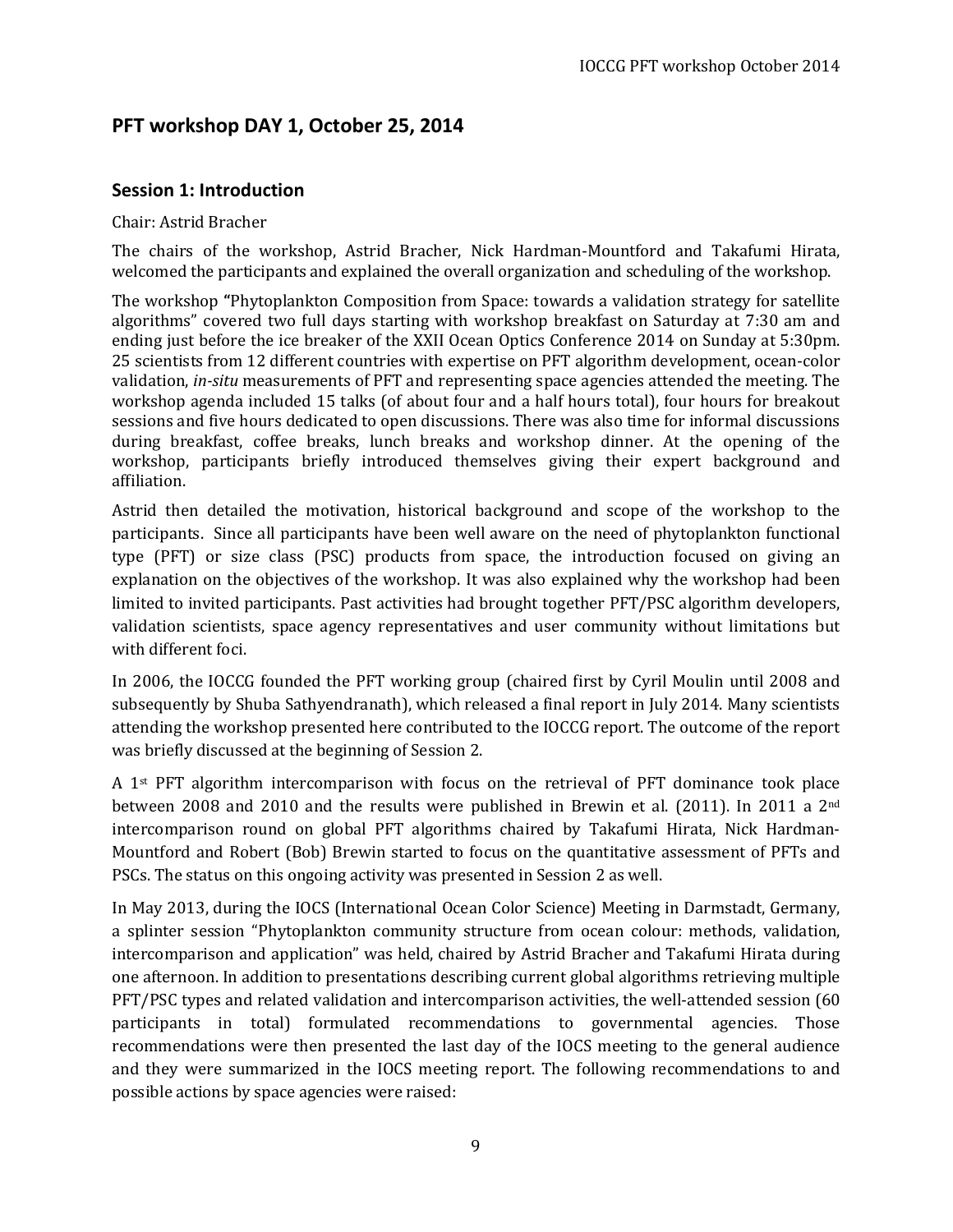## PFT workshop DAY 1, October 25, 2014

### Session 1: Introduction

Chair: Astrid Bracher

The chairs of the workshop, Astrid Bracher, Nick Hardman-Mountford and Takafumi Hirata, welcomed the participants and explained the overall organization and scheduling of the workshop.

The workshop **"**Phytoplankton Composition from Space: towards a validation strategy for satellite algorithms" covered two full days starting with workshop breakfast on Saturday at 7:30 am and ending just before the ice breaker of the XXII Ocean Optics Conference 2014 on Sunday at 5:30pm. 25 scientists from 12 different countries with expertise on PFT algorithm development, ocean-color validation, *in-situ* measurements of PFT and representing space agencies attended the meeting. The workshop agenda included 15 talks (of about four and a half hours total), four hours for breakout sessions and five hours dedicated to open discussions. There was also time for informal discussions during breakfast, coffee breaks, lunch breaks and workshop dinner. At the opening of the workshop, participants briefly introduced themselves giving their expert background and affiliation.

Astrid then detailed the motivation, historical background and scope of the workshop to the participants. Since all participants have been well aware on the need of phytoplankton functional type (PFT) or size class (PSC) products from space, the introduction focused on giving an explanation on the objectives of the workshop. It was also explained why the workshop had been limited to invited participants. Past activities had brought together PFT/PSC algorithm developers, validation scientists, space agency representatives and user community without limitations but with different foci.

In 2006, the IOCCG founded the PFT working group (chaired first by Cyril Moulin until 2008 and subsequently by Shuba Sathyendranath), which released a final report in July 2014. Many scientists attending the workshop presented here contributed to the IOCCG report. The outcome of the report was briefly discussed at the beginning of Session 2.

A 1st PFT algorithm intercomparison with focus on the retrieval of PFT dominance took place between 2008 and 2010 and the results were published in Brewin et al. (2011). In 2011 a 2nd intercomparison round on global PFT algorithms chaired by Takafumi Hirata, Nick Hardman-Mountford and Robert (Bob) Brewin started to focus on the quantitative assessment of PFTs and PSCs. The status on this ongoing activity was presented in Session 2 as well.

In May 2013, during the IOCS (International Ocean Color Science) Meeting in Darmstadt, Germany, a splinter session "Phytoplankton community structure from ocean colour: methods, validation, intercomparison and application" was held, chaired by Astrid Bracher and Takafumi Hirata during one afternoon. In addition to presentations describing current global algorithms retrieving multiple PFT/PSC types and related validation and intercomparison activities, the well-attended session (60 participants in total) formulated recommendations to governmental agencies. Those recommendations were then presented the last day of the IOCS meeting to the general audience and they were summarized in the IOCS meeting report. The following recommendations to and possible actions by space agencies were raised: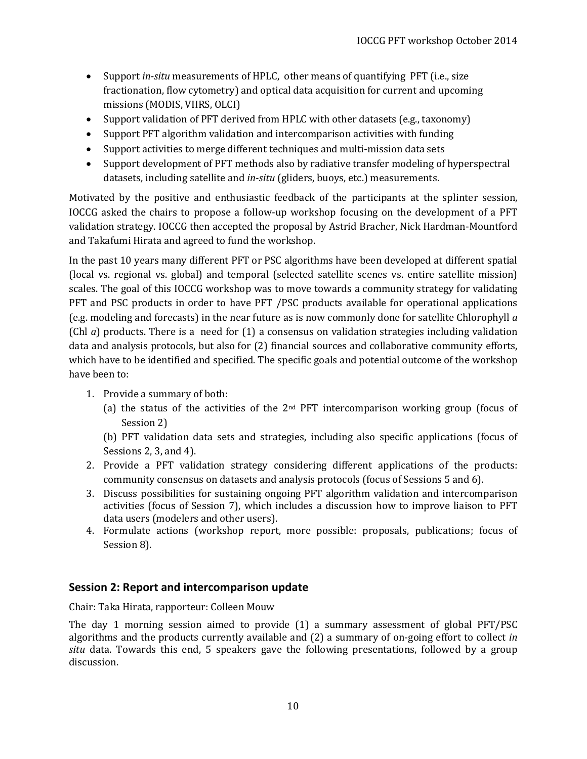- Support *in-situ* measurements of HPLC, other means of quantifying PFT (i.e., size fractionation, flow cytometry) and optical data acquisition for current and upcoming missions (MODIS, VIIRS, OLCI)
- Support validation of PFT derived from HPLC with other datasets (e.g., taxonomy)
- Support PFT algorithm validation and intercomparison activities with funding
- Support activities to merge different techniques and multi-mission data sets
- Support development of PFT methods also by radiative transfer modeling of hyperspectral datasets, including satellite and *in-situ* (gliders, buoys, etc.) measurements.

Motivated by the positive and enthusiastic feedback of the participants at the splinter session, IOCCG asked the chairs to propose a follow-up workshop focusing on the development of a PFT validation strategy. IOCCG then accepted the proposal by Astrid Bracher, Nick Hardman-Mountford and Takafumi Hirata and agreed to fund the workshop.

In the past 10 years many different PFT or PSC algorithms have been developed at different spatial (local vs. regional vs. global) and temporal (selected satellite scenes vs. entire satellite mission) scales. The goal of this IOCCG workshop was to move towards a community strategy for validating PFT and PSC products in order to have PFT /PSC products available for operational applications (e.g. modeling and forecasts) in the near future as is now commonly done for satellite Chlorophyll *a* (Chl *a*) products. There is a need for (1) a consensus on validation strategies including validation data and analysis protocols, but also for (2) financial sources and collaborative community efforts, which have to be identified and specified. The specific goals and potential outcome of the workshop have been to:

1. Provide a summary of both:
   (a) the status of the activities of the 2nd PFT intercomparison working group (focus of Session 2)
   (b) PFT validation data sets and strategies, including also specific applications (focus of Sessions 2, 3, and 4).
2. Provide a PFT validation strategy considering different applications of the products: community consensus on datasets and analysis protocols (focus of Sessions 5 and 6).
3. Discuss possibilities for sustaining ongoing PFT algorithm validation and intercomparison activities (focus of Session 7), which includes a discussion how to improve liaison to PFT data users (modelers and other users).
4. Formulate actions (workshop report, more possible: proposals, publications; focus of Session 8).

## Session 2: Report and intercomparison update

Chair: Taka Hirata, rapporteur: Colleen Mouw

The day 1 morning session aimed to provide (1) a summary assessment of global PFT/PSC algorithms and the products currently available and (2) a summary of on-going effort to collect *in situ* data. Towards this end, 5 speakers gave the following presentations, followed by a group discussion.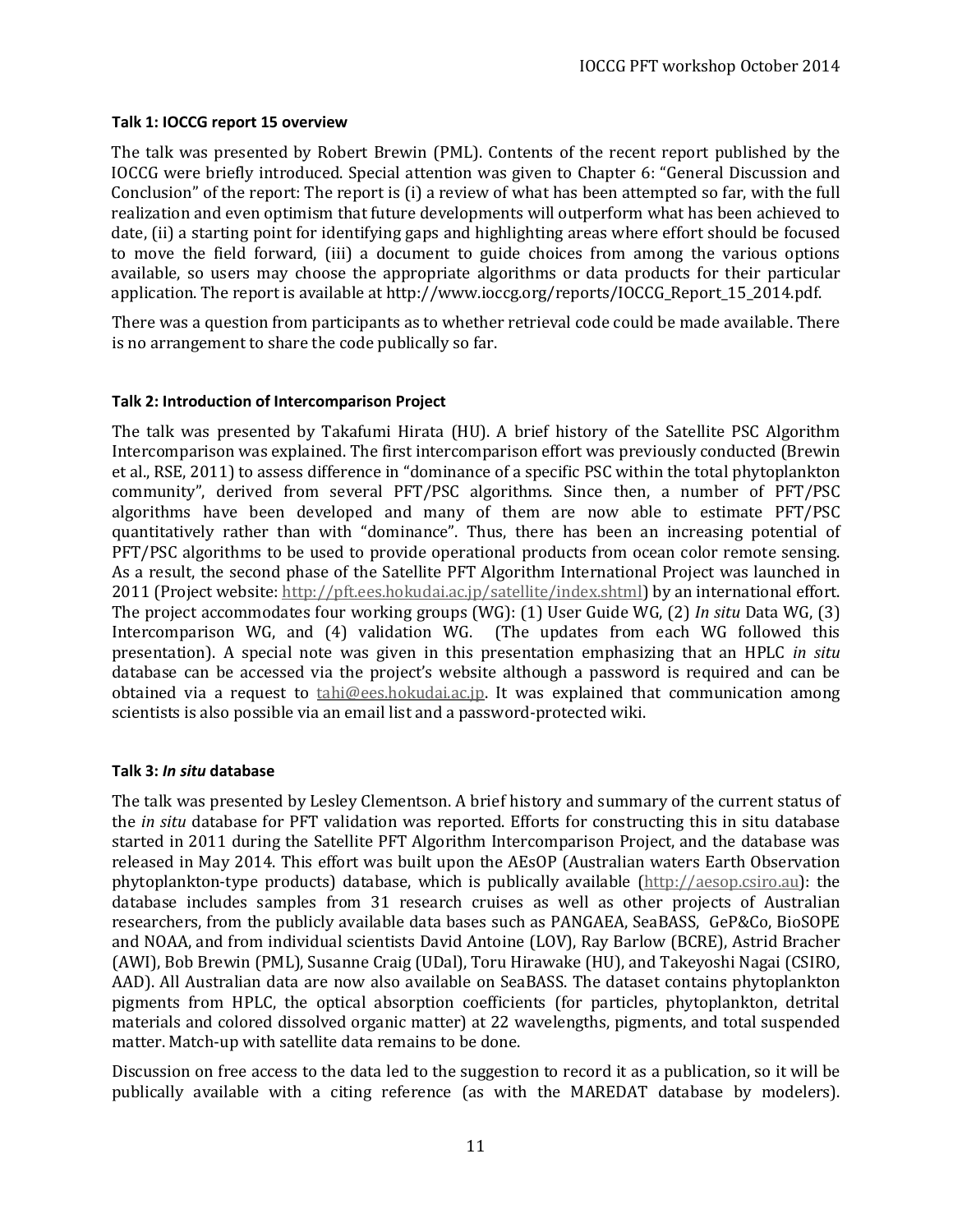**Talk 1: IOCCG report 15 overview**

The talk was presented by Robert Brewin (PML). Contents of the recent report published by the IOCCG were briefly introduced. Special attention was given to Chapter 6: "General Discussion and Conclusion" of the report: The report is (i) a review of what has been attempted so far, with the full realization and even optimism that future developments will outperform what has been achieved to date, (ii) a starting point for identifying gaps and highlighting areas where effort should be focused to move the field forward, (iii) a document to guide choices from among the various options available, so users may choose the appropriate algorithms or data products for their particular application. The report is available at http://www.ioccg.org/reports/IOCCG_Report_15_2014.pdf.

There was a question from participants as to whether retrieval code could be made available. There is no arrangement to share the code publically so far.

**Talk 2: Introduction of Intercomparison Project**

The talk was presented by Takafumi Hirata (HU). A brief history of the Satellite PSC Algorithm Intercomparison was explained. The first intercomparison effort was previously conducted (Brewin et al., RSE, 2011) to assess difference in "dominance of a specific PSC within the total phytoplankton community", derived from several PFT/PSC algorithms. Since then, a number of PFT/PSC algorithms have been developed and many of them are now able to estimate PFT/PSC quantitatively rather than with "dominance". Thus, there has been an increasing potential of PFT/PSC algorithms to be used to provide operational products from ocean color remote sensing. As a result, the second phase of the Satellite PFT Algorithm International Project was launched in 2011 (Project website: http://pft.ees.hokudai.ac.jp/satellite/index.shtml) by an international effort. The project accommodates four working groups (WG): (1) User Guide WG, (2) *In situ* Data WG, (3) Intercomparison WG, and (4) validation WG. (The updates from each WG followed this presentation). A special note was given in this presentation emphasizing that an HPLC *in situ* database can be accessed via the project's website although a password is required and can be obtained via a request to tahi@ees.hokudai.ac.jp. It was explained that communication among scientists is also possible via an email list and a password-protected wiki.

**Talk 3: *In situ* database**

The talk was presented by Lesley Clementson. A brief history and summary of the current status of the *in situ* database for PFT validation was reported. Efforts for constructing this in situ database started in 2011 during the Satellite PFT Algorithm Intercomparison Project, and the database was released in May 2014. This effort was built upon the AEsOP (Australian waters Earth Observation phytoplankton-type products) database, which is publically available (http://aesop.csiro.au): the database includes samples from 31 research cruises as well as other projects of Australian researchers, from the publicly available data bases such as PANGAEA, SeaBASS, GeP&Co, BioSOPE and NOAA, and from individual scientists David Antoine (LOV), Ray Barlow (BCRE), Astrid Bracher (AWI), Bob Brewin (PML), Susanne Craig (UDal), Toru Hirawake (HU), and Takeyoshi Nagai (CSIRO, AAD). All Australian data are now also available on SeaBASS. The dataset contains phytoplankton pigments from HPLC, the optical absorption coefficients (for particles, phytoplankton, detrital materials and colored dissolved organic matter) at 22 wavelengths, pigments, and total suspended matter. Match-up with satellite data remains to be done.

Discussion on free access to the data led to the suggestion to record it as a publication, so it will be publically available with a citing reference (as with the MAREDAT database by modelers).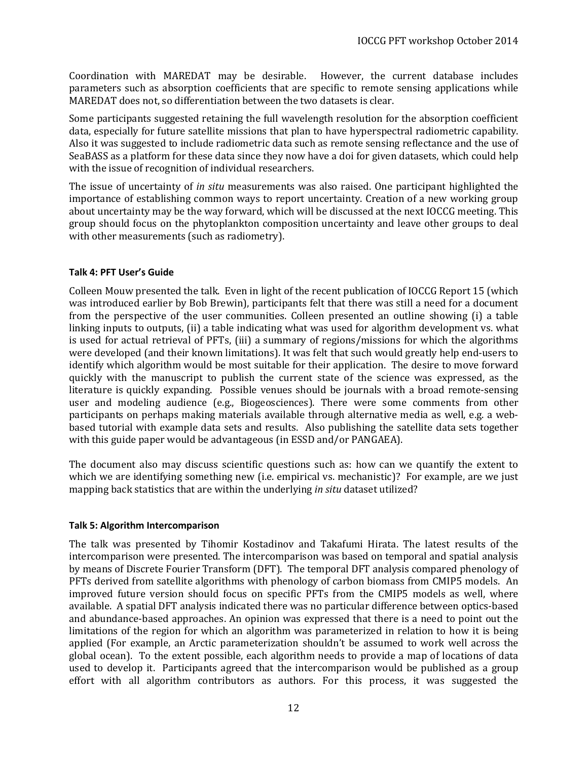Coordination with MAREDAT may be desirable. However, the current database includes parameters such as absorption coefficients that are specific to remote sensing applications while MAREDAT does not, so differentiation between the two datasets is clear.

Some participants suggested retaining the full wavelength resolution for the absorption coefficient data, especially for future satellite missions that plan to have hyperspectral radiometric capability. Also it was suggested to include radiometric data such as remote sensing reflectance and the use of SeaBASS as a platform for these data since they now have a doi for given datasets, which could help with the issue of recognition of individual researchers.

The issue of uncertainty of *in situ* measurements was also raised. One participant highlighted the importance of establishing common ways to report uncertainty. Creation of a new working group about uncertainty may be the way forward, which will be discussed at the next IOCCG meeting. This group should focus on the phytoplankton composition uncertainty and leave other groups to deal with other measurements (such as radiometry).

#### Talk 4: PFT User's Guide

Colleen Mouw presented the talk. Even in light of the recent publication of IOCCG Report 15 (which was introduced earlier by Bob Brewin), participants felt that there was still a need for a document from the perspective of the user communities. Colleen presented an outline showing (i) a table linking inputs to outputs, (ii) a table indicating what was used for algorithm development vs. what is used for actual retrieval of PFTs, (iii) a summary of regions/missions for which the algorithms were developed (and their known limitations). It was felt that such would greatly help end-users to identify which algorithm would be most suitable for their application. The desire to move forward quickly with the manuscript to publish the current state of the science was expressed, as the literature is quickly expanding. Possible venues should be journals with a broad remote-sensing user and modeling audience (e.g., Biogeosciences). There were some comments from other participants on perhaps making materials available through alternative media as well, e.g. a web-based tutorial with example data sets and results. Also publishing the satellite data sets together with this guide paper would be advantageous (in ESSD and/or PANGAEA).

The document also may discuss scientific questions such as: how can we quantify the extent to which we are identifying something new (i.e. empirical vs. mechanistic)? For example, are we just mapping back statistics that are within the underlying *in situ* dataset utilized?

#### Talk 5: Algorithm Intercomparison

The talk was presented by Tihomir Kostadinov and Takafumi Hirata. The latest results of the intercomparison were presented. The intercomparison was based on temporal and spatial analysis by means of Discrete Fourier Transform (DFT). The temporal DFT analysis compared phenology of PFTs derived from satellite algorithms with phenology of carbon biomass from CMIP5 models. An improved future version should focus on specific PFTs from the CMIP5 models as well, where available. A spatial DFT analysis indicated there was no particular difference between optics-based and abundance-based approaches. An opinion was expressed that there is a need to point out the limitations of the region for which an algorithm was parameterized in relation to how it is being applied (For example, an Arctic parameterization shouldn't be assumed to work well across the global ocean). To the extent possible, each algorithm needs to provide a map of locations of data used to develop it. Participants agreed that the intercomparison would be published as a group effort with all algorithm contributors as authors. For this process, it was suggested the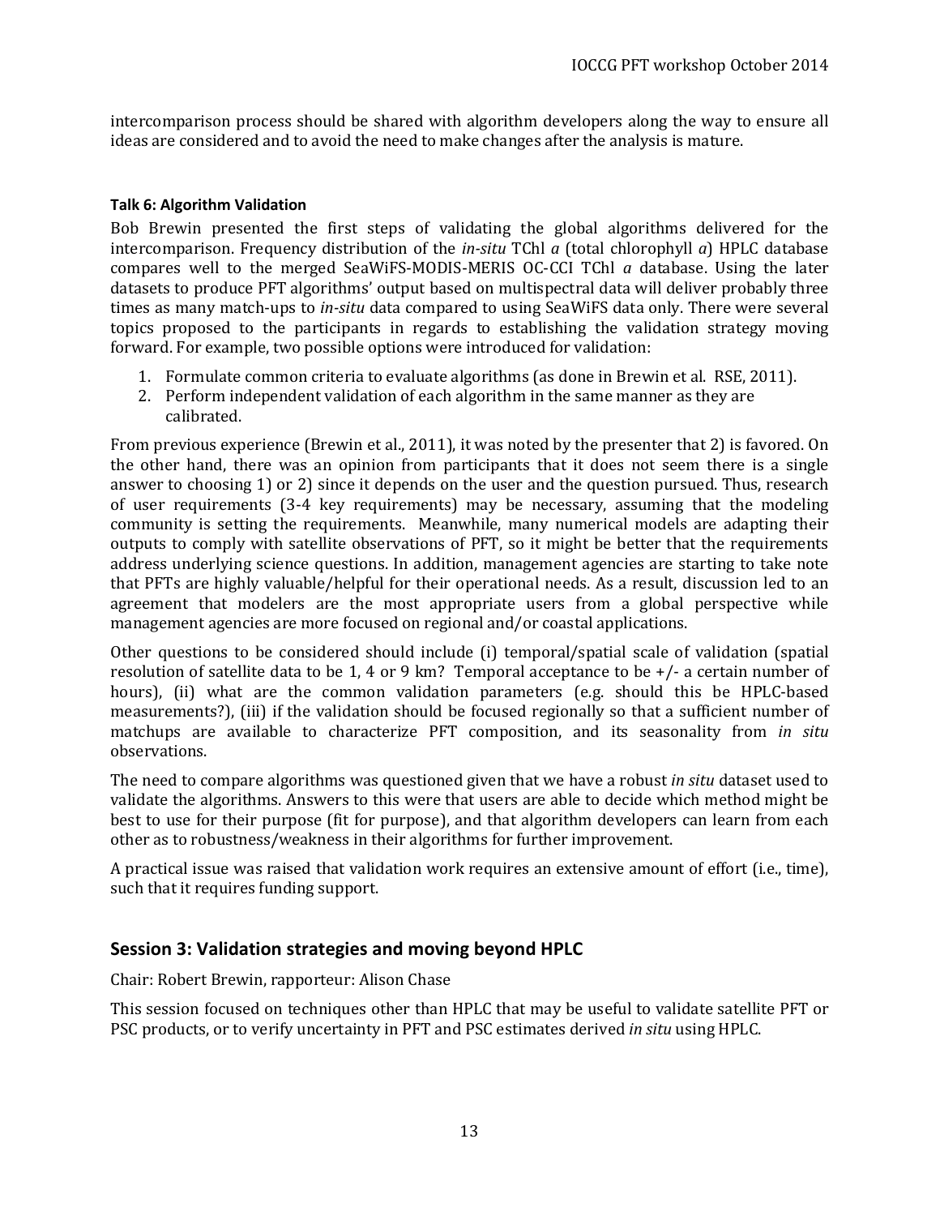intercomparison process should be shared with algorithm developers along the way to ensure all ideas are considered and to avoid the need to make changes after the analysis is mature.

#### Talk 6: Algorithm Validation

Bob Brewin presented the first steps of validating the global algorithms delivered for the intercomparison. Frequency distribution of the *in-situ* TChl *a* (total chlorophyll *a*) HPLC database compares well to the merged SeaWiFS-MODIS-MERIS OC-CCI TChl *a* database. Using the later datasets to produce PFT algorithms' output based on multispectral data will deliver probably three times as many match-ups to *in-situ* data compared to using SeaWiFS data only. There were several topics proposed to the participants in regards to establishing the validation strategy moving forward. For example, two possible options were introduced for validation:

1. Formulate common criteria to evaluate algorithms (as done in Brewin et al. RSE, 2011).
2. Perform independent validation of each algorithm in the same manner as they are calibrated.

From previous experience (Brewin et al., 2011), it was noted by the presenter that 2) is favored. On the other hand, there was an opinion from participants that it does not seem there is a single answer to choosing 1) or 2) since it depends on the user and the question pursued. Thus, research of user requirements (3-4 key requirements) may be necessary, assuming that the modeling community is setting the requirements. Meanwhile, many numerical models are adapting their outputs to comply with satellite observations of PFT, so it might be better that the requirements address underlying science questions. In addition, management agencies are starting to take note that PFTs are highly valuable/helpful for their operational needs. As a result, discussion led to an agreement that modelers are the most appropriate users from a global perspective while management agencies are more focused on regional and/or coastal applications.

Other questions to be considered should include (i) temporal/spatial scale of validation (spatial resolution of satellite data to be 1, 4 or 9 km? Temporal acceptance to be +/- a certain number of hours), (ii) what are the common validation parameters (e.g. should this be HPLC-based measurements?), (iii) if the validation should be focused regionally so that a sufficient number of matchups are available to characterize PFT composition, and its seasonality from *in situ* observations.

The need to compare algorithms was questioned given that we have a robust *in situ* dataset used to validate the algorithms. Answers to this were that users are able to decide which method might be best to use for their purpose (fit for purpose), and that algorithm developers can learn from each other as to robustness/weakness in their algorithms for further improvement.

A practical issue was raised that validation work requires an extensive amount of effort (i.e., time), such that it requires funding support.

## Session 3: Validation strategies and moving beyond HPLC

Chair: Robert Brewin, rapporteur: Alison Chase

This session focused on techniques other than HPLC that may be useful to validate satellite PFT or PSC products, or to verify uncertainty in PFT and PSC estimates derived *in situ* using HPLC.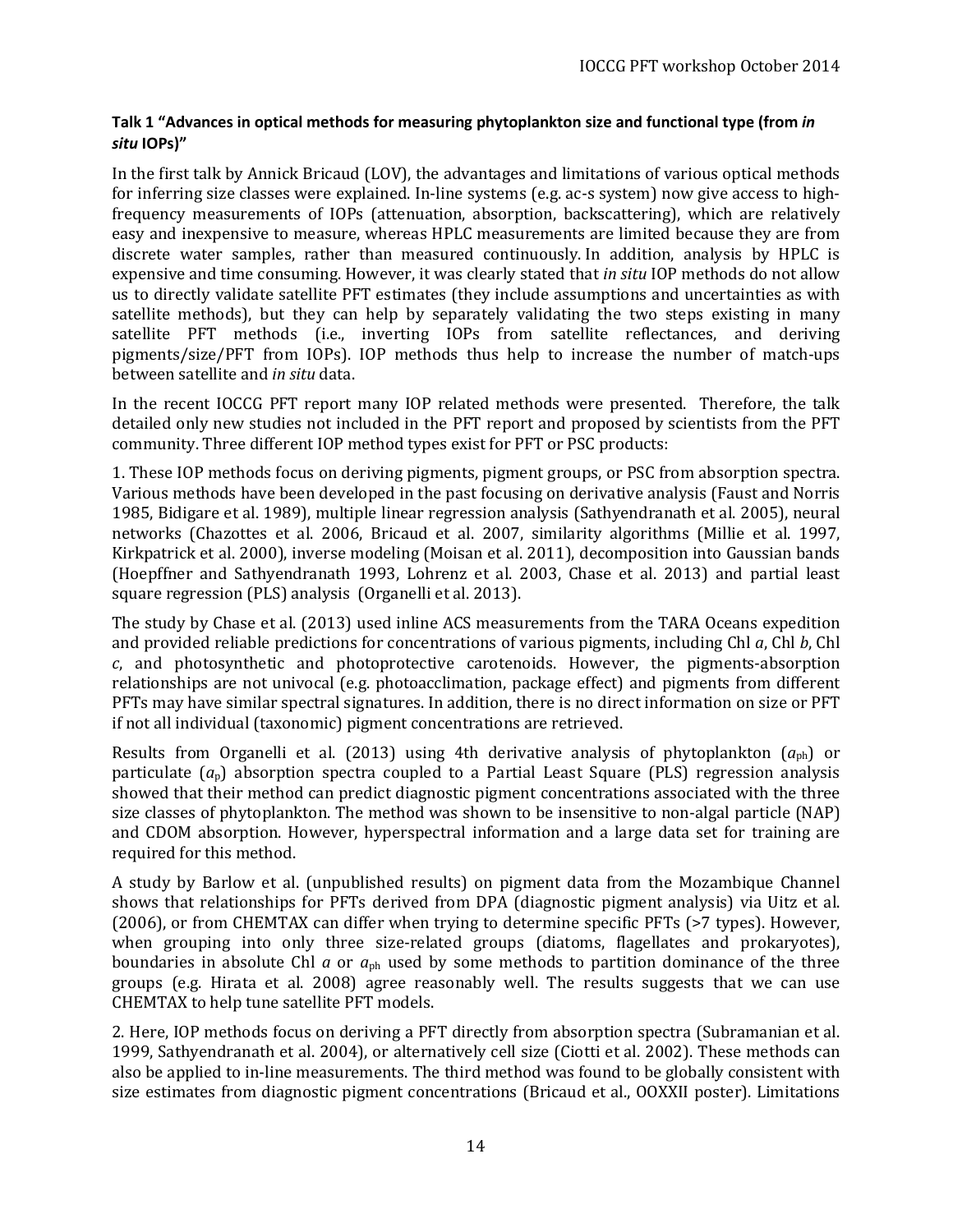**Talk 1 "Advances in optical methods for measuring phytoplankton size and functional type (from *in situ* IOPs)"**

In the first talk by Annick Bricaud (LOV), the advantages and limitations of various optical methods for inferring size classes were explained. In-line systems (e.g. ac-s system) now give access to high-frequency measurements of IOPs (attenuation, absorption, backscattering), which are relatively easy and inexpensive to measure, whereas HPLC measurements are limited because they are from discrete water samples, rather than measured continuously. In addition, analysis by HPLC is expensive and time consuming. However, it was clearly stated that *in situ* IOP methods do not allow us to directly validate satellite PFT estimates (they include assumptions and uncertainties as with satellite methods), but they can help by separately validating the two steps existing in many satellite PFT methods (i.e., inverting IOPs from satellite reflectances, and deriving pigments/size/PFT from IOPs). IOP methods thus help to increase the number of match-ups between satellite and *in situ* data.

In the recent IOCCG PFT report many IOP related methods were presented. Therefore, the talk detailed only new studies not included in the PFT report and proposed by scientists from the PFT community. Three different IOP method types exist for PFT or PSC products:

1. These IOP methods focus on deriving pigments, pigment groups, or PSC from absorption spectra. Various methods have been developed in the past focusing on derivative analysis (Faust and Norris 1985, Bidigare et al. 1989), multiple linear regression analysis (Sathyendranath et al. 2005), neural networks (Chazottes et al. 2006, Bricaud et al. 2007, similarity algorithms (Millie et al. 1997, Kirkpatrick et al. 2000), inverse modeling (Moisan et al. 2011), decomposition into Gaussian bands (Hoepffner and Sathyendranath 1993, Lohrenz et al. 2003, Chase et al. 2013) and partial least square regression (PLS) analysis (Organelli et al. 2013).

The study by Chase et al. (2013) used inline ACS measurements from the TARA Oceans expedition and provided reliable predictions for concentrations of various pigments, including Chl *a*, Chl *b*, Chl *c*, and photosynthetic and photoprotective carotenoids. However, the pigments-absorption relationships are not univocal (e.g. photoacclimation, package effect) and pigments from different PFTs may have similar spectral signatures. In addition, there is no direct information on size or PFT if not all individual (taxonomic) pigment concentrations are retrieved.

Results from Organelli et al. (2013) using 4th derivative analysis of phytoplankton ($a_{ph}$) or particulate ($a_p$) absorption spectra coupled to a Partial Least Square (PLS) regression analysis showed that their method can predict diagnostic pigment concentrations associated with the three size classes of phytoplankton. The method was shown to be insensitive to non-algal particle (NAP) and CDOM absorption. However, hyperspectral information and a large data set for training are required for this method.

A study by Barlow et al. (unpublished results) on pigment data from the Mozambique Channel shows that relationships for PFTs derived from DPA (diagnostic pigment analysis) via Uitz et al. (2006), or from CHEMTAX can differ when trying to determine specific PFTs (>7 types). However, when grouping into only three size-related groups (diatoms, flagellates and prokaryotes), boundaries in absolute Chl *a* or $a_{ph}$ used by some methods to partition dominance of the three groups (e.g. Hirata et al. 2008) agree reasonably well. The results suggests that we can use CHEMTAX to help tune satellite PFT models.

2. Here, IOP methods focus on deriving a PFT directly from absorption spectra (Subramanian et al. 1999, Sathyendranath et al. 2004), or alternatively cell size (Ciotti et al. 2002). These methods can also be applied to in-line measurements. The third method was found to be globally consistent with size estimates from diagnostic pigment concentrations (Bricaud et al., OOXXII poster). Limitations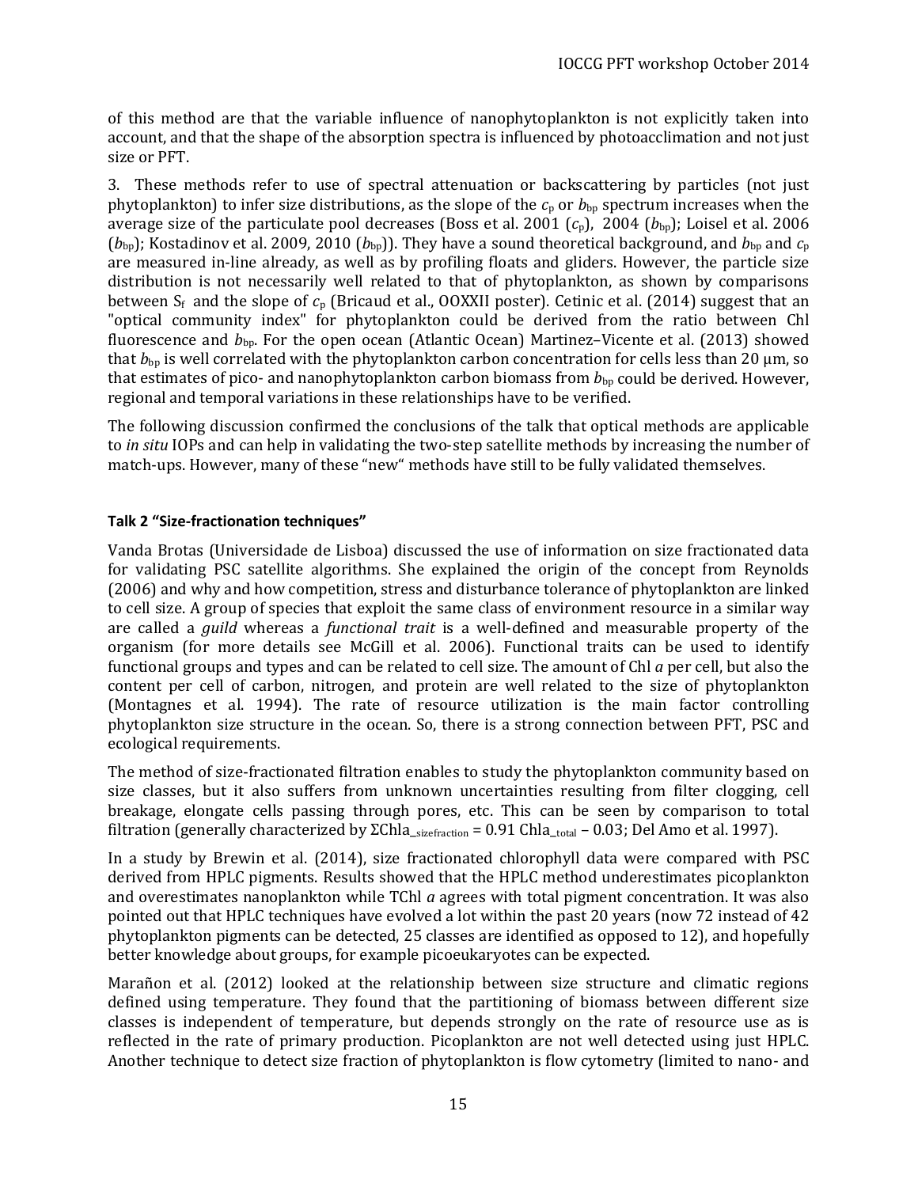of this method are that the variable influence of nanophytoplankton is not explicitly taken into account, and that the shape of the absorption spectra is influenced by photoacclimation and not just size or PFT.

3. These methods refer to use of spectral attenuation or backscattering by particles (not just phytoplankton) to infer size distributions, as the slope of the $c_p$ or $b_{bp}$ spectrum increases when the average size of the particulate pool decreases (Boss et al. 2001 ($c_p$), 2004 ($b_{bp}$); Loisel et al. 2006 ($b_{bp}$); Kostadinov et al. 2009, 2010 ($b_{bp}$)). They have a sound theoretical background, and $b_{bp}$ and $c_p$ are measured in-line already, as well as by profiling floats and gliders. However, the particle size distribution is not necessarily well related to that of phytoplankton, as shown by comparisons between $S_f$ and the slope of $c_p$ (Bricaud et al., OOXXII poster). Cetinic et al. (2014) suggest that an "optical community index" for phytoplankton could be derived from the ratio between Chl fluorescence and $b_{bp}$. For the open ocean (Atlantic Ocean) Martinez–Vicente et al. (2013) showed that $b_{bp}$ is well correlated with the phytoplankton carbon concentration for cells less than 20 µm, so that estimates of pico- and nanophytoplankton carbon biomass from $b_{bp}$ could be derived. However, regional and temporal variations in these relationships have to be verified.

The following discussion confirmed the conclusions of the talk that optical methods are applicable to *in situ* IOPs and can help in validating the two-step satellite methods by increasing the number of match-ups. However, many of these "new" methods have still to be fully validated themselves.

**Talk 2 "Size-fractionation techniques"**

Vanda Brotas (Universidade de Lisboa) discussed the use of information on size fractionated data for validating PSC satellite algorithms. She explained the origin of the concept from Reynolds (2006) and why and how competition, stress and disturbance tolerance of phytoplankton are linked to cell size. A group of species that exploit the same class of environment resource in a similar way are called a *guild* whereas a *functional trait* is a well-defined and measurable property of the organism (for more details see McGill et al. 2006). Functional traits can be used to identify functional groups and types and can be related to cell size. The amount of Chl *a* per cell, but also the content per cell of carbon, nitrogen, and protein are well related to the size of phytoplankton (Montagnes et al. 1994). The rate of resource utilization is the main factor controlling phytoplankton size structure in the ocean. So, there is a strong connection between PFT, PSC and ecological requirements.

The method of size-fractionated filtration enables to study the phytoplankton community based on size classes, but it also suffers from unknown uncertainties resulting from filter clogging, cell breakage, elongate cells passing through pores, etc. This can be seen by comparison to total filtration (generally characterized by $\Sigma Chla_{\_sizefraction} = 0.91\ Chla_{\_total} - 0.03$; Del Amo et al. 1997).

In a study by Brewin et al. (2014), size fractionated chlorophyll data were compared with PSC derived from HPLC pigments. Results showed that the HPLC method underestimates picoplankton and overestimates nanoplankton while TChl *a* agrees with total pigment concentration. It was also pointed out that HPLC techniques have evolved a lot within the past 20 years (now 72 instead of 42 phytoplankton pigments can be detected, 25 classes are identified as opposed to 12), and hopefully better knowledge about groups, for example picoeukaryotes can be expected.

Marañon et al. (2012) looked at the relationship between size structure and climatic regions defined using temperature. They found that the partitioning of biomass between different size classes is independent of temperature, but depends strongly on the rate of resource use as is reflected in the rate of primary production. Picoplankton are not well detected using just HPLC. Another technique to detect size fraction of phytoplankton is flow cytometry (limited to nano- and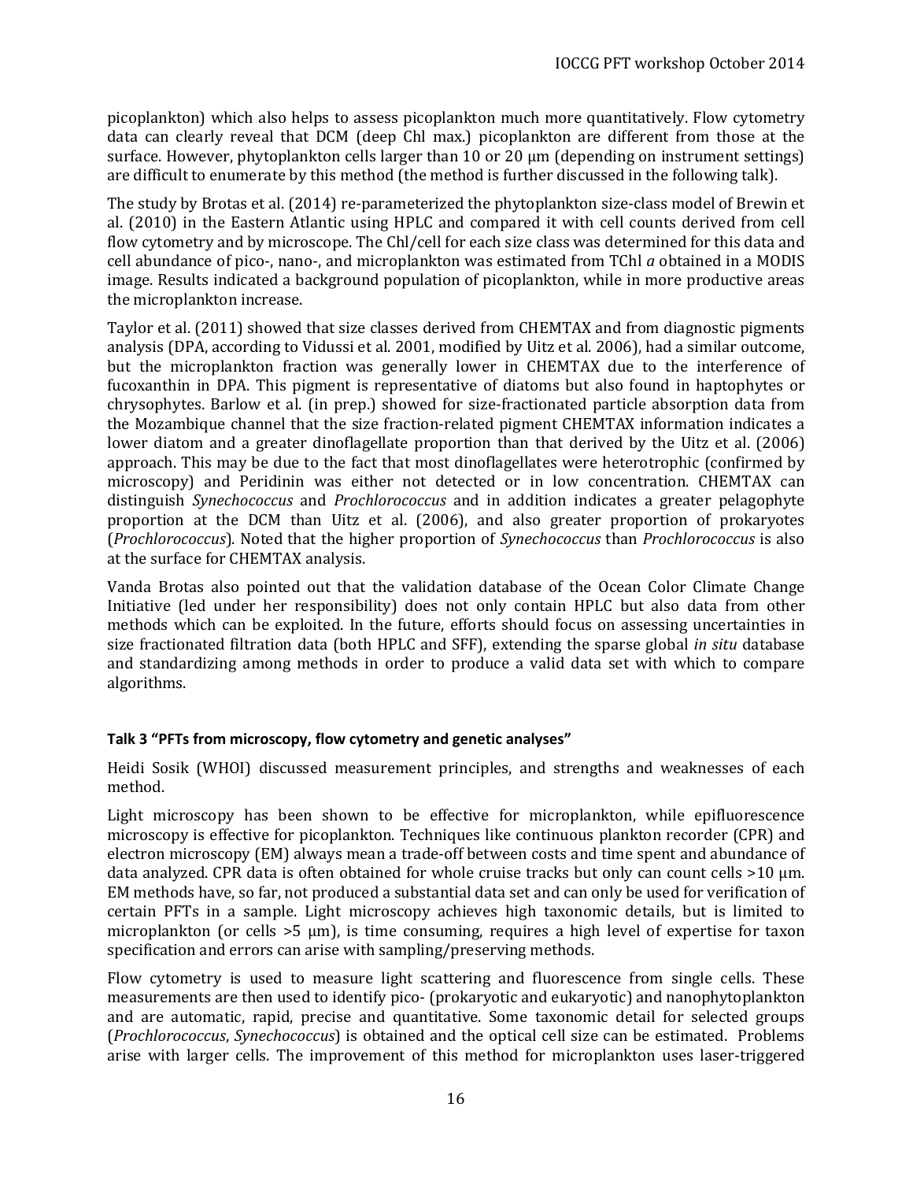picoplankton) which also helps to assess picoplankton much more quantitatively. Flow cytometry data can clearly reveal that DCM (deep Chl max.) picoplankton are different from those at the surface. However, phytoplankton cells larger than 10 or 20 µm (depending on instrument settings) are difficult to enumerate by this method (the method is further discussed in the following talk).

The study by Brotas et al. (2014) re-parameterized the phytoplankton size-class model of Brewin et al. (2010) in the Eastern Atlantic using HPLC and compared it with cell counts derived from cell flow cytometry and by microscope. The Chl/cell for each size class was determined for this data and cell abundance of pico-, nano-, and microplankton was estimated from TChl *a* obtained in a MODIS image. Results indicated a background population of picoplankton, while in more productive areas the microplankton increase.

Taylor et al. (2011) showed that size classes derived from CHEMTAX and from diagnostic pigments analysis (DPA, according to Vidussi et al. 2001, modified by Uitz et al. 2006), had a similar outcome, but the microplankton fraction was generally lower in CHEMTAX due to the interference of fucoxanthin in DPA. This pigment is representative of diatoms but also found in haptophytes or chrysophytes. Barlow et al. (in prep.) showed for size-fractionated particle absorption data from the Mozambique channel that the size fraction-related pigment CHEMTAX information indicates a lower diatom and a greater dinoflagellate proportion than that derived by the Uitz et al. (2006) approach. This may be due to the fact that most dinoflagellates were heterotrophic (confirmed by microscopy) and Peridinin was either not detected or in low concentration. CHEMTAX can distinguish *Synechococcus* and *Prochlorococcus* and in addition indicates a greater pelagophyte proportion at the DCM than Uitz et al. (2006), and also greater proportion of prokaryotes (*Prochlorococcus*). Noted that the higher proportion of *Synechococcus* than *Prochlorococcus* is also at the surface for CHEMTAX analysis.

Vanda Brotas also pointed out that the validation database of the Ocean Color Climate Change Initiative (led under her responsibility) does not only contain HPLC but also data from other methods which can be exploited. In the future, efforts should focus on assessing uncertainties in size fractionated filtration data (both HPLC and SFF), extending the sparse global *in situ* database and standardizing among methods in order to produce a valid data set with which to compare algorithms.

#### Talk 3 "PFTs from microscopy, flow cytometry and genetic analyses"

Heidi Sosik (WHOI) discussed measurement principles, and strengths and weaknesses of each method.

Light microscopy has been shown to be effective for microplankton, while epifluorescence microscopy is effective for picoplankton. Techniques like continuous plankton recorder (CPR) and electron microscopy (EM) always mean a trade-off between costs and time spent and abundance of data analyzed. CPR data is often obtained for whole cruise tracks but only can count cells >10 µm. EM methods have, so far, not produced a substantial data set and can only be used for verification of certain PFTs in a sample. Light microscopy achieves high taxonomic details, but is limited to microplankton (or cells >5 µm), is time consuming, requires a high level of expertise for taxon specification and errors can arise with sampling/preserving methods.

Flow cytometry is used to measure light scattering and fluorescence from single cells. These measurements are then used to identify pico- (prokaryotic and eukaryotic) and nanophytoplankton and are automatic, rapid, precise and quantitative. Some taxonomic detail for selected groups (*Prochlorococcus*, *Synechococcus*) is obtained and the optical cell size can be estimated. Problems arise with larger cells. The improvement of this method for microplankton uses laser-triggered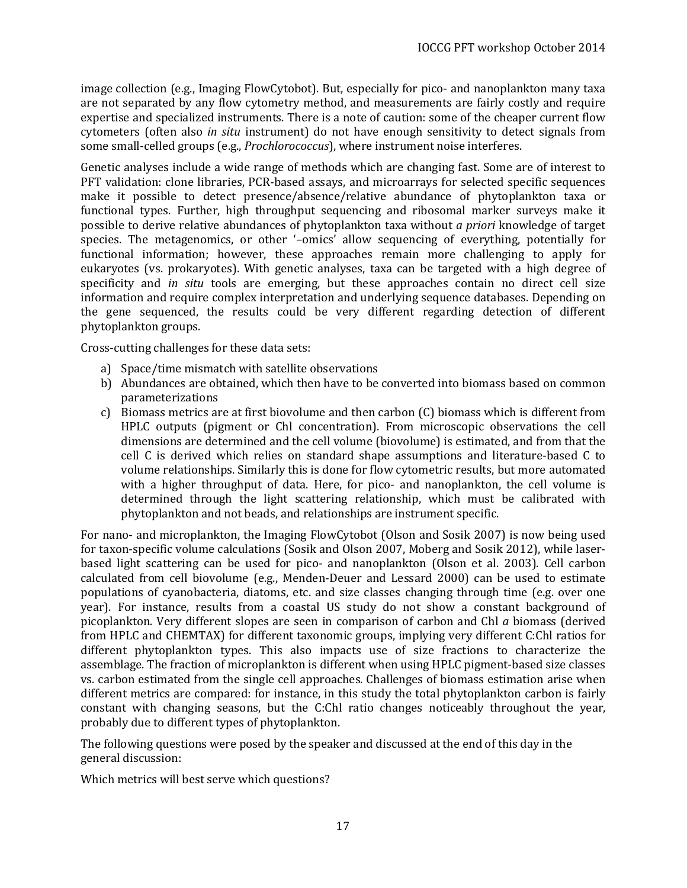image collection (e.g., Imaging FlowCytobot). But, especially for pico- and nanoplankton many taxa are not separated by any flow cytometry method, and measurements are fairly costly and require expertise and specialized instruments. There is a note of caution: some of the cheaper current flow cytometers (often also *in situ* instrument) do not have enough sensitivity to detect signals from some small-celled groups (e.g., *Prochlorococcus*), where instrument noise interferes.

Genetic analyses include a wide range of methods which are changing fast. Some are of interest to PFT validation: clone libraries, PCR-based assays, and microarrays for selected specific sequences make it possible to detect presence/absence/relative abundance of phytoplankton taxa or functional types. Further, high throughput sequencing and ribosomal marker surveys make it possible to derive relative abundances of phytoplankton taxa without *a priori* knowledge of target species. The metagenomics, or other '–omics' allow sequencing of everything, potentially for functional information; however, these approaches remain more challenging to apply for eukaryotes (vs. prokaryotes). With genetic analyses, taxa can be targeted with a high degree of specificity and *in situ* tools are emerging, but these approaches contain no direct cell size information and require complex interpretation and underlying sequence databases. Depending on the gene sequenced, the results could be very different regarding detection of different phytoplankton groups.

Cross-cutting challenges for these data sets:

a) Space/time mismatch with satellite observations
b) Abundances are obtained, which then have to be converted into biomass based on common parameterizations
c) Biomass metrics are at first biovolume and then carbon (C) biomass which is different from HPLC outputs (pigment or Chl concentration). From microscopic observations the cell dimensions are determined and the cell volume (biovolume) is estimated, and from that the cell C is derived which relies on standard shape assumptions and literature-based C to volume relationships. Similarly this is done for flow cytometric results, but more automated with a higher throughput of data. Here, for pico- and nanoplankton, the cell volume is determined through the light scattering relationship, which must be calibrated with phytoplankton and not beads, and relationships are instrument specific.

For nano- and microplankton, the Imaging FlowCytobot (Olson and Sosik 2007) is now being used for taxon-specific volume calculations (Sosik and Olson 2007, Moberg and Sosik 2012), while laser-based light scattering can be used for pico- and nanoplankton (Olson et al. 2003). Cell carbon calculated from cell biovolume (e.g., Menden-Deuer and Lessard 2000) can be used to estimate populations of cyanobacteria, diatoms, etc. and size classes changing through time (e.g. over one year). For instance, results from a coastal US study do not show a constant background of picoplankton. Very different slopes are seen in comparison of carbon and Chl *a* biomass (derived from HPLC and CHEMTAX) for different taxonomic groups, implying very different C:Chl ratios for different phytoplankton types. This also impacts use of size fractions to characterize the assemblage. The fraction of microplankton is different when using HPLC pigment-based size classes vs. carbon estimated from the single cell approaches. Challenges of biomass estimation arise when different metrics are compared: for instance, in this study the total phytoplankton carbon is fairly constant with changing seasons, but the C:Chl ratio changes noticeably throughout the year, probably due to different types of phytoplankton.

The following questions were posed by the speaker and discussed at the end of this day in the general discussion:

Which metrics will best serve which questions?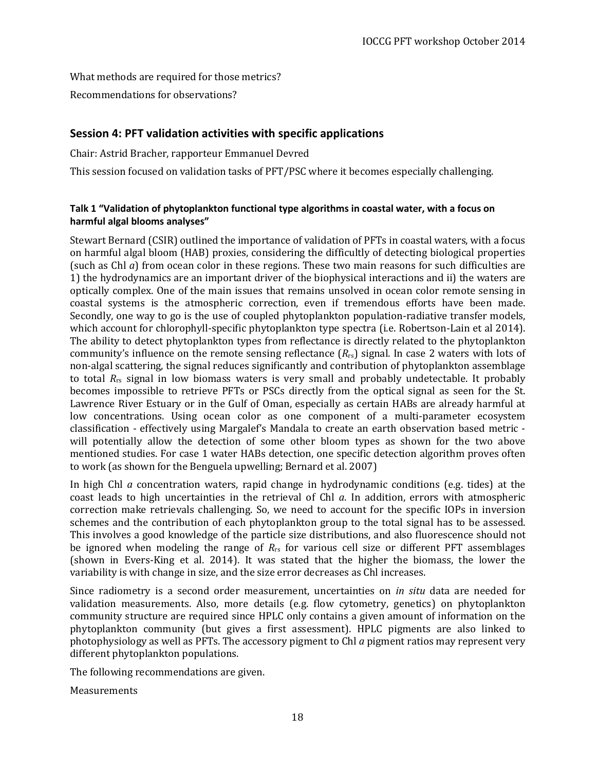What methods are required for those metrics?

Recommendations for observations?

## Session 4: PFT validation activities with specific applications

Chair: Astrid Bracher, rapporteur Emmanuel Devred

This session focused on validation tasks of PFT/PSC where it becomes especially challenging.

#### Talk 1 "Validation of phytoplankton functional type algorithms in coastal water, with a focus on harmful algal blooms analyses"

Stewart Bernard (CSIR) outlined the importance of validation of PFTs in coastal waters, with a focus on harmful algal bloom (HAB) proxies, considering the difficultly of detecting biological properties (such as Chl *a*) from ocean color in these regions. These two main reasons for such difficulties are 1) the hydrodynamics are an important driver of the biophysical interactions and ii) the waters are optically complex. One of the main issues that remains unsolved in ocean color remote sensing in coastal systems is the atmospheric correction, even if tremendous efforts have been made. Secondly, one way to go is the use of coupled phytoplankton population-radiative transfer models, which account for chlorophyll-specific phytoplankton type spectra (i.e. Robertson-Lain et al 2014). The ability to detect phytoplankton types from reflectance is directly related to the phytoplankton community's influence on the remote sensing reflectance ($R_{rs}$) signal. In case 2 waters with lots of non-algal scattering, the signal reduces significantly and contribution of phytoplankton assemblage to total $R_{rs}$ signal in low biomass waters is very small and probably undetectable. It probably becomes impossible to retrieve PFTs or PSCs directly from the optical signal as seen for the St. Lawrence River Estuary or in the Gulf of Oman, especially as certain HABs are already harmful at low concentrations. Using ocean color as one component of a multi-parameter ecosystem classification - effectively using Margalef's Mandala to create an earth observation based metric - will potentially allow the detection of some other bloom types as shown for the two above mentioned studies. For case 1 water HABs detection, one specific detection algorithm proves often to work (as shown for the Benguela upwelling; Bernard et al. 2007)

In high Chl *a* concentration waters, rapid change in hydrodynamic conditions (e.g. tides) at the coast leads to high uncertainties in the retrieval of Chl *a*. In addition, errors with atmospheric correction make retrievals challenging. So, we need to account for the specific IOPs in inversion schemes and the contribution of each phytoplankton group to the total signal has to be assessed. This involves a good knowledge of the particle size distributions, and also fluorescence should not be ignored when modeling the range of $R_{rs}$ for various cell size or different PFT assemblages (shown in Evers-King et al. 2014). It was stated that the higher the biomass, the lower the variability is with change in size, and the size error decreases as Chl increases.

Since radiometry is a second order measurement, uncertainties on *in situ* data are needed for validation measurements. Also, more details (e.g. flow cytometry, genetics) on phytoplankton community structure are required since HPLC only contains a given amount of information on the phytoplankton community (but gives a first assessment). HPLC pigments are also linked to photophysiology as well as PFTs. The accessory pigment to Chl *a* pigment ratios may represent very different phytoplankton populations.

The following recommendations are given.

Measurements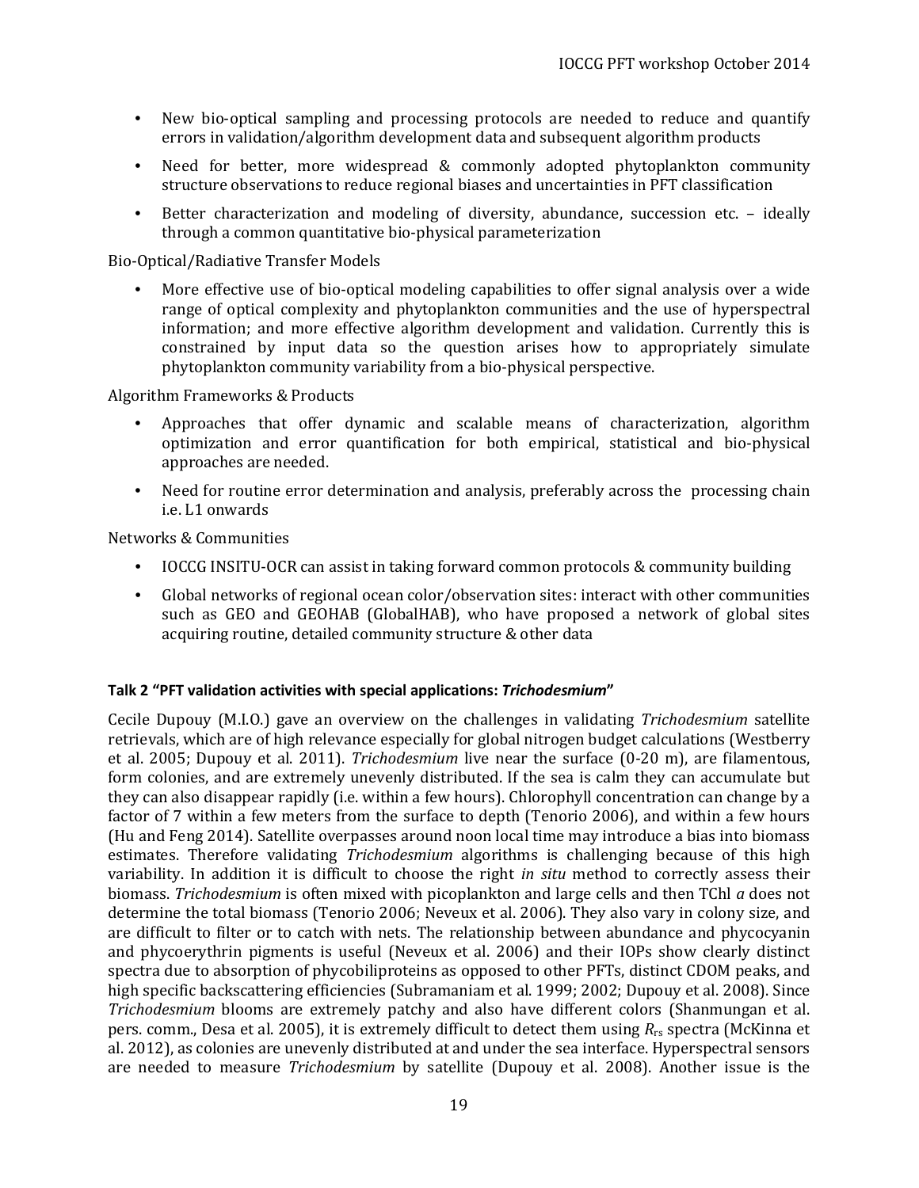- New bio-optical sampling and processing protocols are needed to reduce and quantify errors in validation/algorithm development data and subsequent algorithm products
- Need for better, more widespread & commonly adopted phytoplankton community structure observations to reduce regional biases and uncertainties in PFT classification
- Better characterization and modeling of diversity, abundance, succession etc. – ideally through a common quantitative bio-physical parameterization

Bio-Optical/Radiative Transfer Models

- More effective use of bio-optical modeling capabilities to offer signal analysis over a wide range of optical complexity and phytoplankton communities and the use of hyperspectral information; and more effective algorithm development and validation. Currently this is constrained by input data so the question arises how to appropriately simulate phytoplankton community variability from a bio-physical perspective.

Algorithm Frameworks & Products

- Approaches that offer dynamic and scalable means of characterization, algorithm optimization and error quantification for both empirical, statistical and bio-physical approaches are needed.
- Need for routine error determination and analysis, preferably across the processing chain i.e. L1 onwards

Networks & Communities

- IOCCG INSITU-OCR can assist in taking forward common protocols & community building
- Global networks of regional ocean color/observation sites: interact with other communities such as GEO and GEOHAB (GlobalHAB), who have proposed a network of global sites acquiring routine, detailed community structure & other data

**Talk 2 "PFT validation activities with special applications: *Trichodesmium*"**

Cecile Dupouy (M.I.O.) gave an overview on the challenges in validating *Trichodesmium* satellite retrievals, which are of high relevance especially for global nitrogen budget calculations (Westberry et al. 2005; Dupouy et al. 2011). *Trichodesmium* live near the surface (0-20 m), are filamentous, form colonies, and are extremely unevenly distributed. If the sea is calm they can accumulate but they can also disappear rapidly (i.e. within a few hours). Chlorophyll concentration can change by a factor of 7 within a few meters from the surface to depth (Tenorio 2006), and within a few hours (Hu and Feng 2014). Satellite overpasses around noon local time may introduce a bias into biomass estimates. Therefore validating *Trichodesmium* algorithms is challenging because of this high variability. In addition it is difficult to choose the right *in situ* method to correctly assess their biomass. *Trichodesmium* is often mixed with picoplankton and large cells and then TChl *a* does not determine the total biomass (Tenorio 2006; Neveux et al. 2006). They also vary in colony size, and are difficult to filter or to catch with nets. The relationship between abundance and phycocyanin and phycoerythrin pigments is useful (Neveux et al. 2006) and their IOPs show clearly distinct spectra due to absorption of phycobiliproteins as opposed to other PFTs, distinct CDOM peaks, and high specific backscattering efficiencies (Subramaniam et al. 1999; 2002; Dupouy et al. 2008). Since *Trichodesmium* blooms are extremely patchy and also have different colors (Shanmungan et al. pers. comm., Desa et al. 2005), it is extremely difficult to detect them using $R_{rs}$ spectra (McKinna et al. 2012), as colonies are unevenly distributed at and under the sea interface. Hyperspectral sensors are needed to measure *Trichodesmium* by satellite (Dupouy et al. 2008). Another issue is the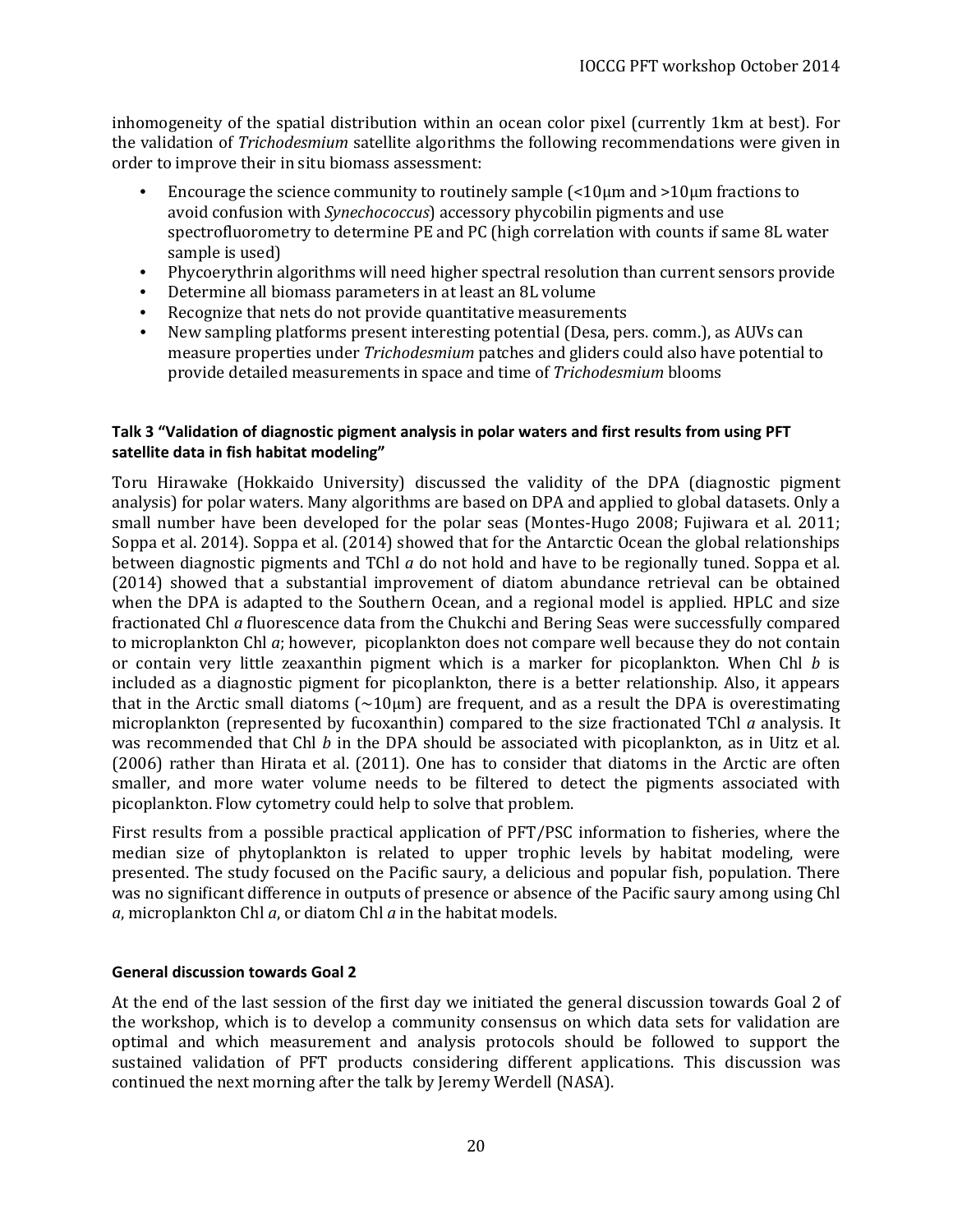inhomogeneity of the spatial distribution within an ocean color pixel (currently 1km at best). For the validation of *Trichodesmium* satellite algorithms the following recommendations were given in order to improve their in situ biomass assessment:

- Encourage the science community to routinely sample (<10μm and >10μm fractions to avoid confusion with *Synechococcus*) accessory phycobilin pigments and use spectrofluorometry to determine PE and PC (high correlation with counts if same 8L water sample is used)
- Phycoerythrin algorithms will need higher spectral resolution than current sensors provide
- Determine all biomass parameters in at least an 8L volume
- Recognize that nets do not provide quantitative measurements
- New sampling platforms present interesting potential (Desa, pers. comm.), as AUVs can measure properties under *Trichodesmium* patches and gliders could also have potential to provide detailed measurements in space and time of *Trichodesmium* blooms

#### Talk 3 "Validation of diagnostic pigment analysis in polar waters and first results from using PFT satellite data in fish habitat modeling"

Toru Hirawake (Hokkaido University) discussed the validity of the DPA (diagnostic pigment analysis) for polar waters. Many algorithms are based on DPA and applied to global datasets. Only a small number have been developed for the polar seas (Montes-Hugo 2008; Fujiwara et al. 2011; Soppa et al. 2014). Soppa et al. (2014) showed that for the Antarctic Ocean the global relationships between diagnostic pigments and TChl *a* do not hold and have to be regionally tuned. Soppa et al. (2014) showed that a substantial improvement of diatom abundance retrieval can be obtained when the DPA is adapted to the Southern Ocean, and a regional model is applied. HPLC and size fractionated Chl *a* fluorescence data from the Chukchi and Bering Seas were successfully compared to microplankton Chl *a*; however, picoplankton does not compare well because they do not contain or contain very little zeaxanthin pigment which is a marker for picoplankton. When Chl *b* is included as a diagnostic pigment for picoplankton, there is a better relationship. Also, it appears that in the Arctic small diatoms (~10μm) are frequent, and as a result the DPA is overestimating microplankton (represented by fucoxanthin) compared to the size fractionated TChl *a* analysis. It was recommended that Chl *b* in the DPA should be associated with picoplankton, as in Uitz et al. (2006) rather than Hirata et al. (2011). One has to consider that diatoms in the Arctic are often smaller, and more water volume needs to be filtered to detect the pigments associated with picoplankton. Flow cytometry could help to solve that problem.

First results from a possible practical application of PFT/PSC information to fisheries, where the median size of phytoplankton is related to upper trophic levels by habitat modeling, were presented. The study focused on the Pacific saury, a delicious and popular fish, population. There was no significant difference in outputs of presence or absence of the Pacific saury among using Chl *a*, microplankton Chl *a*, or diatom Chl *a* in the habitat models.

#### General discussion towards Goal 2

At the end of the last session of the first day we initiated the general discussion towards Goal 2 of the workshop, which is to develop a community consensus on which data sets for validation are optimal and which measurement and analysis protocols should be followed to support the sustained validation of PFT products considering different applications. This discussion was continued the next morning after the talk by Jeremy Werdell (NASA).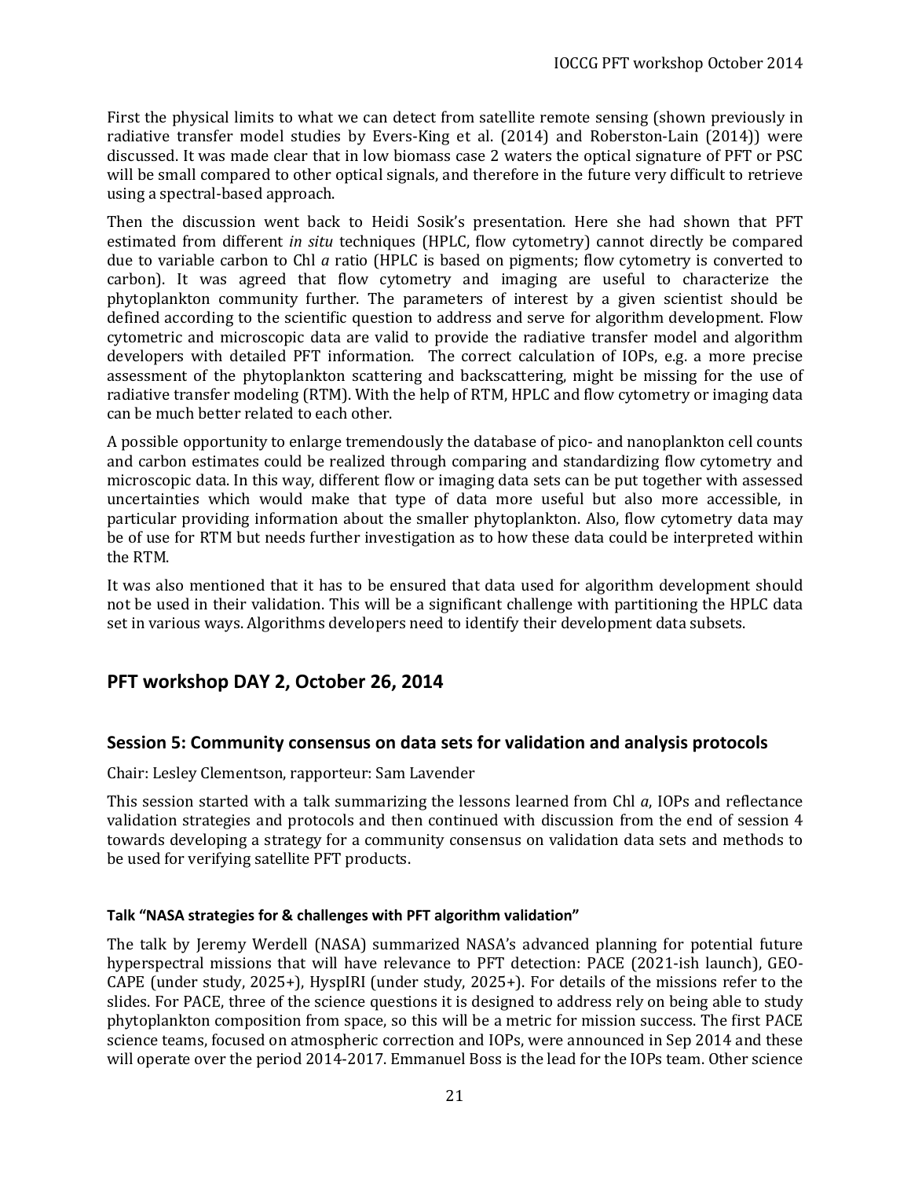First the physical limits to what we can detect from satellite remote sensing (shown previously in radiative transfer model studies by Evers-King et al. (2014) and Roberston-Lain (2014)) were discussed. It was made clear that in low biomass case 2 waters the optical signature of PFT or PSC will be small compared to other optical signals, and therefore in the future very difficult to retrieve using a spectral-based approach.

Then the discussion went back to Heidi Sosik's presentation. Here she had shown that PFT estimated from different *in situ* techniques (HPLC, flow cytometry) cannot directly be compared due to variable carbon to Chl *a* ratio (HPLC is based on pigments; flow cytometry is converted to carbon). It was agreed that flow cytometry and imaging are useful to characterize the phytoplankton community further. The parameters of interest by a given scientist should be defined according to the scientific question to address and serve for algorithm development. Flow cytometric and microscopic data are valid to provide the radiative transfer model and algorithm developers with detailed PFT information. The correct calculation of IOPs, e.g. a more precise assessment of the phytoplankton scattering and backscattering, might be missing for the use of radiative transfer modeling (RTM). With the help of RTM, HPLC and flow cytometry or imaging data can be much better related to each other.

A possible opportunity to enlarge tremendously the database of pico- and nanoplankton cell counts and carbon estimates could be realized through comparing and standardizing flow cytometry and microscopic data. In this way, different flow or imaging data sets can be put together with assessed uncertainties which would make that type of data more useful but also more accessible, in particular providing information about the smaller phytoplankton. Also, flow cytometry data may be of use for RTM but needs further investigation as to how these data could be interpreted within the RTM.

It was also mentioned that it has to be ensured that data used for algorithm development should not be used in their validation. This will be a significant challenge with partitioning the HPLC data set in various ways. Algorithms developers need to identify their development data subsets.

## PFT workshop DAY 2, October 26, 2014

### Session 5: Community consensus on data sets for validation and analysis protocols

Chair: Lesley Clementson, rapporteur: Sam Lavender

This session started with a talk summarizing the lessons learned from Chl *a*, IOPs and reflectance validation strategies and protocols and then continued with discussion from the end of session 4 towards developing a strategy for a community consensus on validation data sets and methods to be used for verifying satellite PFT products.

#### Talk "NASA strategies for & challenges with PFT algorithm validation"

The talk by Jeremy Werdell (NASA) summarized NASA's advanced planning for potential future hyperspectral missions that will have relevance to PFT detection: PACE (2021-ish launch), GEO-CAPE (under study, 2025+), HyspIRI (under study, 2025+). For details of the missions refer to the slides. For PACE, three of the science questions it is designed to address rely on being able to study phytoplankton composition from space, so this will be a metric for mission success. The first PACE science teams, focused on atmospheric correction and IOPs, were announced in Sep 2014 and these will operate over the period 2014-2017. Emmanuel Boss is the lead for the IOPs team. Other science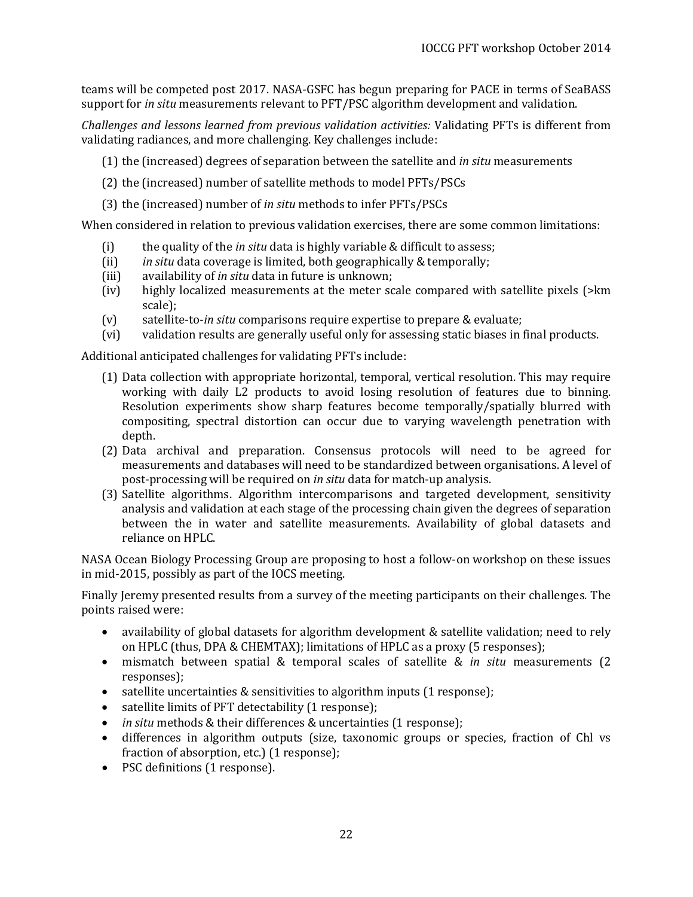teams will be competed post 2017. NASA-GSFC has begun preparing for PACE in terms of SeaBASS support for *in situ* measurements relevant to PFT/PSC algorithm development and validation.

*Challenges and lessons learned from previous validation activities:* Validating PFTs is different from validating radiances, and more challenging. Key challenges include:

(1) the (increased) degrees of separation between the satellite and *in situ* measurements

(2) the (increased) number of satellite methods to model PFTs/PSCs

(3) the (increased) number of *in situ* methods to infer PFTs/PSCs

When considered in relation to previous validation exercises, there are some common limitations:

(i) the quality of the *in situ* data is highly variable & difficult to assess;
(ii) *in situ* data coverage is limited, both geographically & temporally;
(iii) availability of *in situ* data in future is unknown;
(iv) highly localized measurements at the meter scale compared with satellite pixels (>km scale);
(v) satellite-to-*in situ* comparisons require expertise to prepare & evaluate;
(vi) validation results are generally useful only for assessing static biases in final products.

Additional anticipated challenges for validating PFTs include:

(1) Data collection with appropriate horizontal, temporal, vertical resolution. This may require working with daily L2 products to avoid losing resolution of features due to binning. Resolution experiments show sharp features become temporally/spatially blurred with compositing, spectral distortion can occur due to varying wavelength penetration with depth.
(2) Data archival and preparation. Consensus protocols will need to be agreed for measurements and databases will need to be standardized between organisations. A level of post-processing will be required on *in situ* data for match-up analysis.
(3) Satellite algorithms. Algorithm intercomparisons and targeted development, sensitivity analysis and validation at each stage of the processing chain given the degrees of separation between the in water and satellite measurements. Availability of global datasets and reliance on HPLC.

NASA Ocean Biology Processing Group are proposing to host a follow-on workshop on these issues in mid-2015, possibly as part of the IOCS meeting.

Finally Jeremy presented results from a survey of the meeting participants on their challenges. The points raised were:

- availability of global datasets for algorithm development & satellite validation; need to rely on HPLC (thus, DPA & CHEMTAX); limitations of HPLC as a proxy (5 responses);
- mismatch between spatial & temporal scales of satellite & *in situ* measurements (2 responses);
- satellite uncertainties & sensitivities to algorithm inputs (1 response);
- satellite limits of PFT detectability (1 response);
- *in situ* methods & their differences & uncertainties (1 response);
- differences in algorithm outputs (size, taxonomic groups or species, fraction of Chl vs fraction of absorption, etc.) (1 response);
- PSC definitions (1 response).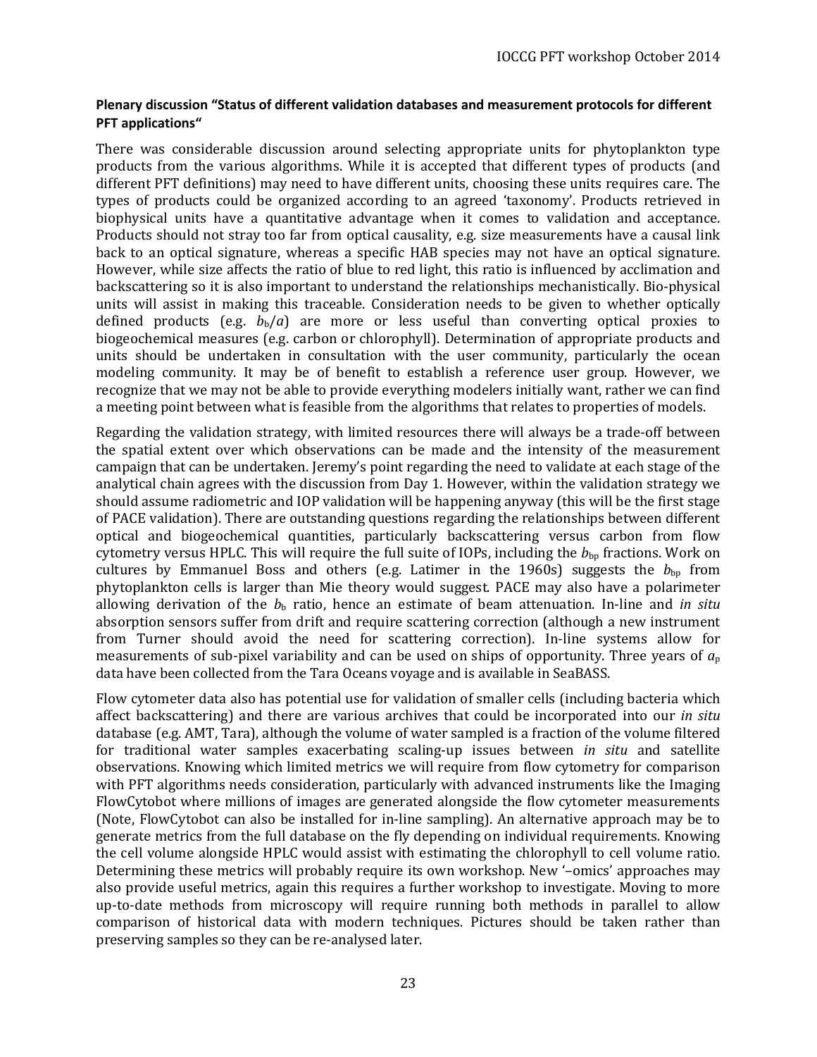**Plenary discussion "Status of different validation databases and measurement protocols for different PFT applications"**

There was considerable discussion around selecting appropriate units for phytoplankton type products from the various algorithms. While it is accepted that different types of products (and different PFT definitions) may need to have different units, choosing these units requires care. The types of products could be organized according to an agreed 'taxonomy'. Products retrieved in biophysical units have a quantitative advantage when it comes to validation and acceptance. Products should not stray too far from optical causality, e.g. size measurements have a causal link back to an optical signature, whereas a specific HAB species may not have an optical signature. However, while size affects the ratio of blue to red light, this ratio is influenced by acclimation and backscattering so it is also important to understand the relationships mechanistically. Bio-physical units will assist in making this traceable. Consideration needs to be given to whether optically defined products (e.g. $b_b/a$) are more or less useful than converting optical proxies to biogeochemical measures (e.g. carbon or chlorophyll). Determination of appropriate products and units should be undertaken in consultation with the user community, particularly the ocean modeling community. It may be of benefit to establish a reference user group. However, we recognize that we may not be able to provide everything modelers initially want, rather we can find a meeting point between what is feasible from the algorithms that relates to properties of models.

Regarding the validation strategy, with limited resources there will always be a trade-off between the spatial extent over which observations can be made and the intensity of the measurement campaign that can be undertaken. Jeremy's point regarding the need to validate at each stage of the analytical chain agrees with the discussion from Day 1. However, within the validation strategy we should assume radiometric and IOP validation will be happening anyway (this will be the first stage of PACE validation). There are outstanding questions regarding the relationships between different optical and biogeochemical quantities, particularly backscattering versus carbon from flow cytometry versus HPLC. This will require the full suite of IOPs, including the $b_{bp}$ fractions. Work on cultures by Emmanuel Boss and others (e.g. Latimer in the 1960s) suggests the $b_{bp}$ from phytoplankton cells is larger than Mie theory would suggest. PACE may also have a polarimeter allowing derivation of the $b_b$ ratio, hence an estimate of beam attenuation. In-line and *in situ* absorption sensors suffer from drift and require scattering correction (although a new instrument from Turner should avoid the need for scattering correction). In-line systems allow for measurements of sub-pixel variability and can be used on ships of opportunity. Three years of $a_p$ data have been collected from the Tara Oceans voyage and is available in SeaBASS.

Flow cytometer data also has potential use for validation of smaller cells (including bacteria which affect backscattering) and there are various archives that could be incorporated into our *in situ* database (e.g. AMT, Tara), although the volume of water sampled is a fraction of the volume filtered for traditional water samples exacerbating scaling-up issues between *in situ* and satellite observations. Knowing which limited metrics we will require from flow cytometry for comparison with PFT algorithms needs consideration, particularly with advanced instruments like the Imaging FlowCytobot where millions of images are generated alongside the flow cytometer measurements (Note, FlowCytobot can also be installed for in-line sampling). An alternative approach may be to generate metrics from the full database on the fly depending on individual requirements. Knowing the cell volume alongside HPLC would assist with estimating the chlorophyll to cell volume ratio. Determining these metrics will probably require its own workshop. New '–omics' approaches may also provide useful metrics, again this requires a further workshop to investigate. Moving to more up-to-date methods from microscopy will require running both methods in parallel to allow comparison of historical data with modern techniques. Pictures should be taken rather than preserving samples so they can be re-analysed later.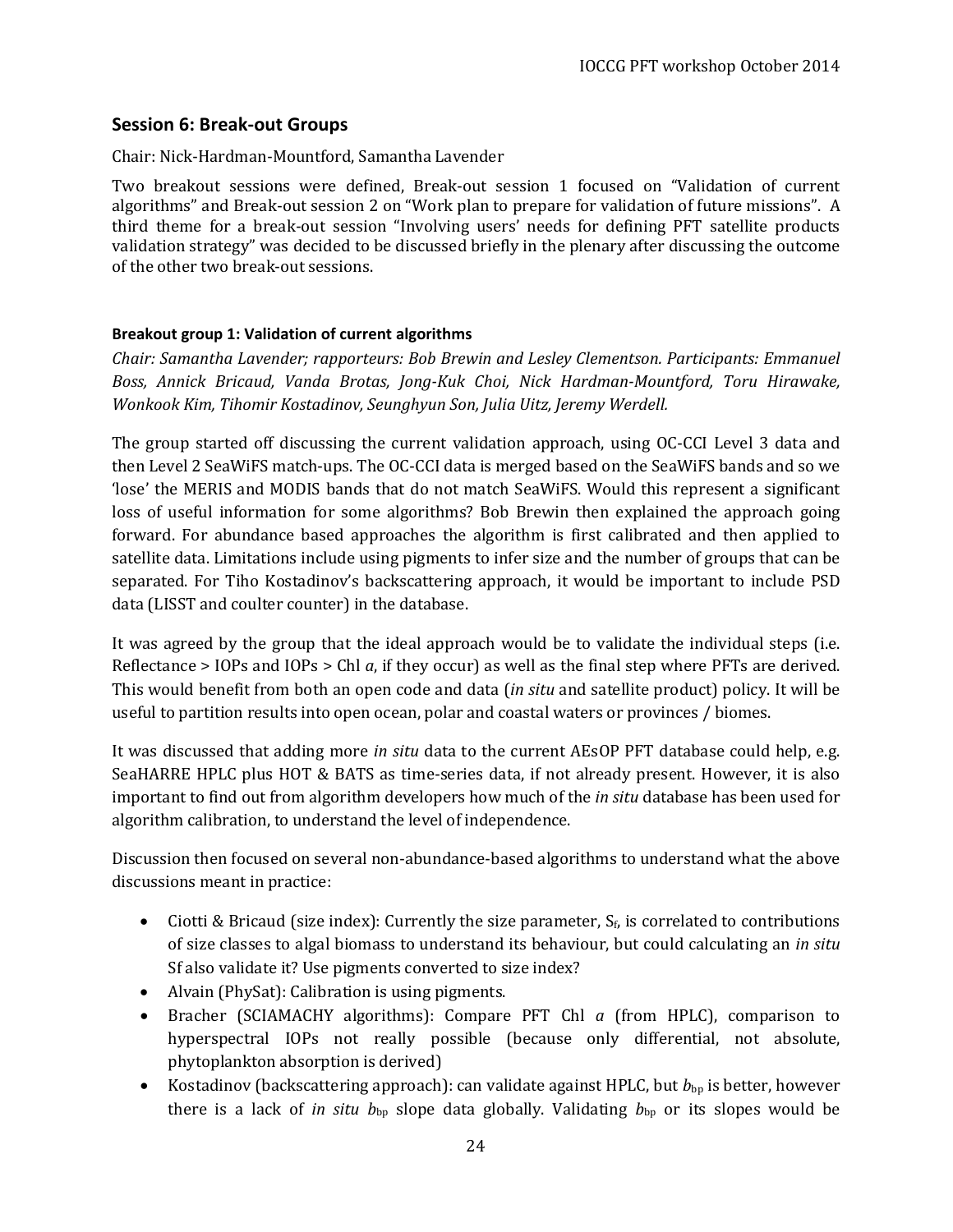## Session 6: Break-out Groups

Chair: Nick-Hardman-Mountford, Samantha Lavender

Two breakout sessions were defined, Break-out session 1 focused on "Validation of current algorithms" and Break-out session 2 on "Work plan to prepare for validation of future missions". A third theme for a break-out session "Involving users' needs for defining PFT satellite products validation strategy" was decided to be discussed briefly in the plenary after discussing the outcome of the other two break-out sessions.

### Breakout group 1: Validation of current algorithms

*Chair: Samantha Lavender; rapporteurs: Bob Brewin and Lesley Clementson. Participants: Emmanuel Boss, Annick Bricaud, Vanda Brotas, Jong-Kuk Choi, Nick Hardman-Mountford, Toru Hirawake, Wonkook Kim, Tihomir Kostadinov, Seunghyun Son, Julia Uitz, Jeremy Werdell.*

The group started off discussing the current validation approach, using OC-CCI Level 3 data and then Level 2 SeaWiFS match-ups. The OC-CCI data is merged based on the SeaWiFS bands and so we 'lose' the MERIS and MODIS bands that do not match SeaWiFS. Would this represent a significant loss of useful information for some algorithms? Bob Brewin then explained the approach going forward. For abundance based approaches the algorithm is first calibrated and then applied to satellite data. Limitations include using pigments to infer size and the number of groups that can be separated. For Tiho Kostadinov's backscattering approach, it would be important to include PSD data (LISST and coulter counter) in the database.

It was agreed by the group that the ideal approach would be to validate the individual steps (i.e. Reflectance > IOPs and IOPs > Chl *a*, if they occur) as well as the final step where PFTs are derived. This would benefit from both an open code and data (*in situ* and satellite product) policy. It will be useful to partition results into open ocean, polar and coastal waters or provinces / biomes.

It was discussed that adding more *in situ* data to the current AEsOP PFT database could help, e.g. SeaHARRE HPLC plus HOT & BATS as time-series data, if not already present. However, it is also important to find out from algorithm developers how much of the *in situ* database has been used for algorithm calibration, to understand the level of independence.

Discussion then focused on several non-abundance-based algorithms to understand what the above discussions meant in practice:

- Ciotti & Bricaud (size index): Currently the size parameter, $S_f$, is correlated to contributions of size classes to algal biomass to understand its behaviour, but could calculating an *in situ* Sf also validate it? Use pigments converted to size index?
- Alvain (PhySat): Calibration is using pigments.
- Bracher (SCIAMACHY algorithms): Compare PFT Chl *a* (from HPLC), comparison to hyperspectral IOPs not really possible (because only differential, not absolute, phytoplankton absorption is derived)
- Kostadinov (backscattering approach): can validate against HPLC, but $b_{bp}$ is better, however there is a lack of *in situ* $b_{bp}$ slope data globally. Validating $b_{bp}$ or its slopes would be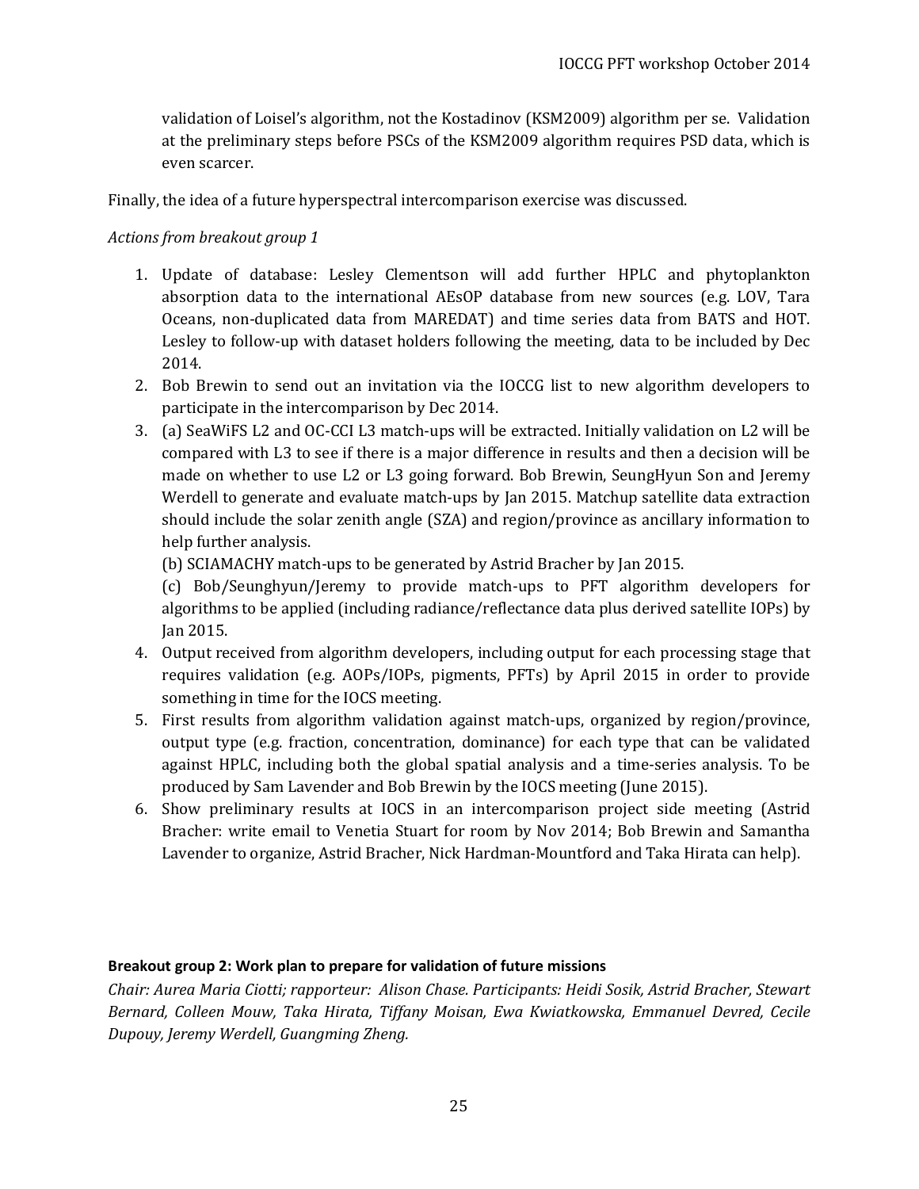validation of Loisel's algorithm, not the Kostadinov (KSM2009) algorithm per se. Validation at the preliminary steps before PSCs of the KSM2009 algorithm requires PSD data, which is even scarcer.

Finally, the idea of a future hyperspectral intercomparison exercise was discussed.

*Actions from breakout group 1*

1. Update of database: Lesley Clementson will add further HPLC and phytoplankton absorption data to the international AEsOP database from new sources (e.g. LOV, Tara Oceans, non-duplicated data from MAREDAT) and time series data from BATS and HOT. Lesley to follow-up with dataset holders following the meeting, data to be included by Dec 2014.
2. Bob Brewin to send out an invitation via the IOCCG list to new algorithm developers to participate in the intercomparison by Dec 2014.
3. (a) SeaWiFS L2 and OC-CCI L3 match-ups will be extracted. Initially validation on L2 will be compared with L3 to see if there is a major difference in results and then a decision will be made on whether to use L2 or L3 going forward. Bob Brewin, SeungHyun Son and Jeremy Werdell to generate and evaluate match-ups by Jan 2015. Matchup satellite data extraction should include the solar zenith angle (SZA) and region/province as ancillary information to help further analysis.

   (b) SCIAMACHY match-ups to be generated by Astrid Bracher by Jan 2015.

   (c) Bob/Seunghyun/Jeremy to provide match-ups to PFT algorithm developers for algorithms to be applied (including radiance/reflectance data plus derived satellite IOPs) by Jan 2015.
4. Output received from algorithm developers, including output for each processing stage that requires validation (e.g. AOPs/IOPs, pigments, PFTs) by April 2015 in order to provide something in time for the IOCS meeting.
5. First results from algorithm validation against match-ups, organized by region/province, output type (e.g. fraction, concentration, dominance) for each type that can be validated against HPLC, including both the global spatial analysis and a time-series analysis. To be produced by Sam Lavender and Bob Brewin by the IOCS meeting (June 2015).
6. Show preliminary results at IOCS in an intercomparison project side meeting (Astrid Bracher: write email to Venetia Stuart for room by Nov 2014; Bob Brewin and Samantha Lavender to organize, Astrid Bracher, Nick Hardman-Mountford and Taka Hirata can help).

**Breakout group 2: Work plan to prepare for validation of future missions**

*Chair: Aurea Maria Ciotti; rapporteur: Alison Chase. Participants: Heidi Sosik, Astrid Bracher, Stewart Bernard, Colleen Mouw, Taka Hirata, Tiffany Moisan, Ewa Kwiatkowska, Emmanuel Devred, Cecile Dupouy, Jeremy Werdell, Guangming Zheng.*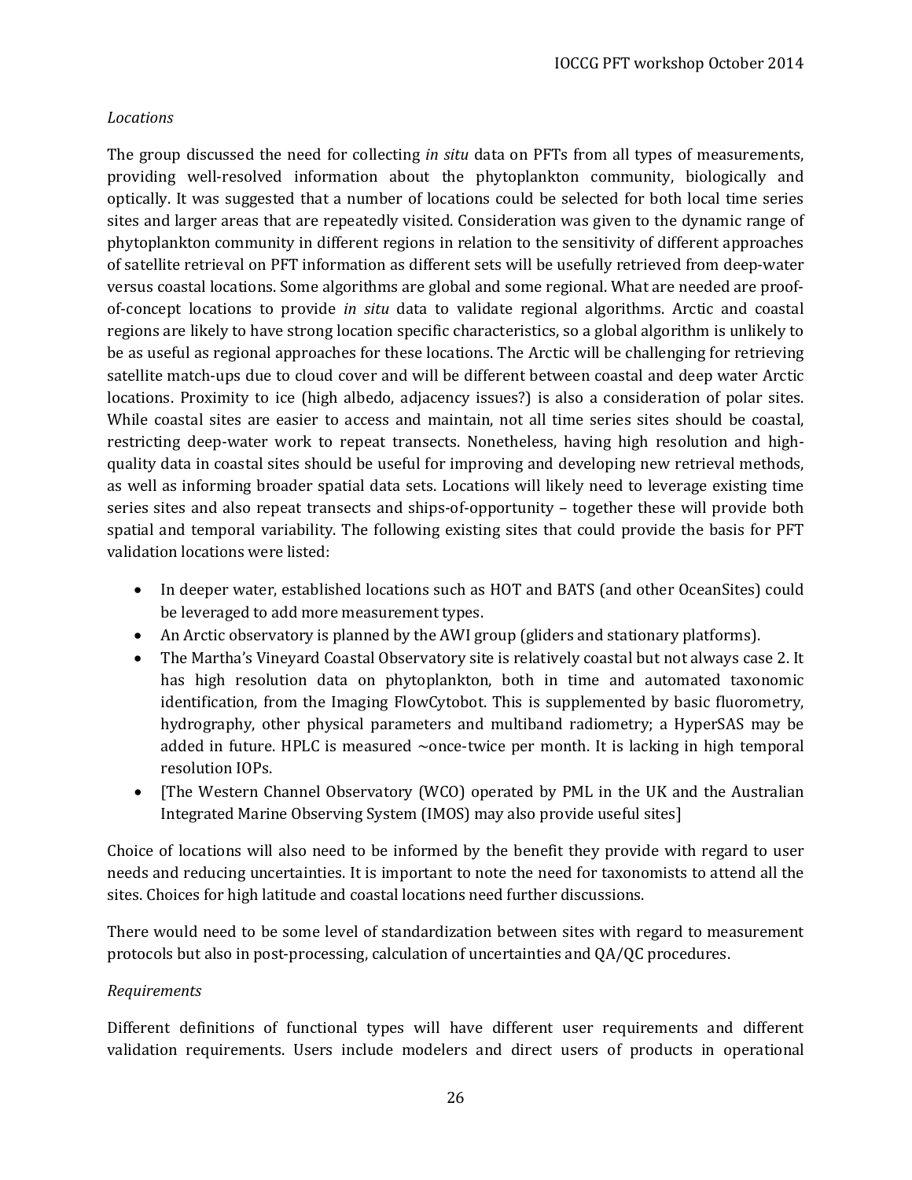*Locations*

The group discussed the need for collecting *in situ* data on PFTs from all types of measurements, providing well-resolved information about the phytoplankton community, biologically and optically. It was suggested that a number of locations could be selected for both local time series sites and larger areas that are repeatedly visited. Consideration was given to the dynamic range of phytoplankton community in different regions in relation to the sensitivity of different approaches of satellite retrieval on PFT information as different sets will be usefully retrieved from deep-water versus coastal locations. Some algorithms are global and some regional. What are needed are proof-of-concept locations to provide *in situ* data to validate regional algorithms. Arctic and coastal regions are likely to have strong location specific characteristics, so a global algorithm is unlikely to be as useful as regional approaches for these locations. The Arctic will be challenging for retrieving satellite match-ups due to cloud cover and will be different between coastal and deep water Arctic locations. Proximity to ice (high albedo, adjacency issues?) is also a consideration of polar sites. While coastal sites are easier to access and maintain, not all time series sites should be coastal, restricting deep-water work to repeat transects. Nonetheless, having high resolution and high-quality data in coastal sites should be useful for improving and developing new retrieval methods, as well as informing broader spatial data sets. Locations will likely need to leverage existing time series sites and also repeat transects and ships-of-opportunity – together these will provide both spatial and temporal variability. The following existing sites that could provide the basis for PFT validation locations were listed:

- In deeper water, established locations such as HOT and BATS (and other OceanSites) could be leveraged to add more measurement types.
- An Arctic observatory is planned by the AWI group (gliders and stationary platforms).
- The Martha's Vineyard Coastal Observatory site is relatively coastal but not always case 2. It has high resolution data on phytoplankton, both in time and automated taxonomic identification, from the Imaging FlowCytobot. This is supplemented by basic fluorometry, hydrography, other physical parameters and multiband radiometry; a HyperSAS may be added in future. HPLC is measured ~once-twice per month. It is lacking in high temporal resolution IOPs.
- [The Western Channel Observatory (WCO) operated by PML in the UK and the Australian Integrated Marine Observing System (IMOS) may also provide useful sites]

Choice of locations will also need to be informed by the benefit they provide with regard to user needs and reducing uncertainties. It is important to note the need for taxonomists to attend all the sites. Choices for high latitude and coastal locations need further discussions.

There would need to be some level of standardization between sites with regard to measurement protocols but also in post-processing, calculation of uncertainties and QA/QC procedures.

*Requirements*

Different definitions of functional types will have different user requirements and different validation requirements. Users include modelers and direct users of products in operational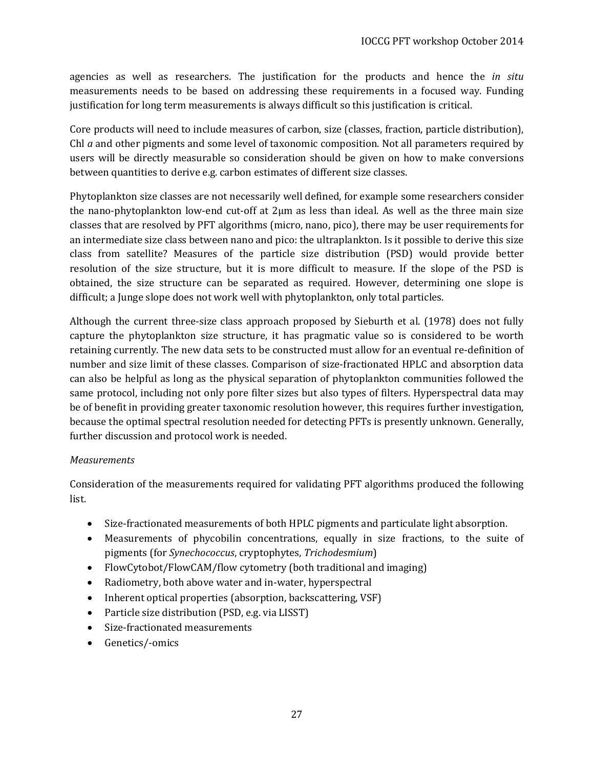agencies as well as researchers. The justification for the products and hence the *in situ* measurements needs to be based on addressing these requirements in a focused way. Funding justification for long term measurements is always difficult so this justification is critical.

Core products will need to include measures of carbon, size (classes, fraction, particle distribution), Chl *a* and other pigments and some level of taxonomic composition. Not all parameters required by users will be directly measurable so consideration should be given on how to make conversions between quantities to derive e.g. carbon estimates of different size classes.

Phytoplankton size classes are not necessarily well defined, for example some researchers consider the nano-phytoplankton low-end cut-off at 2μm as less than ideal. As well as the three main size classes that are resolved by PFT algorithms (micro, nano, pico), there may be user requirements for an intermediate size class between nano and pico: the ultraplankton. Is it possible to derive this size class from satellite? Measures of the particle size distribution (PSD) would provide better resolution of the size structure, but it is more difficult to measure. If the slope of the PSD is obtained, the size structure can be separated as required. However, determining one slope is difficult; a Junge slope does not work well with phytoplankton, only total particles.

Although the current three-size class approach proposed by Sieburth et al. (1978) does not fully capture the phytoplankton size structure, it has pragmatic value so is considered to be worth retaining currently. The new data sets to be constructed must allow for an eventual re-definition of number and size limit of these classes. Comparison of size-fractionated HPLC and absorption data can also be helpful as long as the physical separation of phytoplankton communities followed the same protocol, including not only pore filter sizes but also types of filters. Hyperspectral data may be of benefit in providing greater taxonomic resolution however, this requires further investigation, because the optimal spectral resolution needed for detecting PFTs is presently unknown. Generally, further discussion and protocol work is needed.

*Measurements*

Consideration of the measurements required for validating PFT algorithms produced the following list.

- Size-fractionated measurements of both HPLC pigments and particulate light absorption.
- Measurements of phycobilin concentrations, equally in size fractions, to the suite of pigments (for *Synechococcus*, cryptophytes, *Trichodesmium*)
- FlowCytobot/FlowCAM/flow cytometry (both traditional and imaging)
- Radiometry, both above water and in-water, hyperspectral
- Inherent optical properties (absorption, backscattering, VSF)
- Particle size distribution (PSD, e.g. via LISST)
- Size-fractionated measurements
- Genetics/-omics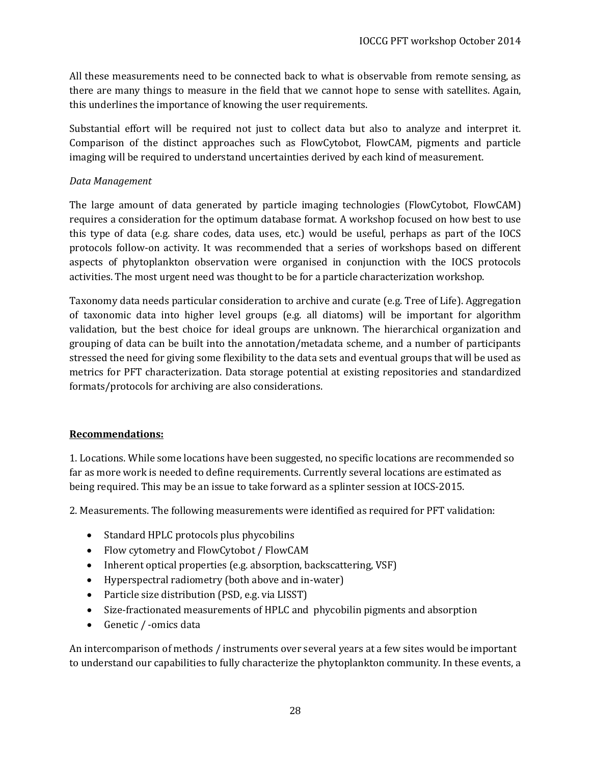All these measurements need to be connected back to what is observable from remote sensing, as there are many things to measure in the field that we cannot hope to sense with satellites. Again, this underlines the importance of knowing the user requirements.

Substantial effort will be required not just to collect data but also to analyze and interpret it. Comparison of the distinct approaches such as FlowCytobot, FlowCAM, pigments and particle imaging will be required to understand uncertainties derived by each kind of measurement.

*Data Management*

The large amount of data generated by particle imaging technologies (FlowCytobot, FlowCAM) requires a consideration for the optimum database format. A workshop focused on how best to use this type of data (e.g. share codes, data uses, etc.) would be useful, perhaps as part of the IOCS protocols follow-on activity. It was recommended that a series of workshops based on different aspects of phytoplankton observation were organised in conjunction with the IOCS protocols activities. The most urgent need was thought to be for a particle characterization workshop.

Taxonomy data needs particular consideration to archive and curate (e.g. Tree of Life). Aggregation of taxonomic data into higher level groups (e.g. all diatoms) will be important for algorithm validation, but the best choice for ideal groups are unknown. The hierarchical organization and grouping of data can be built into the annotation/metadata scheme, and a number of participants stressed the need for giving some flexibility to the data sets and eventual groups that will be used as metrics for PFT characterization. Data storage potential at existing repositories and standardized formats/protocols for archiving are also considerations.

**Recommendations:**

1. Locations. While some locations have been suggested, no specific locations are recommended so far as more work is needed to define requirements. Currently several locations are estimated as being required. This may be an issue to take forward as a splinter session at IOCS-2015.

2. Measurements. The following measurements were identified as required for PFT validation:

- Standard HPLC protocols plus phycobilins
- Flow cytometry and FlowCytobot / FlowCAM
- Inherent optical properties (e.g. absorption, backscattering, VSF)
- Hyperspectral radiometry (both above and in-water)
- Particle size distribution (PSD, e.g. via LISST)
- Size-fractionated measurements of HPLC and phycobilin pigments and absorption
- Genetic / -omics data

An intercomparison of methods / instruments over several years at a few sites would be important to understand our capabilities to fully characterize the phytoplankton community. In these events, a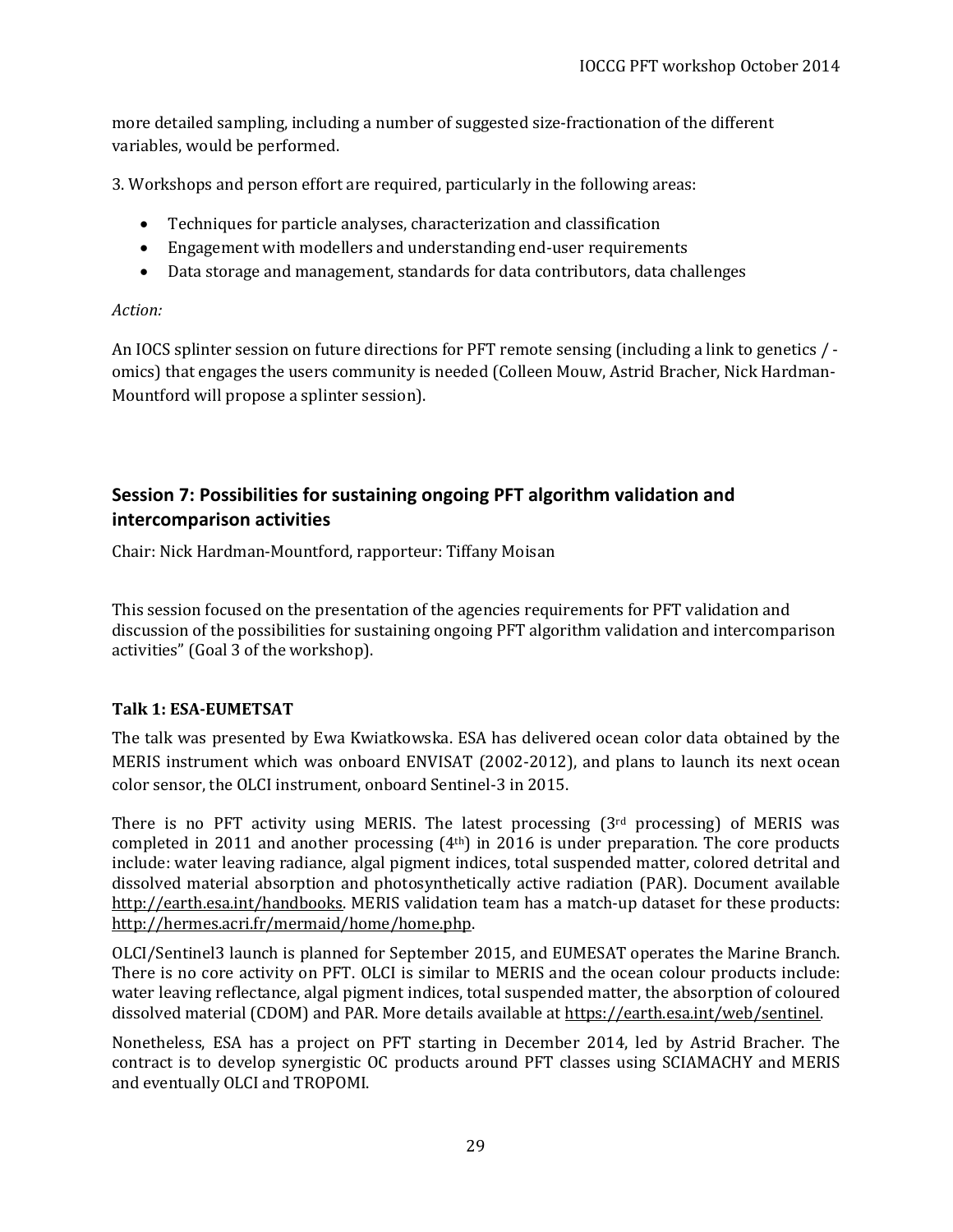more detailed sampling, including a number of suggested size-fractionation of the different variables, would be performed.

3. Workshops and person effort are required, particularly in the following areas:

- Techniques for particle analyses, characterization and classification
- Engagement with modellers and understanding end-user requirements
- Data storage and management, standards for data contributors, data challenges

*Action:*

An IOCS splinter session on future directions for PFT remote sensing (including a link to genetics / -omics) that engages the users community is needed (Colleen Mouw, Astrid Bracher, Nick Hardman-Mountford will propose a splinter session).

## Session 7: Possibilities for sustaining ongoing PFT algorithm validation and intercomparison activities

Chair: Nick Hardman-Mountford, rapporteur: Tiffany Moisan

This session focused on the presentation of the agencies requirements for PFT validation and discussion of the possibilities for sustaining ongoing PFT algorithm validation and intercomparison activities" (Goal 3 of the workshop).

### Talk 1: ESA-EUMETSAT

The talk was presented by Ewa Kwiatkowska. ESA has delivered ocean color data obtained by the MERIS instrument which was onboard ENVISAT (2002-2012), and plans to launch its next ocean color sensor, the OLCI instrument, onboard Sentinel-3 in 2015.

There is no PFT activity using MERIS. The latest processing (3rd processing) of MERIS was completed in 2011 and another processing (4th) in 2016 is under preparation. The core products include: water leaving radiance, algal pigment indices, total suspended matter, colored detrital and dissolved material absorption and photosynthetically active radiation (PAR). Document available http://earth.esa.int/handbooks. MERIS validation team has a match-up dataset for these products: http://hermes.acri.fr/mermaid/home/home.php.

OLCI/Sentinel3 launch is planned for September 2015, and EUMESAT operates the Marine Branch. There is no core activity on PFT. OLCI is similar to MERIS and the ocean colour products include: water leaving reflectance, algal pigment indices, total suspended matter, the absorption of coloured dissolved material (CDOM) and PAR. More details available at https://earth.esa.int/web/sentinel.

Nonetheless, ESA has a project on PFT starting in December 2014, led by Astrid Bracher. The contract is to develop synergistic OC products around PFT classes using SCIAMACHY and MERIS and eventually OLCI and TROPOMI.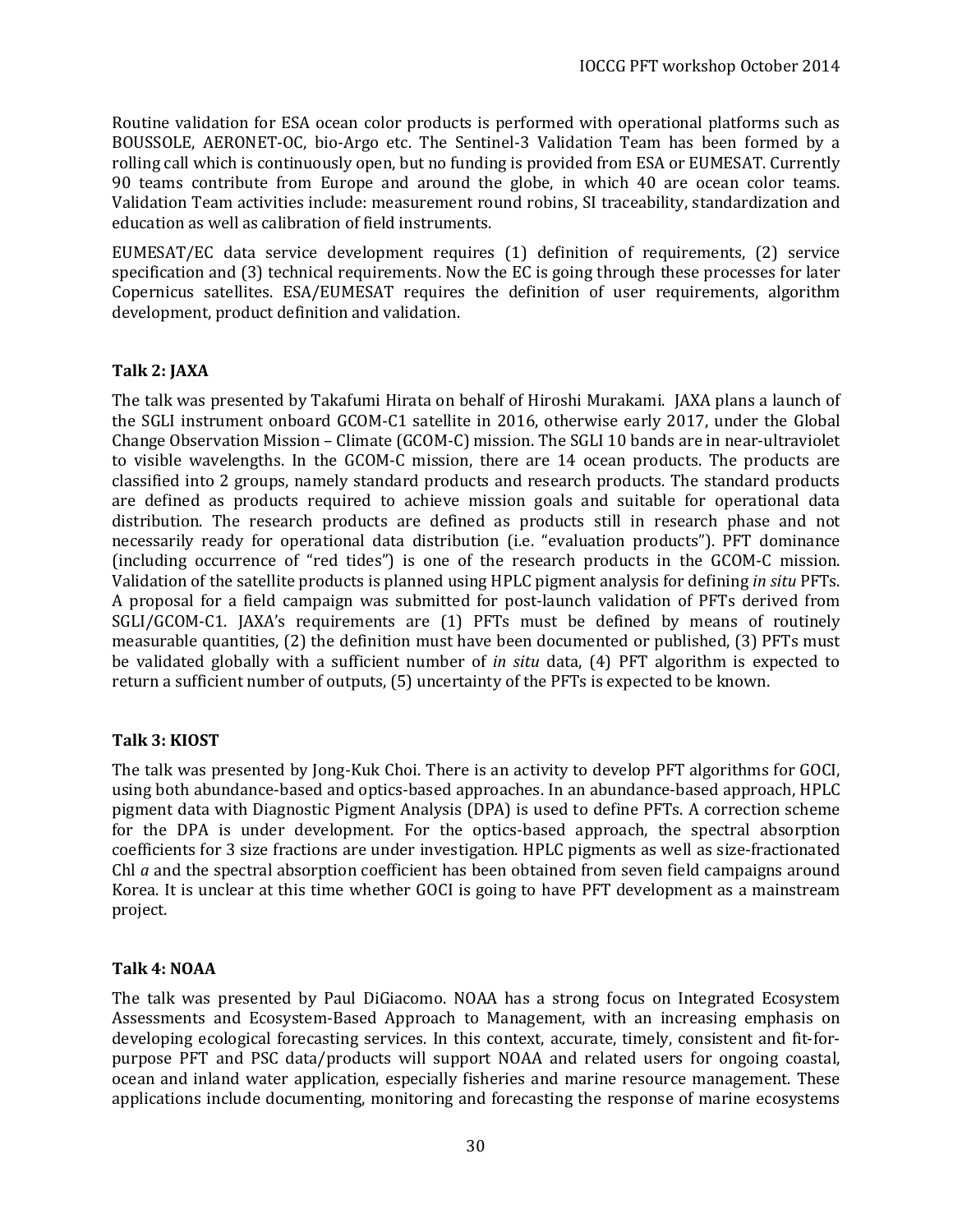Routine validation for ESA ocean color products is performed with operational platforms such as BOUSSOLE, AERONET-OC, bio-Argo etc. The Sentinel-3 Validation Team has been formed by a rolling call which is continuously open, but no funding is provided from ESA or EUMESAT. Currently 90 teams contribute from Europe and around the globe, in which 40 are ocean color teams. Validation Team activities include: measurement round robins, SI traceability, standardization and education as well as calibration of field instruments.

EUMESAT/EC data service development requires (1) definition of requirements, (2) service specification and (3) technical requirements. Now the EC is going through these processes for later Copernicus satellites. ESA/EUMESAT requires the definition of user requirements, algorithm development, product definition and validation.

**Talk 2: JAXA**

The talk was presented by Takafumi Hirata on behalf of Hiroshi Murakami. JAXA plans a launch of the SGLI instrument onboard GCOM-C1 satellite in 2016, otherwise early 2017, under the Global Change Observation Mission – Climate (GCOM-C) mission. The SGLI 10 bands are in near-ultraviolet to visible wavelengths. In the GCOM-C mission, there are 14 ocean products. The products are classified into 2 groups, namely standard products and research products. The standard products are defined as products required to achieve mission goals and suitable for operational data distribution. The research products are defined as products still in research phase and not necessarily ready for operational data distribution (i.e. "evaluation products"). PFT dominance (including occurrence of "red tides") is one of the research products in the GCOM-C mission. Validation of the satellite products is planned using HPLC pigment analysis for defining *in situ* PFTs. A proposal for a field campaign was submitted for post-launch validation of PFTs derived from SGLI/GCOM-C1. JAXA's requirements are (1) PFTs must be defined by means of routinely measurable quantities, (2) the definition must have been documented or published, (3) PFTs must be validated globally with a sufficient number of *in situ* data, (4) PFT algorithm is expected to return a sufficient number of outputs, (5) uncertainty of the PFTs is expected to be known.

**Talk 3: KIOST**

The talk was presented by Jong-Kuk Choi. There is an activity to develop PFT algorithms for GOCI, using both abundance-based and optics-based approaches. In an abundance-based approach, HPLC pigment data with Diagnostic Pigment Analysis (DPA) is used to define PFTs. A correction scheme for the DPA is under development. For the optics-based approach, the spectral absorption coefficients for 3 size fractions are under investigation. HPLC pigments as well as size-fractionated Chl *a* and the spectral absorption coefficient has been obtained from seven field campaigns around Korea. It is unclear at this time whether GOCI is going to have PFT development as a mainstream project.

**Talk 4: NOAA**

The talk was presented by Paul DiGiacomo. NOAA has a strong focus on Integrated Ecosystem Assessments and Ecosystem-Based Approach to Management, with an increasing emphasis on developing ecological forecasting services. In this context, accurate, timely, consistent and fit-for-purpose PFT and PSC data/products will support NOAA and related users for ongoing coastal, ocean and inland water application, especially fisheries and marine resource management. These applications include documenting, monitoring and forecasting the response of marine ecosystems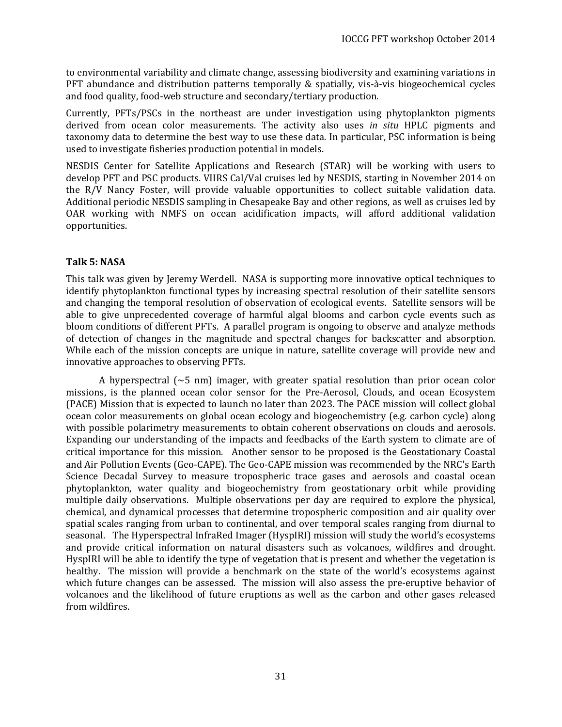to environmental variability and climate change, assessing biodiversity and examining variations in PFT abundance and distribution patterns temporally & spatially, vis-à-vis biogeochemical cycles and food quality, food-web structure and secondary/tertiary production.

Currently, PFTs/PSCs in the northeast are under investigation using phytoplankton pigments derived from ocean color measurements. The activity also uses *in situ* HPLC pigments and taxonomy data to determine the best way to use these data. In particular, PSC information is being used to investigate fisheries production potential in models.

NESDIS Center for Satellite Applications and Research (STAR) will be working with users to develop PFT and PSC products. VIIRS Cal/Val cruises led by NESDIS, starting in November 2014 on the R/V Nancy Foster, will provide valuable opportunities to collect suitable validation data. Additional periodic NESDIS sampling in Chesapeake Bay and other regions, as well as cruises led by OAR working with NMFS on ocean acidification impacts, will afford additional validation opportunities.

### Talk 5: NASA

This talk was given by Jeremy Werdell. NASA is supporting more innovative optical techniques to identify phytoplankton functional types by increasing spectral resolution of their satellite sensors and changing the temporal resolution of observation of ecological events. Satellite sensors will be able to give unprecedented coverage of harmful algal blooms and carbon cycle events such as bloom conditions of different PFTs. A parallel program is ongoing to observe and analyze methods of detection of changes in the magnitude and spectral changes for backscatter and absorption. While each of the mission concepts are unique in nature, satellite coverage will provide new and innovative approaches to observing PFTs.

A hyperspectral (~5 nm) imager, with greater spatial resolution than prior ocean color missions, is the planned ocean color sensor for the Pre-Aerosol, Clouds, and ocean Ecosystem (PACE) Mission that is expected to launch no later than 2023. The PACE mission will collect global ocean color measurements on global ocean ecology and biogeochemistry (e.g. carbon cycle) along with possible polarimetry measurements to obtain coherent observations on clouds and aerosols. Expanding our understanding of the impacts and feedbacks of the Earth system to climate are of critical importance for this mission. Another sensor to be proposed is the Geostationary Coastal and Air Pollution Events (Geo-CAPE). The Geo-CAPE mission was recommended by the NRC's Earth Science Decadal Survey to measure tropospheric trace gases and aerosols and coastal ocean phytoplankton, water quality and biogeochemistry from geostationary orbit while providing multiple daily observations. Multiple observations per day are required to explore the physical, chemical, and dynamical processes that determine tropospheric composition and air quality over spatial scales ranging from urban to continental, and over temporal scales ranging from diurnal to seasonal. The Hyperspectral InfraRed Imager (HyspIRI) mission will study the world's ecosystems and provide critical information on natural disasters such as volcanoes, wildfires and drought. HyspIRI will be able to identify the type of vegetation that is present and whether the vegetation is healthy. The mission will provide a benchmark on the state of the world's ecosystems against which future changes can be assessed. The mission will also assess the pre-eruptive behavior of volcanoes and the likelihood of future eruptions as well as the carbon and other gases released from wildfires.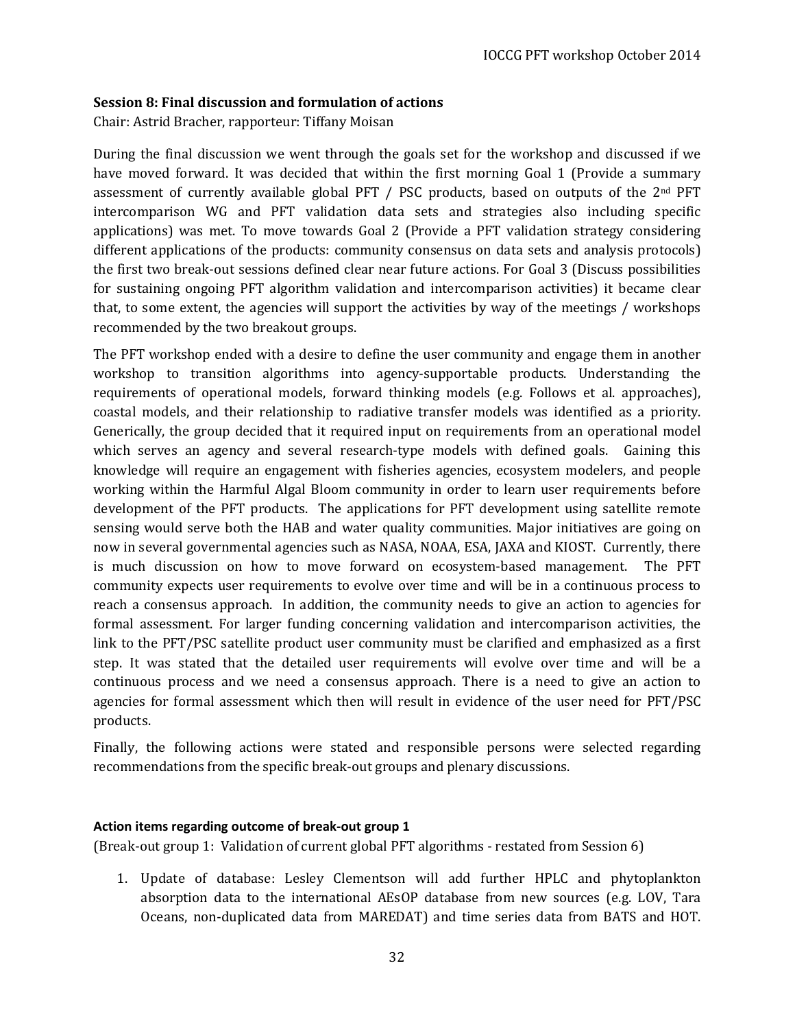### Session 8: Final discussion and formulation of actions

Chair: Astrid Bracher, rapporteur: Tiffany Moisan

During the final discussion we went through the goals set for the workshop and discussed if we have moved forward. It was decided that within the first morning Goal 1 (Provide a summary assessment of currently available global PFT / PSC products, based on outputs of the 2nd PFT intercomparison WG and PFT validation data sets and strategies also including specific applications) was met. To move towards Goal 2 (Provide a PFT validation strategy considering different applications of the products: community consensus on data sets and analysis protocols) the first two break-out sessions defined clear near future actions. For Goal 3 (Discuss possibilities for sustaining ongoing PFT algorithm validation and intercomparison activities) it became clear that, to some extent, the agencies will support the activities by way of the meetings / workshops recommended by the two breakout groups.

The PFT workshop ended with a desire to define the user community and engage them in another workshop to transition algorithms into agency-supportable products. Understanding the requirements of operational models, forward thinking models (e.g. Follows et al. approaches), coastal models, and their relationship to radiative transfer models was identified as a priority. Generically, the group decided that it required input on requirements from an operational model which serves an agency and several research-type models with defined goals. Gaining this knowledge will require an engagement with fisheries agencies, ecosystem modelers, and people working within the Harmful Algal Bloom community in order to learn user requirements before development of the PFT products. The applications for PFT development using satellite remote sensing would serve both the HAB and water quality communities. Major initiatives are going on now in several governmental agencies such as NASA, NOAA, ESA, JAXA and KIOST. Currently, there is much discussion on how to move forward on ecosystem-based management. The PFT community expects user requirements to evolve over time and will be in a continuous process to reach a consensus approach. In addition, the community needs to give an action to agencies for formal assessment. For larger funding concerning validation and intercomparison activities, the link to the PFT/PSC satellite product user community must be clarified and emphasized as a first step. It was stated that the detailed user requirements will evolve over time and will be a continuous process and we need a consensus approach. There is a need to give an action to agencies for formal assessment which then will result in evidence of the user need for PFT/PSC products.

Finally, the following actions were stated and responsible persons were selected regarding recommendations from the specific break-out groups and plenary discussions.

#### Action items regarding outcome of break-out group 1

(Break-out group 1: Validation of current global PFT algorithms - restated from Session 6)

1. Update of database: Lesley Clementson will add further HPLC and phytoplankton absorption data to the international AEsOP database from new sources (e.g. LOV, Tara Oceans, non-duplicated data from MAREDAT) and time series data from BATS and HOT.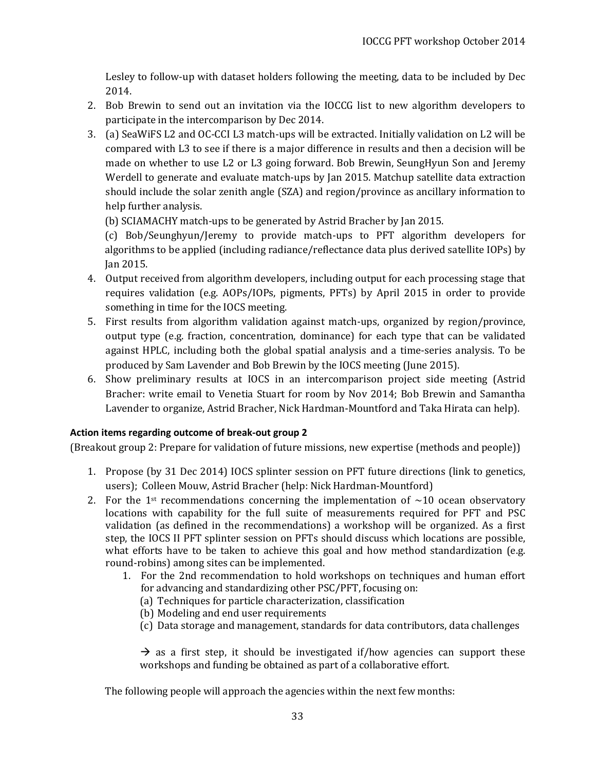Lesley to follow-up with dataset holders following the meeting, data to be included by Dec 2014.

2. Bob Brewin to send out an invitation via the IOCCG list to new algorithm developers to participate in the intercomparison by Dec 2014.
3. (a) SeaWiFS L2 and OC-CCI L3 match-ups will be extracted. Initially validation on L2 will be compared with L3 to see if there is a major difference in results and then a decision will be made on whether to use L2 or L3 going forward. Bob Brewin, SeungHyun Son and Jeremy Werdell to generate and evaluate match-ups by Jan 2015. Matchup satellite data extraction should include the solar zenith angle (SZA) and region/province as ancillary information to help further analysis.

   (b) SCIAMACHY match-ups to be generated by Astrid Bracher by Jan 2015.

   (c) Bob/Seunghyun/Jeremy to provide match-ups to PFT algorithm developers for algorithms to be applied (including radiance/reflectance data plus derived satellite IOPs) by Jan 2015.
4. Output received from algorithm developers, including output for each processing stage that requires validation (e.g. AOPs/IOPs, pigments, PFTs) by April 2015 in order to provide something in time for the IOCS meeting.
5. First results from algorithm validation against match-ups, organized by region/province, output type (e.g. fraction, concentration, dominance) for each type that can be validated against HPLC, including both the global spatial analysis and a time-series analysis. To be produced by Sam Lavender and Bob Brewin by the IOCS meeting (June 2015).
6. Show preliminary results at IOCS in an intercomparison project side meeting (Astrid Bracher: write email to Venetia Stuart for room by Nov 2014; Bob Brewin and Samantha Lavender to organize, Astrid Bracher, Nick Hardman-Mountford and Taka Hirata can help).

**Action items regarding outcome of break-out group 2**

(Breakout group 2: Prepare for validation of future missions, new expertise (methods and people))

1. Propose (by 31 Dec 2014) IOCS splinter session on PFT future directions (link to genetics, users); Colleen Mouw, Astrid Bracher (help: Nick Hardman-Mountford)
2. For the 1st recommendations concerning the implementation of ~10 ocean observatory locations with capability for the full suite of measurements required for PFT and PSC validation (as defined in the recommendations) a workshop will be organized. As a first step, the IOCS II PFT splinter session on PFTs should discuss which locations are possible, what efforts have to be taken to achieve this goal and how method standardization (e.g. round-robins) among sites can be implemented.
   1. For the 2nd recommendation to hold workshops on techniques and human effort for advancing and standardizing other PSC/PFT, focusing on:
      (a) Techniques for particle characterization, classification
      (b) Modeling and end user requirements
      (c) Data storage and management, standards for data contributors, data challenges

      → as a first step, it should be investigated if/how agencies can support these workshops and funding be obtained as part of a collaborative effort.

The following people will approach the agencies within the next few months: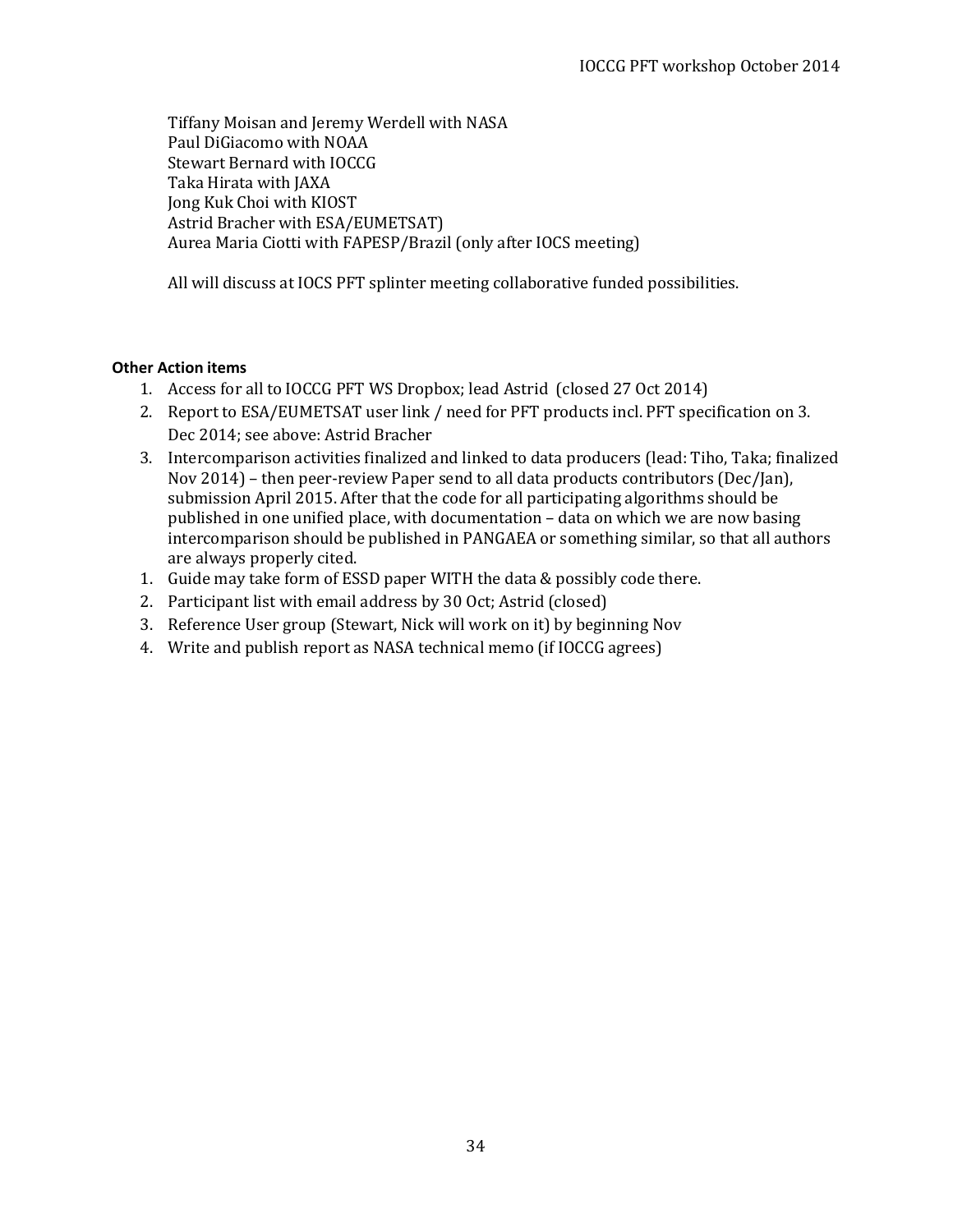Tiffany Moisan and Jeremy Werdell with NASA
Paul DiGiacomo with NOAA
Stewart Bernard with IOCCG
Taka Hirata with JAXA
Jong Kuk Choi with KIOST
Astrid Bracher with ESA/EUMETSAT)
Aurea Maria Ciotti with FAPESP/Brazil (only after IOCS meeting)

All will discuss at IOCS PFT splinter meeting collaborative funded possibilities.

**Other Action items**

1. Access for all to IOCCG PFT WS Dropbox; lead Astrid (closed 27 Oct 2014)
2. Report to ESA/EUMETSAT user link / need for PFT products incl. PFT specification on 3. Dec 2014; see above: Astrid Bracher
3. Intercomparison activities finalized and linked to data producers (lead: Tiho, Taka; finalized Nov 2014) – then peer-review Paper send to all data products contributors (Dec/Jan), submission April 2015. After that the code for all participating algorithms should be published in one unified place, with documentation – data on which we are now basing intercomparison should be published in PANGAEA or something similar, so that all authors are always properly cited.

1. Guide may take form of ESSD paper WITH the data & possibly code there.
2. Participant list with email address by 30 Oct; Astrid (closed)
3. Reference User group (Stewart, Nick will work on it) by beginning Nov
4. Write and publish report as NASA technical memo (if IOCCG agrees)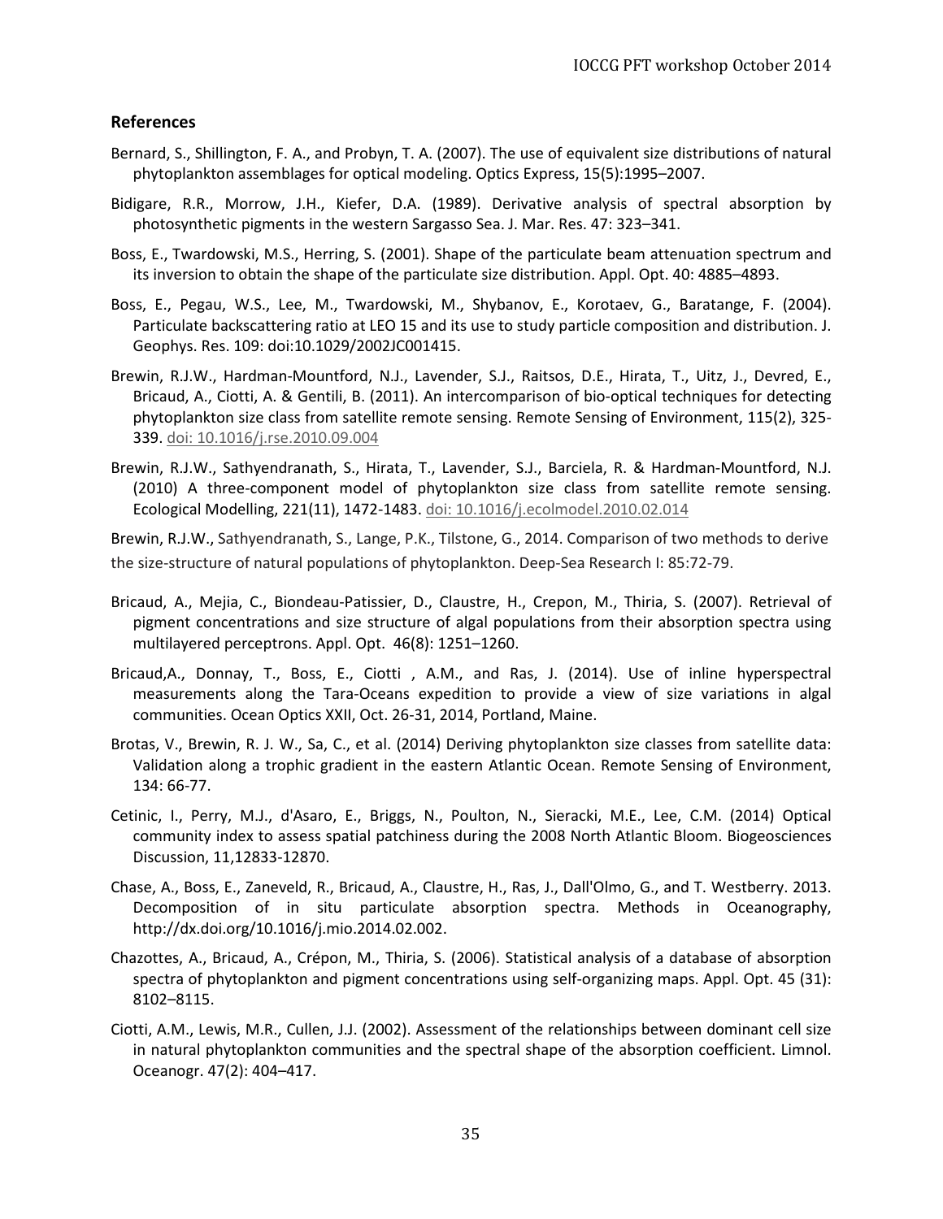## References

Bernard, S., Shillington, F. A., and Probyn, T. A. (2007). The use of equivalent size distributions of natural phytoplankton assemblages for optical modeling. Optics Express, 15(5):1995–2007.

Bidigare, R.R., Morrow, J.H., Kiefer, D.A. (1989). Derivative analysis of spectral absorption by photosynthetic pigments in the western Sargasso Sea. J. Mar. Res. 47: 323–341.

Boss, E., Twardowski, M.S., Herring, S. (2001). Shape of the particulate beam attenuation spectrum and its inversion to obtain the shape of the particulate size distribution. Appl. Opt. 40: 4885–4893.

Boss, E., Pegau, W.S., Lee, M., Twardowski, M., Shybanov, E., Korotaev, G., Baratange, F. (2004). Particulate backscattering ratio at LEO 15 and its use to study particle composition and distribution. J. Geophys. Res. 109: doi:10.1029/2002JC001415.

Brewin, R.J.W., Hardman-Mountford, N.J., Lavender, S.J., Raitsos, D.E., Hirata, T., Uitz, J., Devred, E., Bricaud, A., Ciotti, A. & Gentili, B. (2011). An intercomparison of bio-optical techniques for detecting phytoplankton size class from satellite remote sensing. Remote Sensing of Environment, 115(2), 325-339. doi: 10.1016/j.rse.2010.09.004

Brewin, R.J.W., Sathyendranath, S., Hirata, T., Lavender, S.J., Barciela, R. & Hardman-Mountford, N.J. (2010) A three-component model of phytoplankton size class from satellite remote sensing. Ecological Modelling, 221(11), 1472-1483. doi: 10.1016/j.ecolmodel.2010.02.014

Brewin, R.J.W., Sathyendranath, S., Lange, P.K., Tilstone, G., 2014. Comparison of two methods to derive the size-structure of natural populations of phytoplankton. Deep-Sea Research I: 85:72-79.

Bricaud, A., Mejia, C., Biondeau-Patissier, D., Claustre, H., Crepon, M., Thiria, S. (2007). Retrieval of pigment concentrations and size structure of algal populations from their absorption spectra using multilayered perceptrons. Appl. Opt. 46(8): 1251–1260.

Bricaud,A., Donnay, T., Boss, E., Ciotti , A.M., and Ras, J. (2014). Use of inline hyperspectral measurements along the Tara-Oceans expedition to provide a view of size variations in algal communities. Ocean Optics XXII, Oct. 26-31, 2014, Portland, Maine.

Brotas, V., Brewin, R. J. W., Sa, C., et al. (2014) Deriving phytoplankton size classes from satellite data: Validation along a trophic gradient in the eastern Atlantic Ocean. Remote Sensing of Environment, 134: 66-77.

Cetinic, I., Perry, M.J., d'Asaro, E., Briggs, N., Poulton, N., Sieracki, M.E., Lee, C.M. (2014) Optical community index to assess spatial patchiness during the 2008 North Atlantic Bloom. Biogeosciences Discussion, 11,12833-12870.

Chase, A., Boss, E., Zaneveld, R., Bricaud, A., Claustre, H., Ras, J., Dall'Olmo, G., and T. Westberry. 2013. Decomposition of in situ particulate absorption spectra. Methods in Oceanography, http://dx.doi.org/10.1016/j.mio.2014.02.002.

Chazottes, A., Bricaud, A., Crépon, M., Thiria, S. (2006). Statistical analysis of a database of absorption spectra of phytoplankton and pigment concentrations using self-organizing maps. Appl. Opt. 45 (31): 8102–8115.

Ciotti, A.M., Lewis, M.R., Cullen, J.J. (2002). Assessment of the relationships between dominant cell size in natural phytoplankton communities and the spectral shape of the absorption coefficient. Limnol. Oceanogr. 47(2): 404–417.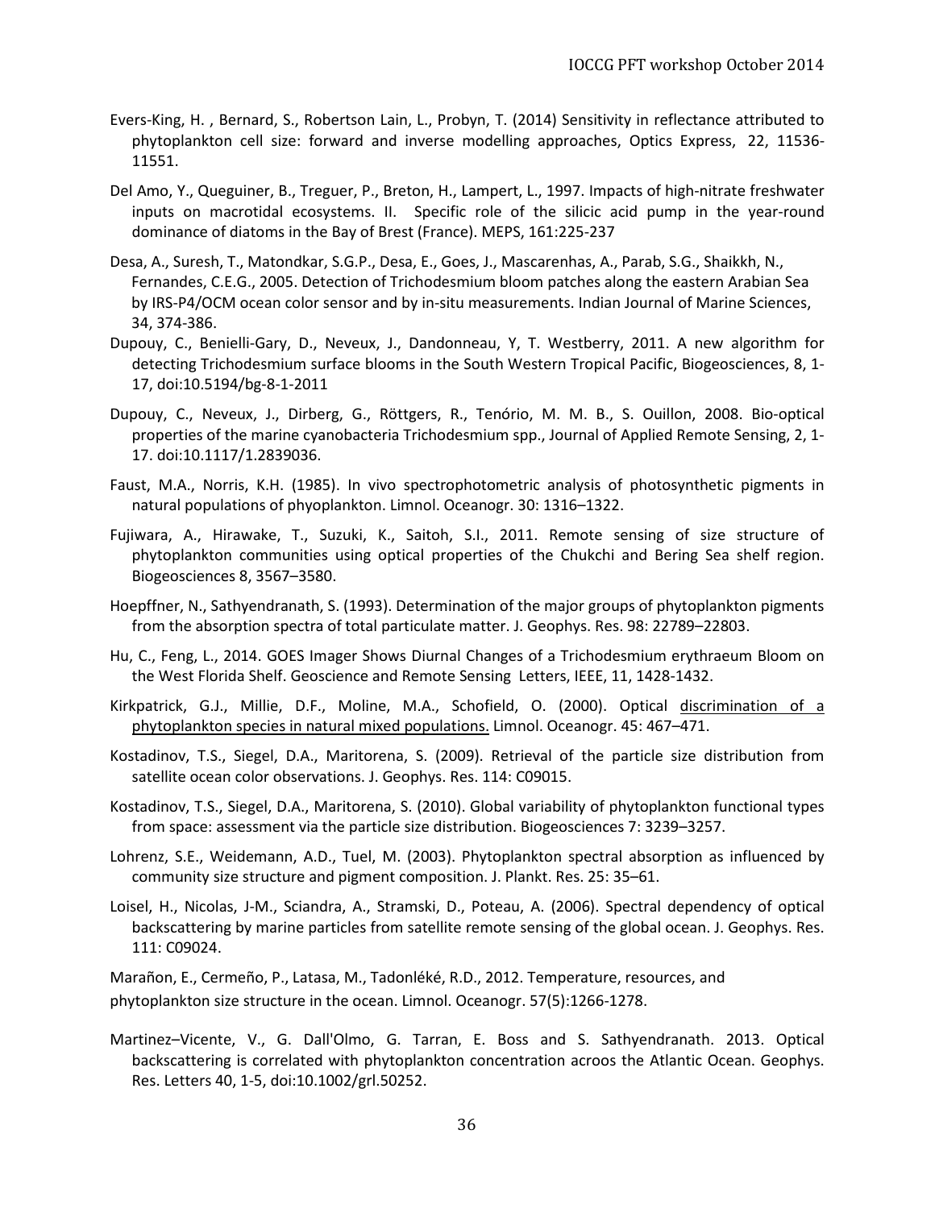Evers-King, H. , Bernard, S., Robertson Lain, L., Probyn, T. (2014) Sensitivity in reflectance attributed to phytoplankton cell size: forward and inverse modelling approaches, Optics Express, 22, 11536-11551.

Del Amo, Y., Queguiner, B., Treguer, P., Breton, H., Lampert, L., 1997. Impacts of high-nitrate freshwater inputs on macrotidal ecosystems. II. Specific role of the silicic acid pump in the year-round dominance of diatoms in the Bay of Brest (France). MEPS, 161:225-237

Desa, A., Suresh, T., Matondkar, S.G.P., Desa, E., Goes, J., Mascarenhas, A., Parab, S.G., Shaikkh, N., Fernandes, C.E.G., 2005. Detection of Trichodesmium bloom patches along the eastern Arabian Sea by IRS-P4/OCM ocean color sensor and by in-situ measurements. Indian Journal of Marine Sciences, 34, 374-386.

Dupouy, C., Benielli-Gary, D., Neveux, J., Dandonneau, Y, T. Westberry, 2011. A new algorithm for detecting Trichodesmium surface blooms in the South Western Tropical Pacific, Biogeosciences, 8, 1-17, doi:10.5194/bg-8-1-2011

Dupouy, C., Neveux, J., Dirberg, G., Röttgers, R., Tenório, M. M. B., S. Ouillon, 2008. Bio-optical properties of the marine cyanobacteria Trichodesmium spp., Journal of Applied Remote Sensing, 2, 1-17. doi:10.1117/1.2839036.

Faust, M.A., Norris, K.H. (1985). In vivo spectrophotometric analysis of photosynthetic pigments in natural populations of phyoplankton. Limnol. Oceanogr. 30: 1316–1322.

Fujiwara, A., Hirawake, T., Suzuki, K., Saitoh, S.I., 2011. Remote sensing of size structure of phytoplankton communities using optical properties of the Chukchi and Bering Sea shelf region. Biogeosciences 8, 3567–3580.

Hoepffner, N., Sathyendranath, S. (1993). Determination of the major groups of phytoplankton pigments from the absorption spectra of total particulate matter. J. Geophys. Res. 98: 22789–22803.

Hu, C., Feng, L., 2014. GOES Imager Shows Diurnal Changes of a Trichodesmium erythraeum Bloom on the West Florida Shelf. Geoscience and Remote Sensing Letters, IEEE, 11, 1428-1432.

Kirkpatrick, G.J., Millie, D.F., Moline, M.A., Schofield, O. (2000). Optical discrimination of a phytoplankton species in natural mixed populations. Limnol. Oceanogr. 45: 467–471.

Kostadinov, T.S., Siegel, D.A., Maritorena, S. (2009). Retrieval of the particle size distribution from satellite ocean color observations. J. Geophys. Res. 114: C09015.

Kostadinov, T.S., Siegel, D.A., Maritorena, S. (2010). Global variability of phytoplankton functional types from space: assessment via the particle size distribution. Biogeosciences 7: 3239–3257.

Lohrenz, S.E., Weidemann, A.D., Tuel, M. (2003). Phytoplankton spectral absorption as influenced by community size structure and pigment composition. J. Plankt. Res. 25: 35–61.

Loisel, H., Nicolas, J-M., Sciandra, A., Stramski, D., Poteau, A. (2006). Spectral dependency of optical backscattering by marine particles from satellite remote sensing of the global ocean. J. Geophys. Res. 111: C09024.

Marañon, E., Cermeño, P., Latasa, M., Tadonléké, R.D., 2012. Temperature, resources, and phytoplankton size structure in the ocean. Limnol. Oceanogr. 57(5):1266-1278.

Martinez–Vicente, V., G. Dall'Olmo, G. Tarran, E. Boss and S. Sathyendranath. 2013. Optical backscattering is correlated with phytoplankton concentration acroos the Atlantic Ocean. Geophys. Res. Letters 40, 1-5, doi:10.1002/grl.50252.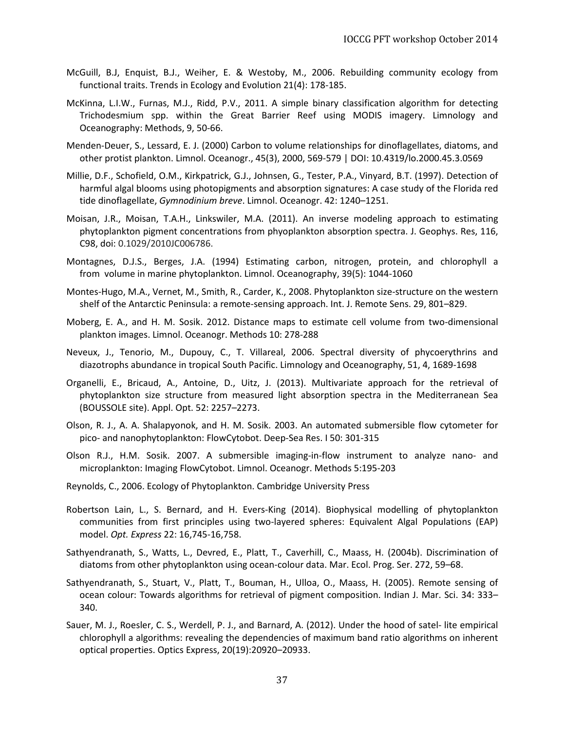McGuill, B.J, Enquist, B.J., Weiher, E. & Westoby, M., 2006. Rebuilding community ecology from functional traits. Trends in Ecology and Evolution 21(4): 178-185.

McKinna, L.I.W., Furnas, M.J., Ridd, P.V., 2011. A simple binary classification algorithm for detecting Trichodesmium spp. within the Great Barrier Reef using MODIS imagery. Limnology and Oceanography: Methods, 9, 50-66.

Menden-Deuer, S., Lessard, E. J. (2000) Carbon to volume relationships for dinoflagellates, diatoms, and other protist plankton. Limnol. Oceanogr., 45(3), 2000, 569-579 | DOI: 10.4319/lo.2000.45.3.0569

Millie, D.F., Schofield, O.M., Kirkpatrick, G.J., Johnsen, G., Tester, P.A., Vinyard, B.T. (1997). Detection of harmful algal blooms using photopigments and absorption signatures: A case study of the Florida red tide dinoflagellate, *Gymnodinium breve*. Limnol. Oceanogr. 42: 1240–1251.

Moisan, J.R., Moisan, T.A.H., Linkswiler, M.A. (2011). An inverse modeling approach to estimating phytoplankton pigment concentrations from phyoplankton absorption spectra. J. Geophys. Res, 116, C98, doi: 0.1029/2010JC006786.

Montagnes, D.J.S., Berges, J.A. (1994) Estimating carbon, nitrogen, protein, and chlorophyll a from volume in marine phytoplankton. Limnol. Oceanography, 39(5): 1044-1060

Montes-Hugo, M.A., Vernet, M., Smith, R., Carder, K., 2008. Phytoplankton size-structure on the western shelf of the Antarctic Peninsula: a remote-sensing approach. Int. J. Remote Sens. 29, 801–829.

Moberg, E. A., and H. M. Sosik. 2012. Distance maps to estimate cell volume from two-dimensional plankton images. Limnol. Oceanogr. Methods 10: 278-288

Neveux, J., Tenorio, M., Dupouy, C., T. Villareal, 2006. Spectral diversity of phycoerythrins and diazotrophs abundance in tropical South Pacific. Limnology and Oceanography, 51, 4, 1689-1698

Organelli, E., Bricaud, A., Antoine, D., Uitz, J. (2013). Multivariate approach for the retrieval of phytoplankton size structure from measured light absorption spectra in the Mediterranean Sea (BOUSSOLE site). Appl. Opt. 52: 2257–2273.

Olson, R. J., A. A. Shalapyonok, and H. M. Sosik. 2003. An automated submersible flow cytometer for pico- and nanophytoplankton: FlowCytobot. Deep-Sea Res. I 50: 301-315

Olson R.J., H.M. Sosik. 2007. A submersible imaging-in-flow instrument to analyze nano- and microplankton: Imaging FlowCytobot. Limnol. Oceanogr. Methods 5:195-203

Reynolds, C., 2006. Ecology of Phytoplankton. Cambridge University Press

Robertson Lain, L., S. Bernard, and H. Evers-King (2014). Biophysical modelling of phytoplankton communities from first principles using two-layered spheres: Equivalent Algal Populations (EAP) model. *Opt. Express* 22: 16,745-16,758.

Sathyendranath, S., Watts, L., Devred, E., Platt, T., Caverhill, C., Maass, H. (2004b). Discrimination of diatoms from other phytoplankton using ocean-colour data. Mar. Ecol. Prog. Ser. 272, 59–68.

Sathyendranath, S., Stuart, V., Platt, T., Bouman, H., Ulloa, O., Maass, H. (2005). Remote sensing of ocean colour: Towards algorithms for retrieval of pigment composition. Indian J. Mar. Sci. 34: 333–340.

Sauer, M. J., Roesler, C. S., Werdell, P. J., and Barnard, A. (2012). Under the hood of satel- lite empirical chlorophyll a algorithms: revealing the dependencies of maximum band ratio algorithms on inherent optical properties. Optics Express, 20(19):20920–20933.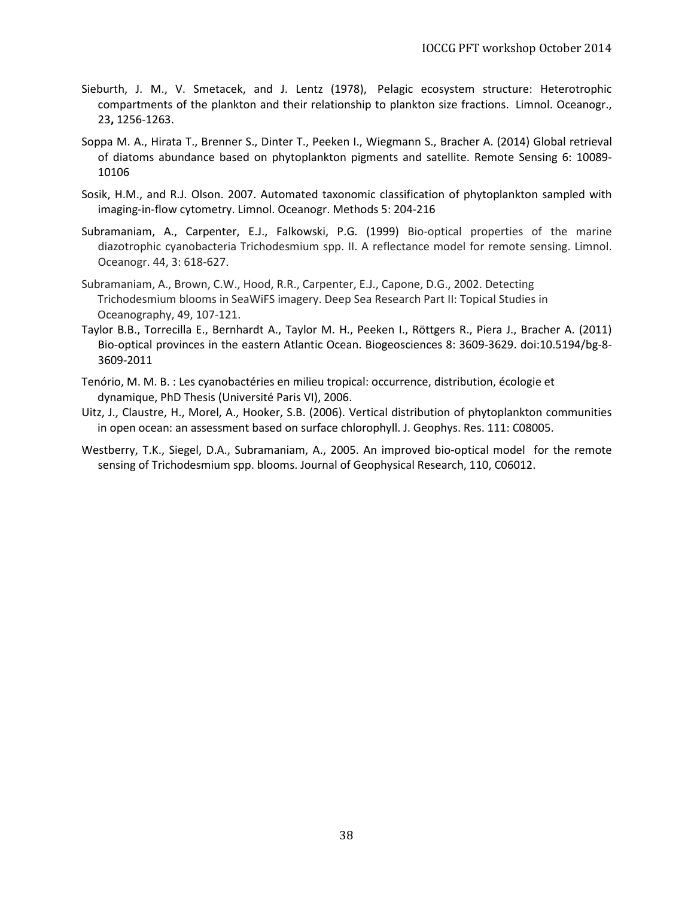Sieburth, J. M., V. Smetacek, and J. Lentz (1978), Pelagic ecosystem structure: Heterotrophic compartments of the plankton and their relationship to plankton size fractions. Limnol. Oceanogr., 23**,** 1256-1263.

Soppa M. A., Hirata T., Brenner S., Dinter T., Peeken I., Wiegmann S., Bracher A. (2014) Global retrieval of diatoms abundance based on phytoplankton pigments and satellite. Remote Sensing 6: 10089-10106

Sosik, H.M., and R.J. Olson. 2007. Automated taxonomic classification of phytoplankton sampled with imaging-in-flow cytometry. Limnol. Oceanogr. Methods 5: 204-216

Subramaniam, A., Carpenter, E.J., Falkowski, P.G. (1999) Bio-optical properties of the marine diazotrophic cyanobacteria Trichodesmium spp. II. A reflectance model for remote sensing. Limnol. Oceanogr. 44, 3: 618-627.

Subramaniam, A., Brown, C.W., Hood, R.R., Carpenter, E.J., Capone, D.G., 2002. Detecting Trichodesmium blooms in SeaWiFS imagery. Deep Sea Research Part II: Topical Studies in Oceanography, 49, 107-121.

Taylor B.B., Torrecilla E., Bernhardt A., Taylor M. H., Peeken I., Röttgers R., Piera J., Bracher A. (2011) Bio-optical provinces in the eastern Atlantic Ocean. Biogeosciences 8: 3609-3629. doi:10.5194/bg-8-3609-2011

Tenório, M. M. B. : Les cyanobactéries en milieu tropical: occurrence, distribution, écologie et dynamique, PhD Thesis (Université Paris VI), 2006.

Uitz, J., Claustre, H., Morel, A., Hooker, S.B. (2006). Vertical distribution of phytoplankton communities in open ocean: an assessment based on surface chlorophyll. J. Geophys. Res. 111: C08005.

Westberry, T.K., Siegel, D.A., Subramaniam, A., 2005. An improved bio-optical model for the remote sensing of Trichodesmium spp. blooms. Journal of Geophysical Research, 110, C06012.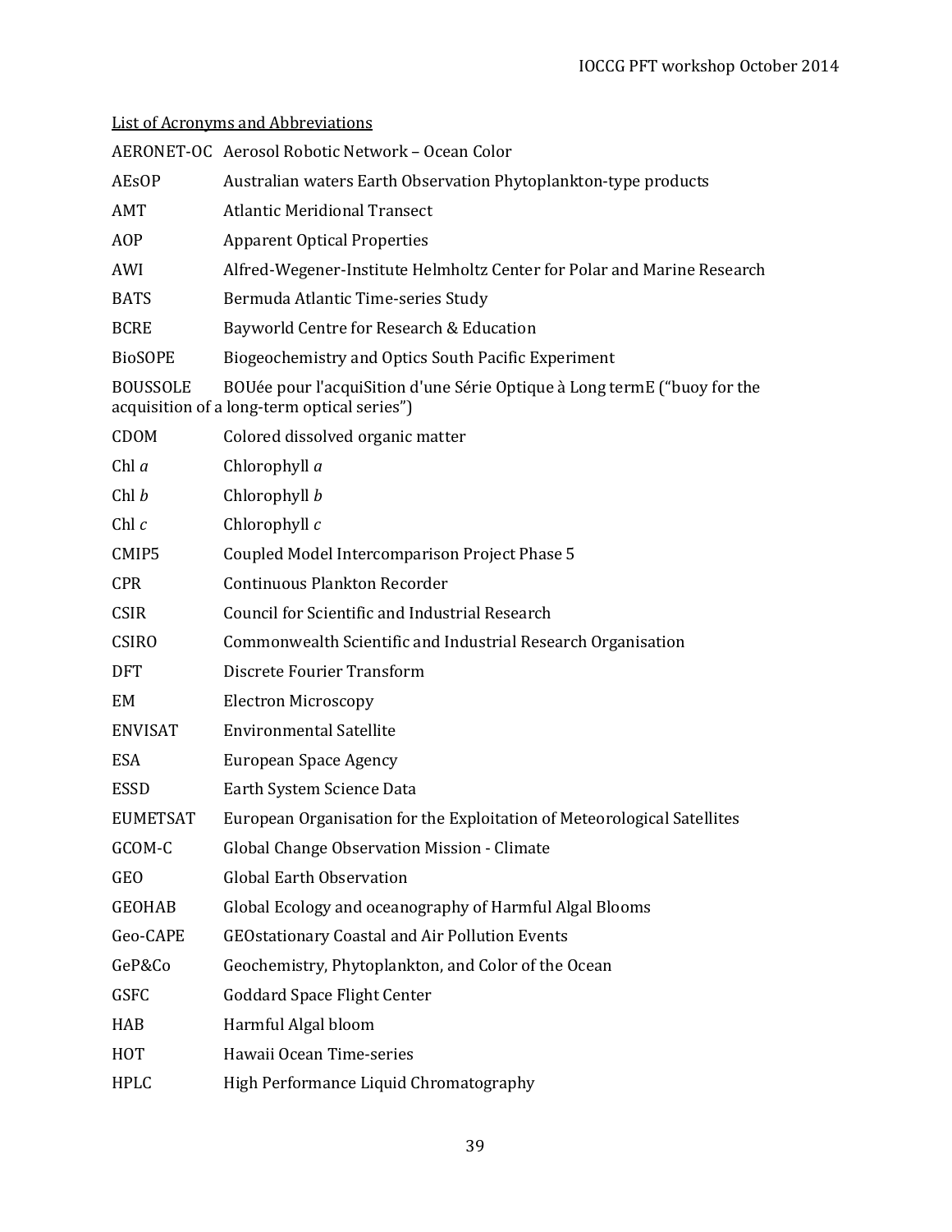List of Acronyms and Abbreviations

| | |
|---|---|
| AERONET-OC | Aerosol Robotic Network – Ocean Color |
| AEsOP | Australian waters Earth Observation Phytoplankton-type products |
| AMT | Atlantic Meridional Transect |
| AOP | Apparent Optical Properties |
| AWI | Alfred-Wegener-Institute Helmholtz Center for Polar and Marine Research |
| BATS | Bermuda Atlantic Time-series Study |
| BCRE | Bayworld Centre for Research & Education |
| BioSOPE | Biogeochemistry and Optics South Pacific Experiment |
| BOUSSOLE | BOUée pour l'acquiSition d'une Série Optique à Long termE ("buoy for the acquisition of a long-term optical series") |
| CDOM | Colored dissolved organic matter |
| Chl *a* | Chlorophyll *a* |
| Chl *b* | Chlorophyll *b* |
| Chl *c* | Chlorophyll *c* |
| CMIP5 | Coupled Model Intercomparison Project Phase 5 |
| CPR | Continuous Plankton Recorder |
| CSIR | Council for Scientific and Industrial Research |
| CSIRO | Commonwealth Scientific and Industrial Research Organisation |
| DFT | Discrete Fourier Transform |
| EM | Electron Microscopy |
| ENVISAT | Environmental Satellite |
| ESA | European Space Agency |
| ESSD | Earth System Science Data |
| EUMETSAT | European Organisation for the Exploitation of Meteorological Satellites |
| GCOM-C | Global Change Observation Mission - Climate |
| GEO | Global Earth Observation |
| GEOHAB | Global Ecology and oceanography of Harmful Algal Blooms |
| Geo-CAPE | GEOstationary Coastal and Air Pollution Events |
| GeP&Co | Geochemistry, Phytoplankton, and Color of the Ocean |
| GSFC | Goddard Space Flight Center |
| HAB | Harmful Algal bloom |
| HOT | Hawaii Ocean Time-series |
| HPLC | High Performance Liquid Chromatography |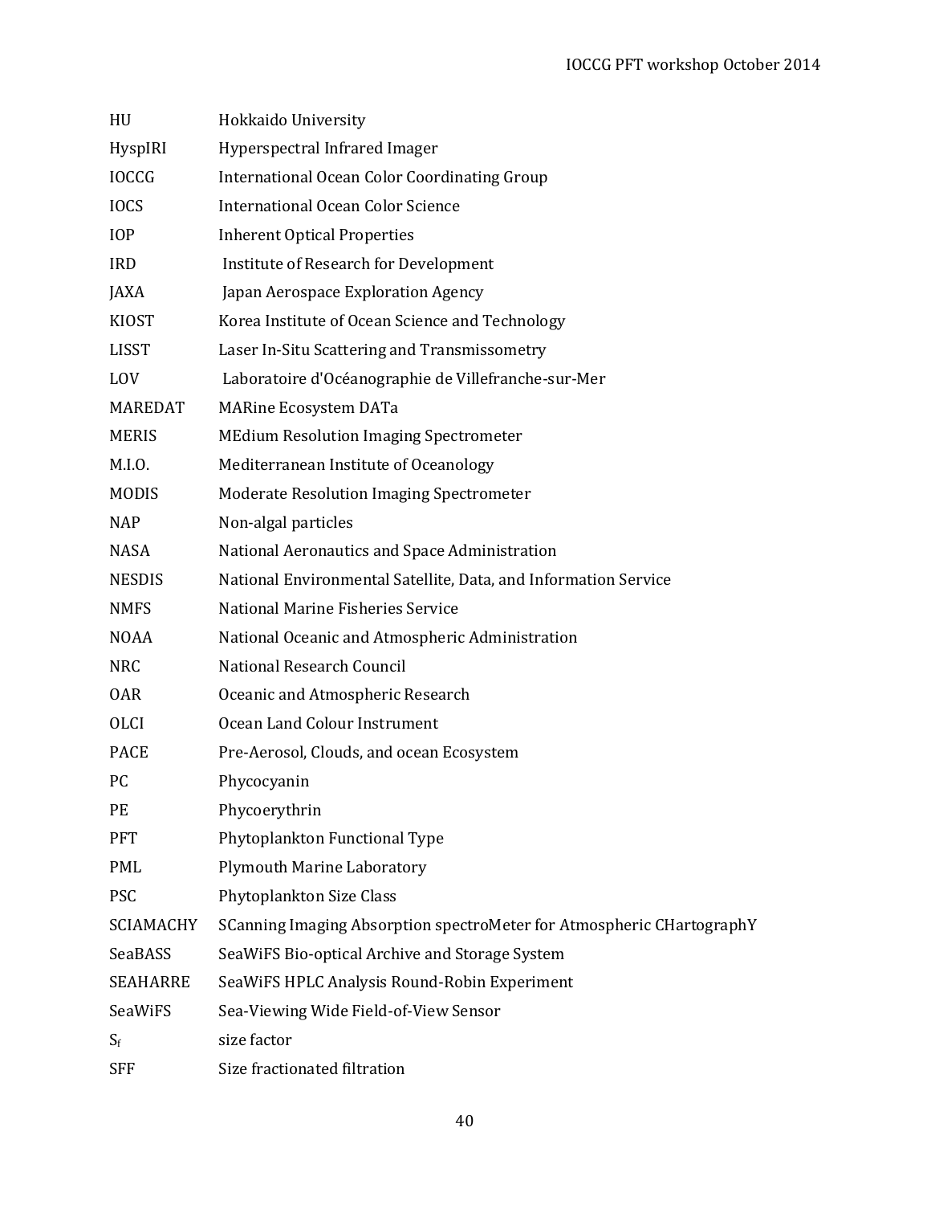| | |
|---|---|
| HU | Hokkaido University |
| HyspIRI | Hyperspectral Infrared Imager |
| IOCCG | International Ocean Color Coordinating Group |
| IOCS | International Ocean Color Science |
| IOP | Inherent Optical Properties |
| IRD | Institute of Research for Development |
| JAXA | Japan Aerospace Exploration Agency |
| KIOST | Korea Institute of Ocean Science and Technology |
| LISST | Laser In-Situ Scattering and Transmissometry |
| LOV | Laboratoire d'Océanographie de Villefranche-sur-Mer |
| MAREDAT | MARine Ecosystem DATa |
| MERIS | MEdium Resolution Imaging Spectrometer |
| M.I.O. | Mediterranean Institute of Oceanology |
| MODIS | Moderate Resolution Imaging Spectrometer |
| NAP | Non-algal particles |
| NASA | National Aeronautics and Space Administration |
| NESDIS | National Environmental Satellite, Data, and Information Service |
| NMFS | National Marine Fisheries Service |
| NOAA | National Oceanic and Atmospheric Administration |
| NRC | National Research Council |
| OAR | Oceanic and Atmospheric Research |
| OLCI | Ocean Land Colour Instrument |
| PACE | Pre-Aerosol, Clouds, and ocean Ecosystem |
| PC | Phycocyanin |
| PE | Phycoerythrin |
| PFT | Phytoplankton Functional Type |
| PML | Plymouth Marine Laboratory |
| PSC | Phytoplankton Size Class |
| SCIAMACHY | SCanning Imaging Absorption spectroMeter for Atmospheric CHartographY |
| SeaBASS | SeaWiFS Bio-optical Archive and Storage System |
| SEAHARRE | SeaWiFS HPLC Analysis Round-Robin Experiment |
| SeaWiFS | Sea-Viewing Wide Field-of-View Sensor |
| $S_f$ | size factor |
| SFF | Size fractionated filtration |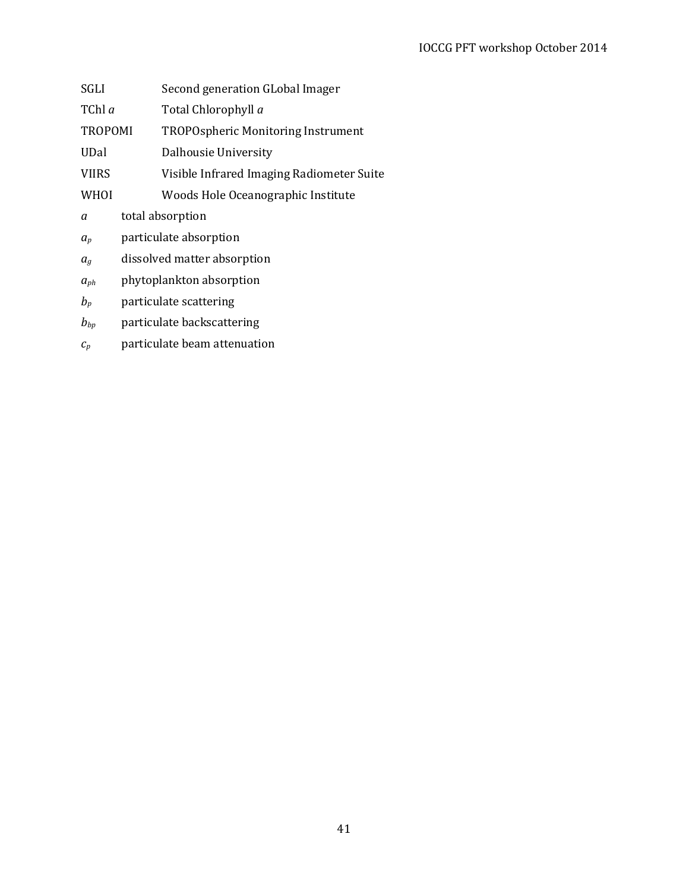| | |
|---|---|
| SGLI | Second generation GLobal Imager |
| TChl *a* | Total Chlorophyll *a* |
| TROPOMI | TROPOspheric Monitoring Instrument |
| UDal | Dalhousie University |
| VIIRS | Visible Infrared Imaging Radiometer Suite |
| WHOI | Woods Hole Oceanographic Institute |
| $a$ | total absorption |
| $a_p$ | particulate absorption |
| $a_g$ | dissolved matter absorption |
| $a_{ph}$ | phytoplankton absorption |
| $b_p$ | particulate scattering |
| $b_{bp}$ | particulate backscattering |
| $c_p$ | particulate beam attenuation |